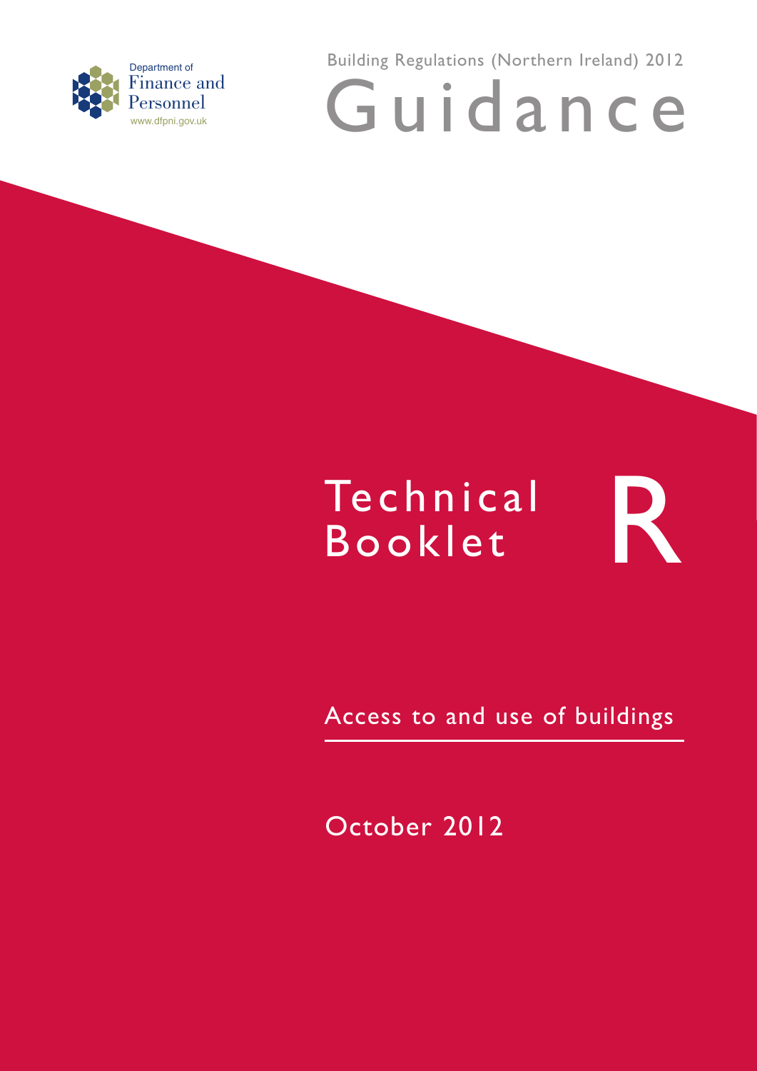Department of
Finance and
Personnel
www.dfpni.gov.uk

Building Regulations (Northern Ireland) 2012

# Guidance

# Technical Booklet R

## Access to and use of buildings

October 2012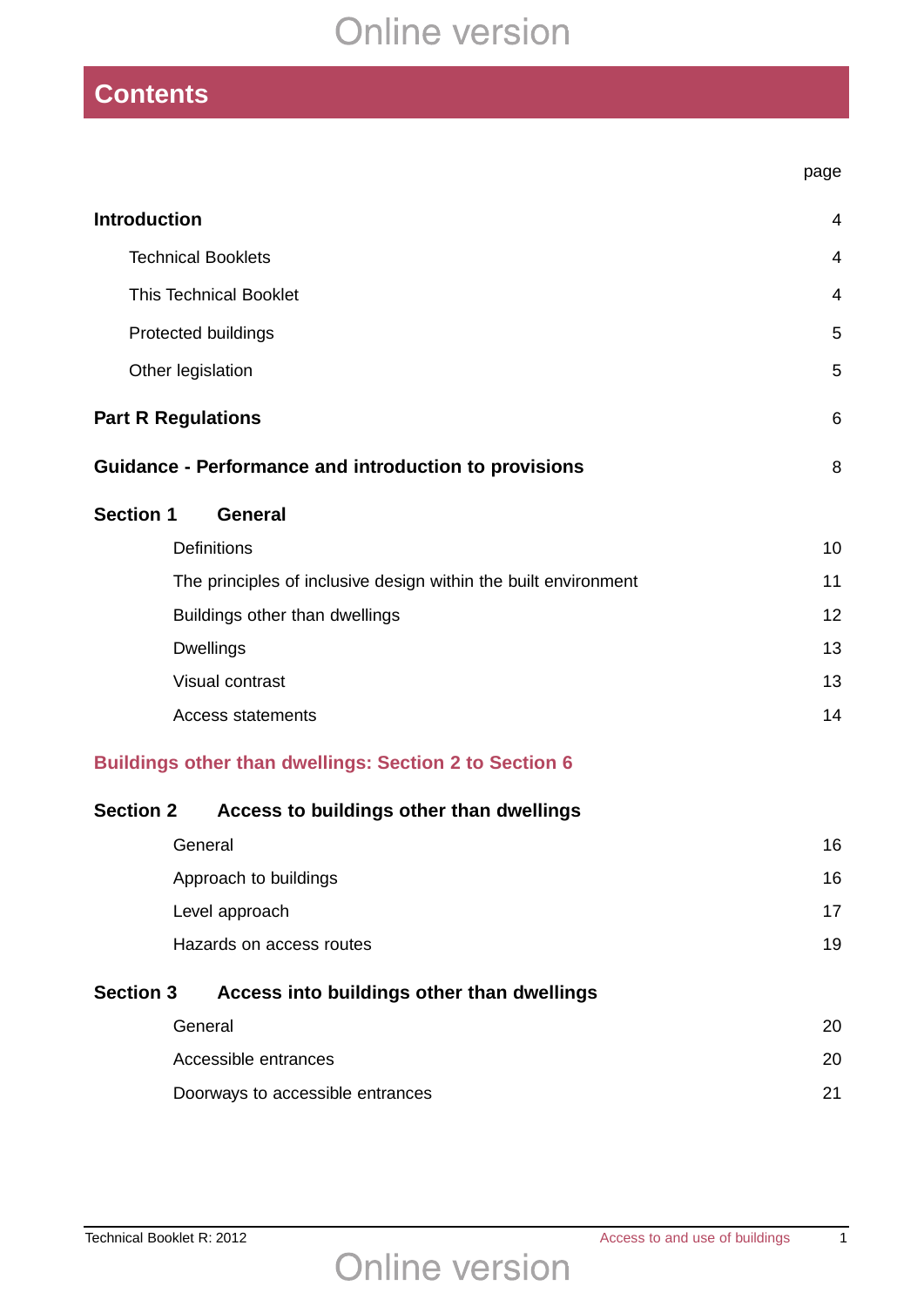# Contents

| | page |
|---|---|
| **Introduction** | 4 |
| Technical Booklets | 4 |
| This Technical Booklet | 4 |
| Protected buildings | 5 |
| Other legislation | 5 |
| **Part R Regulations** | 6 |
| **Guidance - Performance and introduction to provisions** | 8 |
| **Section 1 General** | |
| Definitions | 10 |
| The principles of inclusive design within the built environment | 11 |
| Buildings other than dwellings | 12 |
| Dwellings | 13 |
| Visual contrast | 13 |
| Access statements | 14 |
| **Buildings other than dwellings: Section 2 to Section 6** | |
| **Section 2 Access to buildings other than dwellings** | |
| General | 16 |
| Approach to buildings | 16 |
| Level approach | 17 |
| Hazards on access routes | 19 |
| **Section 3 Access into buildings other than dwellings** | |
| General | 20 |
| Accessible entrances | 20 |
| Doorways to accessible entrances | 21 |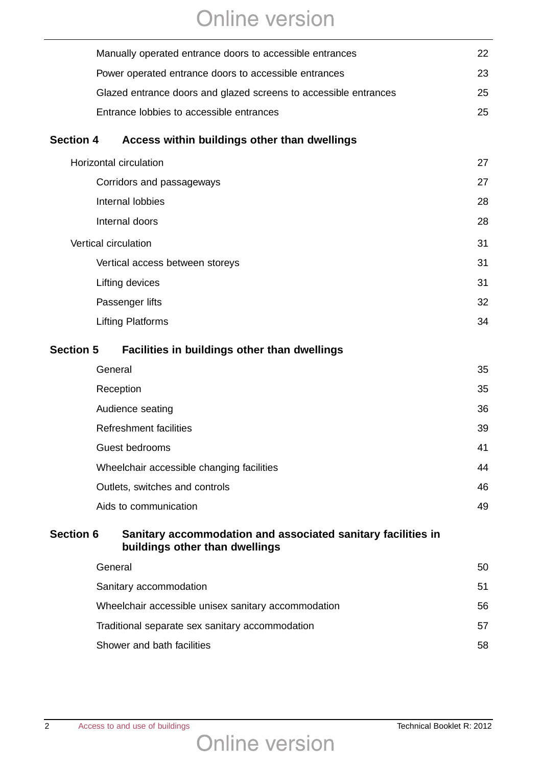| | |
|---|---|
| Manually operated entrance doors to accessible entrances | 22 |
| Power operated entrance doors to accessible entrances | 23 |
| Glazed entrance doors and glazed screens to accessible entrances | 25 |
| Entrance lobbies to accessible entrances | 25 |

**Section 4 Access within buildings other than dwellings**

| | |
|---|---|
| Horizontal circulation | 27 |
| Corridors and passageways | 27 |
| Internal lobbies | 28 |
| Internal doors | 28 |
| Vertical circulation | 31 |
| Vertical access between storeys | 31 |
| Lifting devices | 31 |
| Passenger lifts | 32 |
| Lifting Platforms | 34 |

**Section 5 Facilities in buildings other than dwellings**

| | |
|---|---|
| General | 35 |
| Reception | 35 |
| Audience seating | 36 |
| Refreshment facilities | 39 |
| Guest bedrooms | 41 |
| Wheelchair accessible changing facilities | 44 |
| Outlets, switches and controls | 46 |
| Aids to communication | 49 |

**Section 6 Sanitary accommodation and associated sanitary facilities in buildings other than dwellings**

| | |
|---|---|
| General | 50 |
| Sanitary accommodation | 51 |
| Wheelchair accessible unisex sanitary accommodation | 56 |
| Traditional separate sex sanitary accommodation | 57 |
| Shower and bath facilities | 58 |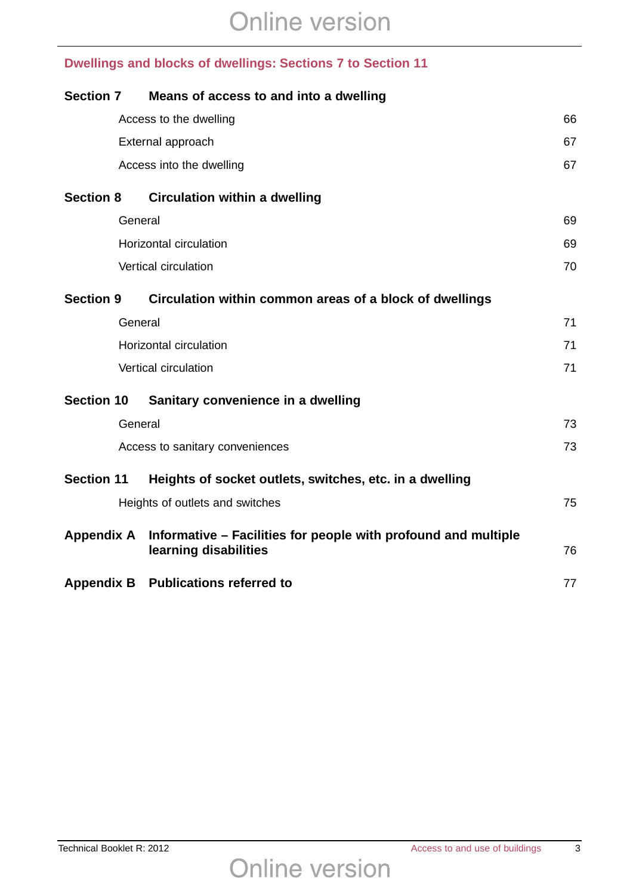## Dwellings and blocks of dwellings: Sections 7 to Section 11

| | | |
|---|---|---|
| **Section 7** | **Means of access to and into a dwelling** | |
| | Access to the dwelling | 66 |
| | External approach | 67 |
| | Access into the dwelling | 67 |
| **Section 8** | **Circulation within a dwelling** | |
| | General | 69 |
| | Horizontal circulation | 69 |
| | Vertical circulation | 70 |
| **Section 9** | **Circulation within common areas of a block of dwellings** | |
| | General | 71 |
| | Horizontal circulation | 71 |
| | Vertical circulation | 71 |
| **Section 10** | **Sanitary convenience in a dwelling** | |
| | General | 73 |
| | Access to sanitary conveniences | 73 |
| **Section 11** | **Heights of socket outlets, switches, etc. in a dwelling** | |
| | Heights of outlets and switches | 75 |
| **Appendix A** | **Informative – Facilities for people with profound and multiple learning disabilities** | 76 |
| **Appendix B** | **Publications referred to** | 77 |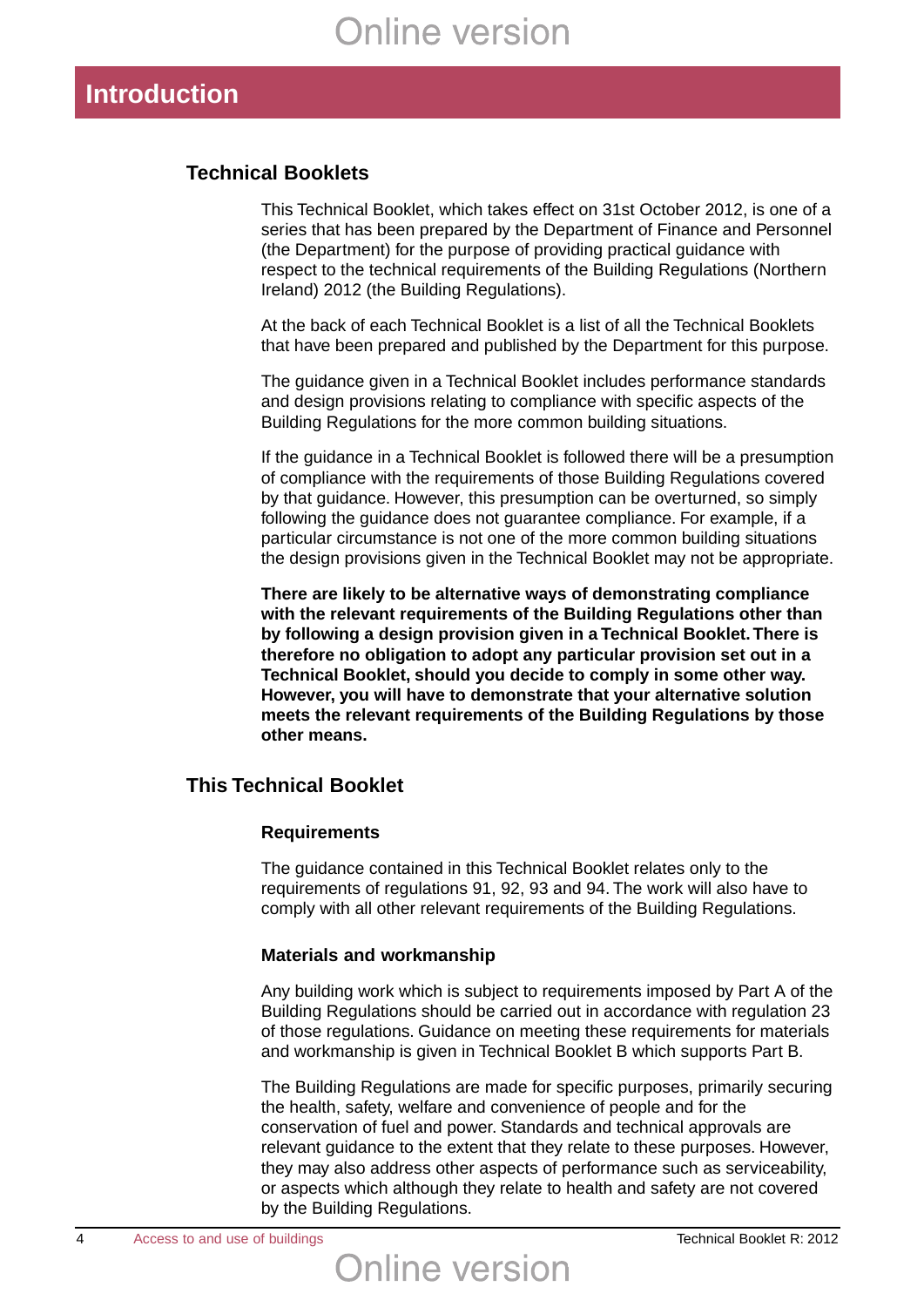# Introduction

## Technical Booklets

This Technical Booklet, which takes effect on 31st October 2012, is one of a series that has been prepared by the Department of Finance and Personnel (the Department) for the purpose of providing practical guidance with respect to the technical requirements of the Building Regulations (Northern Ireland) 2012 (the Building Regulations).

At the back of each Technical Booklet is a list of all the Technical Booklets that have been prepared and published by the Department for this purpose.

The guidance given in a Technical Booklet includes performance standards and design provisions relating to compliance with specific aspects of the Building Regulations for the more common building situations.

If the guidance in a Technical Booklet is followed there will be a presumption of compliance with the requirements of those Building Regulations covered by that guidance. However, this presumption can be overturned, so simply following the guidance does not guarantee compliance. For example, if a particular circumstance is not one of the more common building situations the design provisions given in the Technical Booklet may not be appropriate.

**There are likely to be alternative ways of demonstrating compliance with the relevant requirements of the Building Regulations other than by following a design provision given in a Technical Booklet. There is therefore no obligation to adopt any particular provision set out in a Technical Booklet, should you decide to comply in some other way. However, you will have to demonstrate that your alternative solution meets the relevant requirements of the Building Regulations by those other means.**

## This Technical Booklet

### Requirements

The guidance contained in this Technical Booklet relates only to the requirements of regulations 91, 92, 93 and 94. The work will also have to comply with all other relevant requirements of the Building Regulations.

### Materials and workmanship

Any building work which is subject to requirements imposed by Part A of the Building Regulations should be carried out in accordance with regulation 23 of those regulations. Guidance on meeting these requirements for materials and workmanship is given in Technical Booklet B which supports Part B.

The Building Regulations are made for specific purposes, primarily securing the health, safety, welfare and convenience of people and for the conservation of fuel and power. Standards and technical approvals are relevant guidance to the extent that they relate to these purposes. However, they may also address other aspects of performance such as serviceability, or aspects which although they relate to health and safety are not covered by the Building Regulations.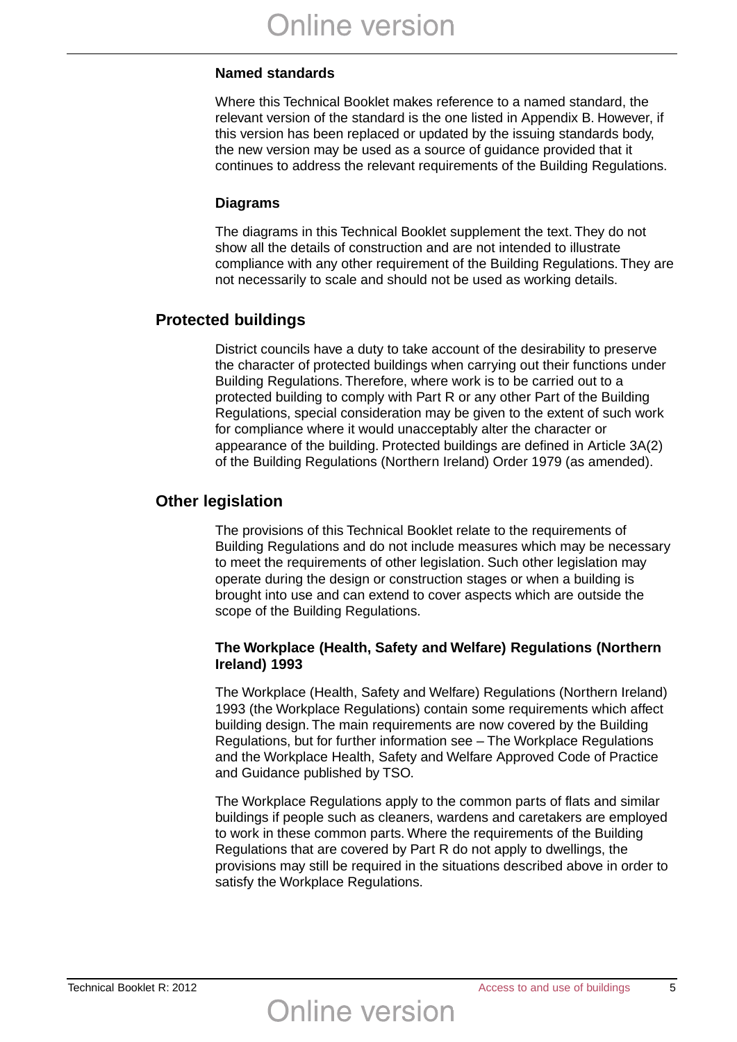### Named standards

Where this Technical Booklet makes reference to a named standard, the relevant version of the standard is the one listed in Appendix B. However, if this version has been replaced or updated by the issuing standards body, the new version may be used as a source of guidance provided that it continues to address the relevant requirements of the Building Regulations.

### Diagrams

The diagrams in this Technical Booklet supplement the text. They do not show all the details of construction and are not intended to illustrate compliance with any other requirement of the Building Regulations. They are not necessarily to scale and should not be used as working details.

## Protected buildings

District councils have a duty to take account of the desirability to preserve the character of protected buildings when carrying out their functions under Building Regulations. Therefore, where work is to be carried out to a protected building to comply with Part R or any other Part of the Building Regulations, special consideration may be given to the extent of such work for compliance where it would unacceptably alter the character or appearance of the building. Protected buildings are defined in Article 3A(2) of the Building Regulations (Northern Ireland) Order 1979 (as amended).

## Other legislation

The provisions of this Technical Booklet relate to the requirements of Building Regulations and do not include measures which may be necessary to meet the requirements of other legislation. Such other legislation may operate during the design or construction stages or when a building is brought into use and can extend to cover aspects which are outside the scope of the Building Regulations.

### The Workplace (Health, Safety and Welfare) Regulations (Northern Ireland) 1993

The Workplace (Health, Safety and Welfare) Regulations (Northern Ireland) 1993 (the Workplace Regulations) contain some requirements which affect building design. The main requirements are now covered by the Building Regulations, but for further information see – The Workplace Regulations and the Workplace Health, Safety and Welfare Approved Code of Practice and Guidance published by TSO.

The Workplace Regulations apply to the common parts of flats and similar buildings if people such as cleaners, wardens and caretakers are employed to work in these common parts. Where the requirements of the Building Regulations that are covered by Part R do not apply to dwellings, the provisions may still be required in the situations described above in order to satisfy the Workplace Regulations.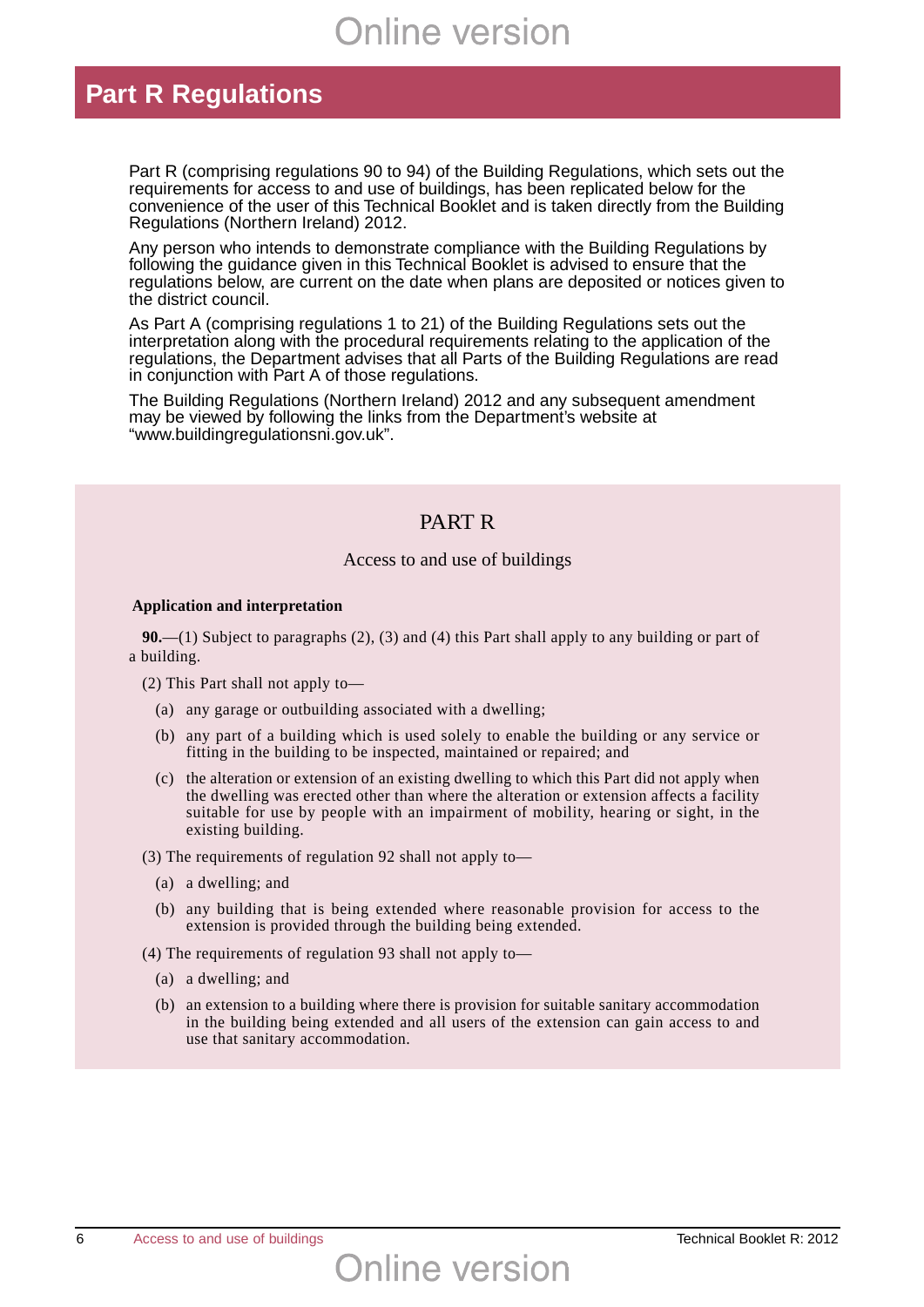# Part R Regulations

Part R (comprising regulations 90 to 94) of the Building Regulations, which sets out the requirements for access to and use of buildings, has been replicated below for the convenience of the user of this Technical Booklet and is taken directly from the Building Regulations (Northern Ireland) 2012.

Any person who intends to demonstrate compliance with the Building Regulations by following the guidance given in this Technical Booklet is advised to ensure that the regulations below, are current on the date when plans are deposited or notices given to the district council.

As Part A (comprising regulations 1 to 21) of the Building Regulations sets out the interpretation along with the procedural requirements relating to the application of the regulations, the Department advises that all Parts of the Building Regulations are read in conjunction with Part A of those regulations.

The Building Regulations (Northern Ireland) 2012 and any subsequent amendment may be viewed by following the links from the Department's website at "www.buildingregulationsni.gov.uk".

## PART R

### Access to and use of buildings

**Application and interpretation**

**90.**—(1) Subject to paragraphs (2), (3) and (4) this Part shall apply to any building or part of a building.

(2) This Part shall not apply to—

- (a) any garage or outbuilding associated with a dwelling;
- (b) any part of a building which is used solely to enable the building or any service or fitting in the building to be inspected, maintained or repaired; and
- (c) the alteration or extension of an existing dwelling to which this Part did not apply when the dwelling was erected other than where the alteration or extension affects a facility suitable for use by people with an impairment of mobility, hearing or sight, in the existing building.

(3) The requirements of regulation 92 shall not apply to—

- (a) a dwelling; and
- (b) any building that is being extended where reasonable provision for access to the extension is provided through the building being extended.

(4) The requirements of regulation 93 shall not apply to—

- (a) a dwelling; and
- (b) an extension to a building where there is provision for suitable sanitary accommodation in the building being extended and all users of the extension can gain access to and use that sanitary accommodation.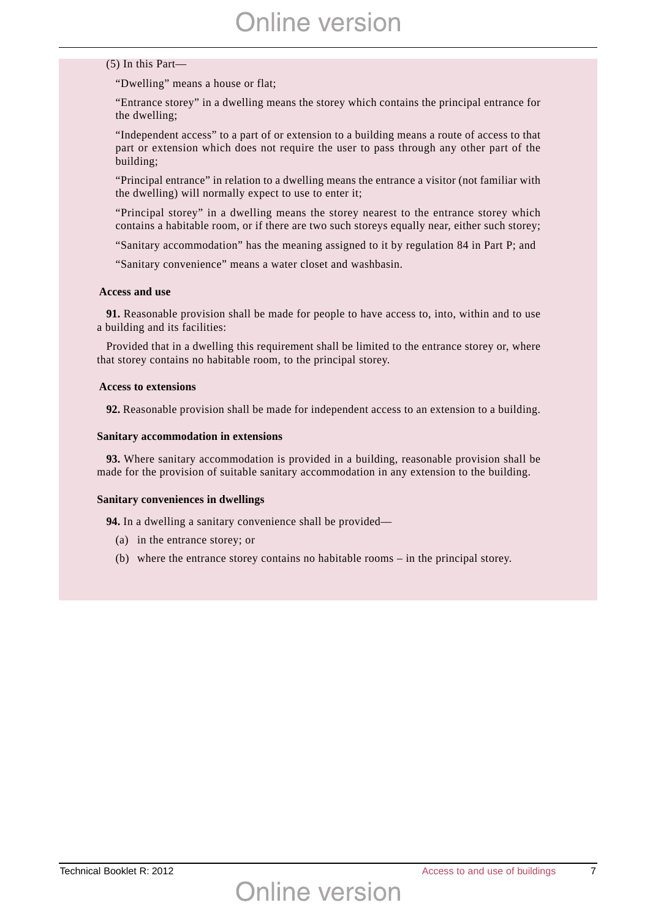(5) In this Part—

"Dwelling" means a house or flat;

"Entrance storey" in a dwelling means the storey which contains the principal entrance for the dwelling;

"Independent access" to a part of or extension to a building means a route of access to that part or extension which does not require the user to pass through any other part of the building;

"Principal entrance" in relation to a dwelling means the entrance a visitor (not familiar with the dwelling) will normally expect to use to enter it;

"Principal storey" in a dwelling means the storey nearest to the entrance storey which contains a habitable room, or if there are two such storeys equally near, either such storey;

"Sanitary accommodation" has the meaning assigned to it by regulation 84 in Part P; and

"Sanitary convenience" means a water closet and washbasin.

**Access and use**

**91.** Reasonable provision shall be made for people to have access to, into, within and to use a building and its facilities:

Provided that in a dwelling this requirement shall be limited to the entrance storey or, where that storey contains no habitable room, to the principal storey.

**Access to extensions**

**92.** Reasonable provision shall be made for independent access to an extension to a building.

**Sanitary accommodation in extensions**

**93.** Where sanitary accommodation is provided in a building, reasonable provision shall be made for the provision of suitable sanitary accommodation in any extension to the building.

**Sanitary conveniences in dwellings**

**94.** In a dwelling a sanitary convenience shall be provided—

(a) in the entrance storey; or

(b) where the entrance storey contains no habitable rooms – in the principal storey.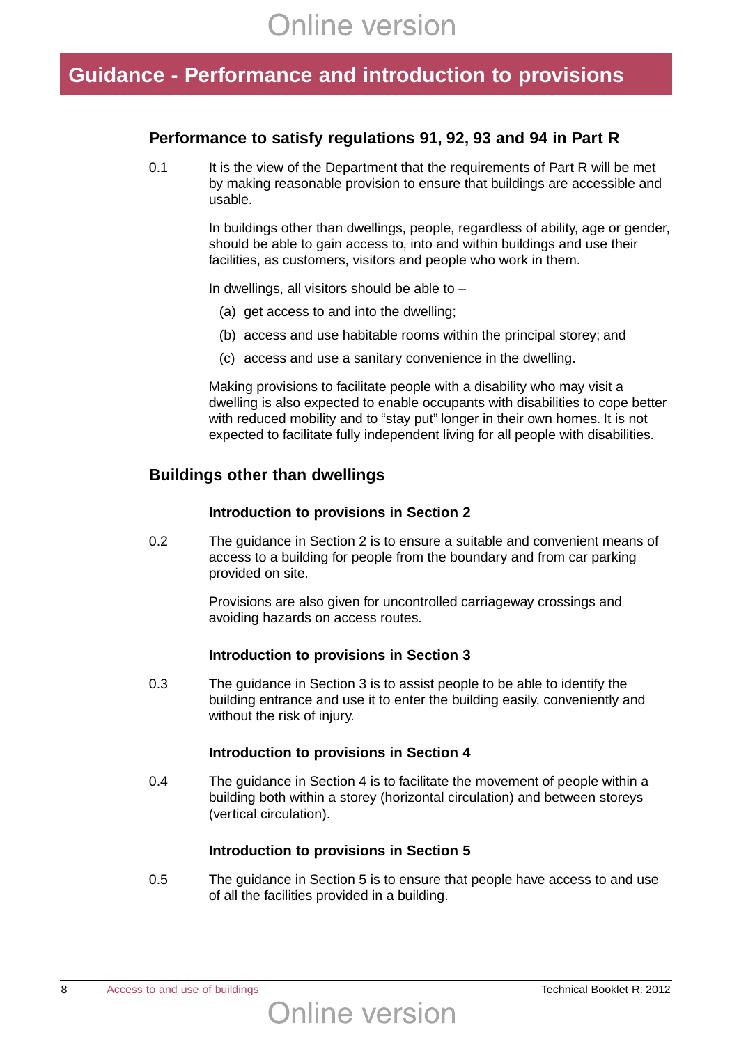# Guidance - Performance and introduction to provisions

## Performance to satisfy regulations 91, 92, 93 and 94 in Part R

0.1 It is the view of the Department that the requirements of Part R will be met by making reasonable provision to ensure that buildings are accessible and usable.

In buildings other than dwellings, people, regardless of ability, age or gender, should be able to gain access to, into and within buildings and use their facilities, as customers, visitors and people who work in them.

In dwellings, all visitors should be able to –

(a) get access to and into the dwelling;

(b) access and use habitable rooms within the principal storey; and

(c) access and use a sanitary convenience in the dwelling.

Making provisions to facilitate people with a disability who may visit a dwelling is also expected to enable occupants with disabilities to cope better with reduced mobility and to "stay put" longer in their own homes. It is not expected to facilitate fully independent living for all people with disabilities.

## Buildings other than dwellings

### Introduction to provisions in Section 2

0.2 The guidance in Section 2 is to ensure a suitable and convenient means of access to a building for people from the boundary and from car parking provided on site.

Provisions are also given for uncontrolled carriageway crossings and avoiding hazards on access routes.

### Introduction to provisions in Section 3

0.3 The guidance in Section 3 is to assist people to be able to identify the building entrance and use it to enter the building easily, conveniently and without the risk of injury.

### Introduction to provisions in Section 4

0.4 The guidance in Section 4 is to facilitate the movement of people within a building both within a storey (horizontal circulation) and between storeys (vertical circulation).

### Introduction to provisions in Section 5

0.5 The guidance in Section 5 is to ensure that people have access to and use of all the facilities provided in a building.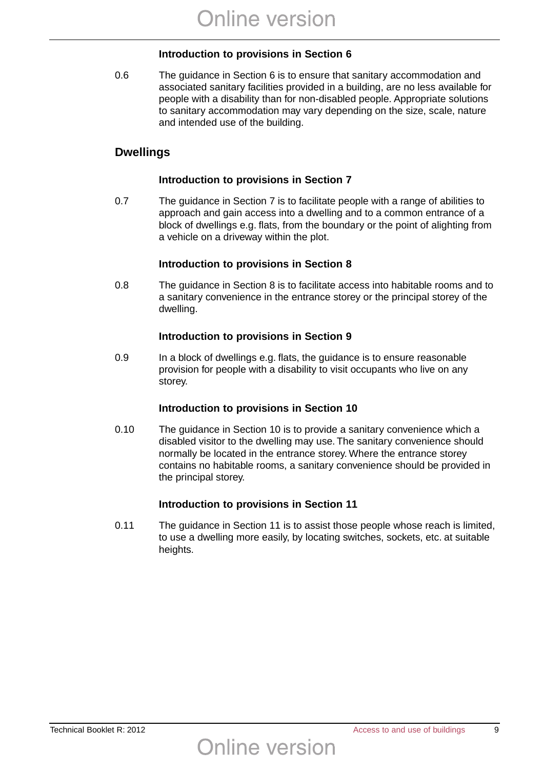**Introduction to provisions in Section 6**

0.6 The guidance in Section 6 is to ensure that sanitary accommodation and associated sanitary facilities provided in a building, are no less available for people with a disability than for non-disabled people. Appropriate solutions to sanitary accommodation may vary depending on the size, scale, nature and intended use of the building.

## Dwellings

**Introduction to provisions in Section 7**

0.7 The guidance in Section 7 is to facilitate people with a range of abilities to approach and gain access into a dwelling and to a common entrance of a block of dwellings e.g. flats, from the boundary or the point of alighting from a vehicle on a driveway within the plot.

**Introduction to provisions in Section 8**

0.8 The guidance in Section 8 is to facilitate access into habitable rooms and to a sanitary convenience in the entrance storey or the principal storey of the dwelling.

**Introduction to provisions in Section 9**

0.9 In a block of dwellings e.g. flats, the guidance is to ensure reasonable provision for people with a disability to visit occupants who live on any storey.

**Introduction to provisions in Section 10**

0.10 The guidance in Section 10 is to provide a sanitary convenience which a disabled visitor to the dwelling may use. The sanitary convenience should normally be located in the entrance storey. Where the entrance storey contains no habitable rooms, a sanitary convenience should be provided in the principal storey.

**Introduction to provisions in Section 11**

0.11 The guidance in Section 11 is to assist those people whose reach is limited, to use a dwelling more easily, by locating switches, sockets, etc. at suitable heights.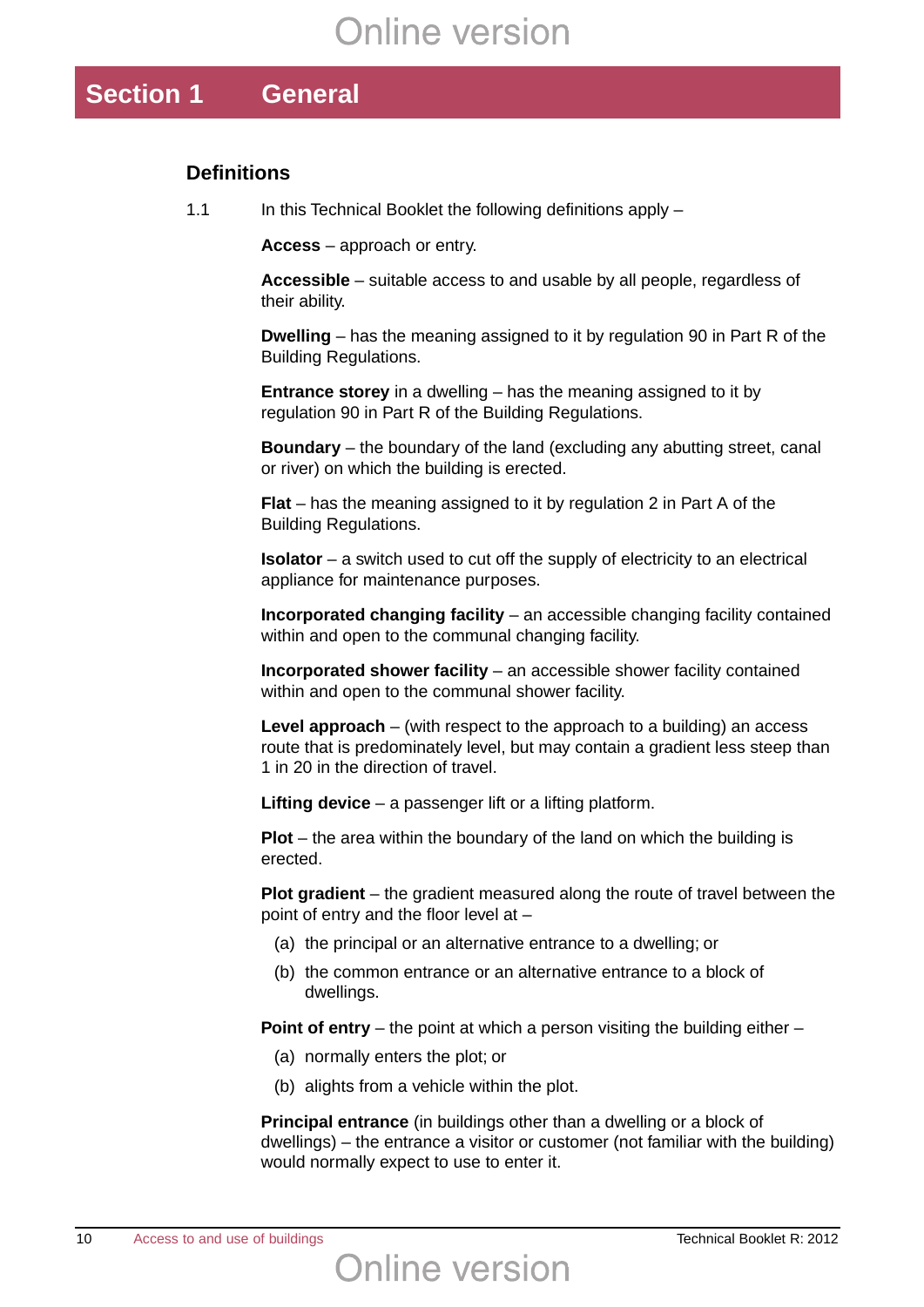# Section 1 General

## Definitions

1.1 In this Technical Booklet the following definitions apply –

**Access** – approach or entry.

**Accessible** – suitable access to and usable by all people, regardless of their ability.

**Dwelling** – has the meaning assigned to it by regulation 90 in Part R of the Building Regulations.

**Entrance storey** in a dwelling – has the meaning assigned to it by regulation 90 in Part R of the Building Regulations.

**Boundary** – the boundary of the land (excluding any abutting street, canal or river) on which the building is erected.

**Flat** – has the meaning assigned to it by regulation 2 in Part A of the Building Regulations.

**Isolator** – a switch used to cut off the supply of electricity to an electrical appliance for maintenance purposes.

**Incorporated changing facility** – an accessible changing facility contained within and open to the communal changing facility.

**Incorporated shower facility** – an accessible shower facility contained within and open to the communal shower facility.

**Level approach** – (with respect to the approach to a building) an access route that is predominately level, but may contain a gradient less steep than 1 in 20 in the direction of travel.

**Lifting device** – a passenger lift or a lifting platform.

**Plot** – the area within the boundary of the land on which the building is erected.

**Plot gradient** – the gradient measured along the route of travel between the point of entry and the floor level at –

(a) the principal or an alternative entrance to a dwelling; or

(b) the common entrance or an alternative entrance to a block of dwellings.

**Point of entry** – the point at which a person visiting the building either –

(a) normally enters the plot; or

(b) alights from a vehicle within the plot.

**Principal entrance** (in buildings other than a dwelling or a block of dwellings) – the entrance a visitor or customer (not familiar with the building) would normally expect to use to enter it.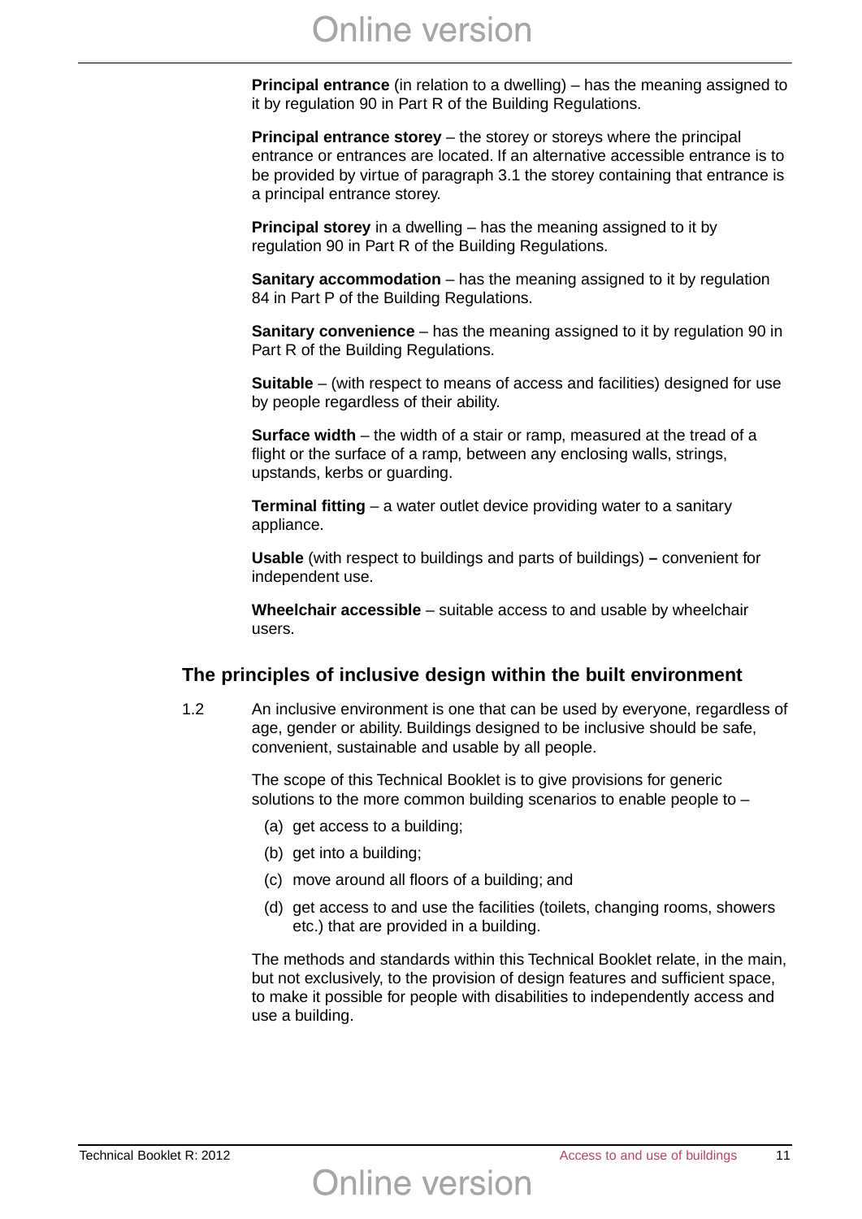**Principal entrance** (in relation to a dwelling) – has the meaning assigned to it by regulation 90 in Part R of the Building Regulations.

**Principal entrance storey** – the storey or storeys where the principal entrance or entrances are located. If an alternative accessible entrance is to be provided by virtue of paragraph 3.1 the storey containing that entrance is a principal entrance storey.

**Principal storey** in a dwelling – has the meaning assigned to it by regulation 90 in Part R of the Building Regulations.

**Sanitary accommodation** – has the meaning assigned to it by regulation 84 in Part P of the Building Regulations.

**Sanitary convenience** – has the meaning assigned to it by regulation 90 in Part R of the Building Regulations.

**Suitable** – (with respect to means of access and facilities) designed for use by people regardless of their ability.

**Surface width** – the width of a stair or ramp, measured at the tread of a flight or the surface of a ramp, between any enclosing walls, strings, upstands, kerbs or guarding.

**Terminal fitting** – a water outlet device providing water to a sanitary appliance.

**Usable** (with respect to buildings and parts of buildings) **–** convenient for independent use.

**Wheelchair accessible** – suitable access to and usable by wheelchair users.

## The principles of inclusive design within the built environment

1.2 An inclusive environment is one that can be used by everyone, regardless of age, gender or ability. Buildings designed to be inclusive should be safe, convenient, sustainable and usable by all people.

The scope of this Technical Booklet is to give provisions for generic solutions to the more common building scenarios to enable people to –

(a) get access to a building;

(b) get into a building;

(c) move around all floors of a building; and

(d) get access to and use the facilities (toilets, changing rooms, showers etc.) that are provided in a building.

The methods and standards within this Technical Booklet relate, in the main, but not exclusively, to the provision of design features and sufficient space, to make it possible for people with disabilities to independently access and use a building.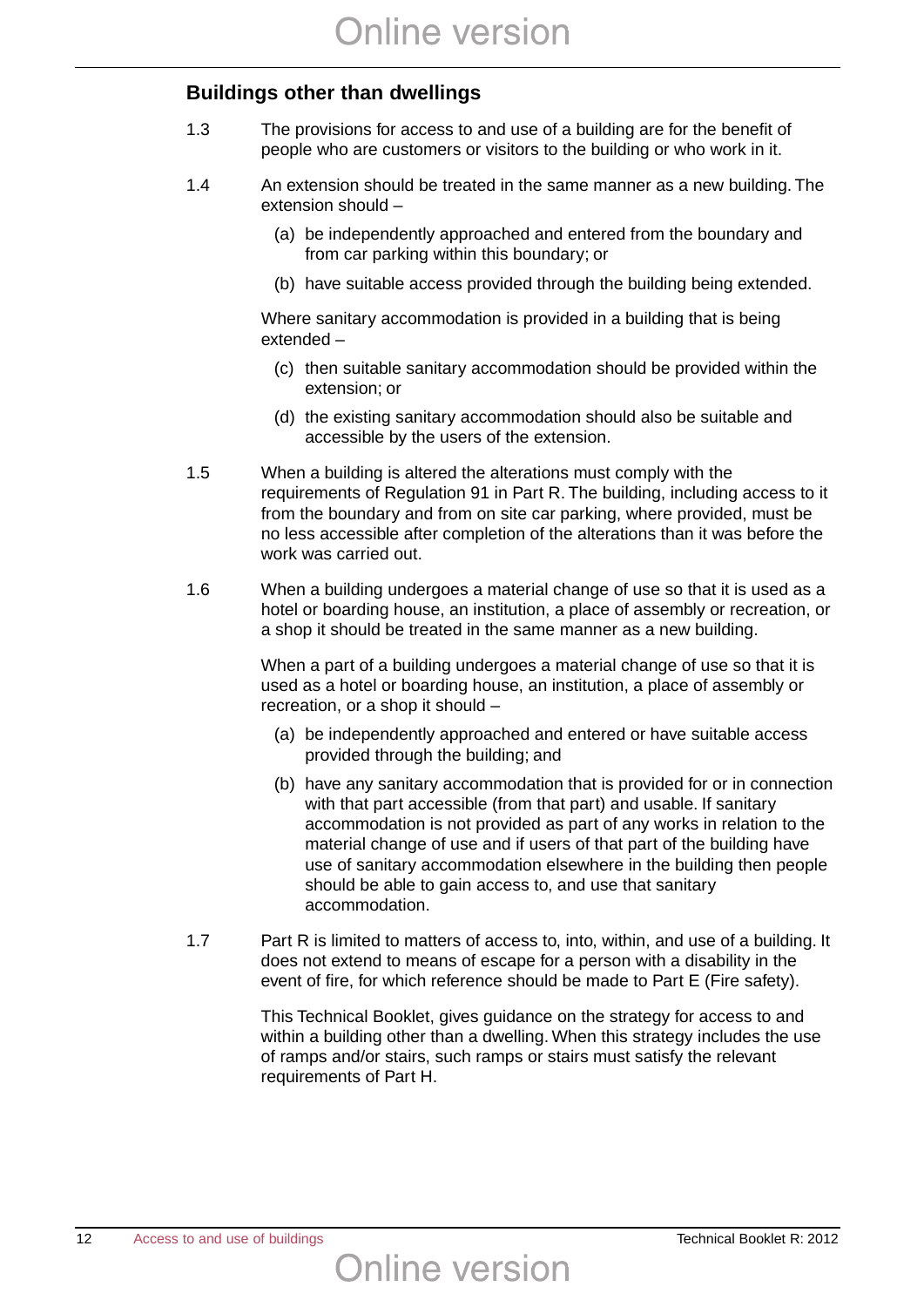## Buildings other than dwellings

1.3 The provisions for access to and use of a building are for the benefit of people who are customers or visitors to the building or who work in it.

1.4 An extension should be treated in the same manner as a new building. The extension should –

(a) be independently approached and entered from the boundary and from car parking within this boundary; or

(b) have suitable access provided through the building being extended.

Where sanitary accommodation is provided in a building that is being extended –

(c) then suitable sanitary accommodation should be provided within the extension; or

(d) the existing sanitary accommodation should also be suitable and accessible by the users of the extension.

1.5 When a building is altered the alterations must comply with the requirements of Regulation 91 in Part R. The building, including access to it from the boundary and from on site car parking, where provided, must be no less accessible after completion of the alterations than it was before the work was carried out.

1.6 When a building undergoes a material change of use so that it is used as a hotel or boarding house, an institution, a place of assembly or recreation, or a shop it should be treated in the same manner as a new building.

When a part of a building undergoes a material change of use so that it is used as a hotel or boarding house, an institution, a place of assembly or recreation, or a shop it should –

(a) be independently approached and entered or have suitable access provided through the building; and

(b) have any sanitary accommodation that is provided for or in connection with that part accessible (from that part) and usable. If sanitary accommodation is not provided as part of any works in relation to the material change of use and if users of that part of the building have use of sanitary accommodation elsewhere in the building then people should be able to gain access to, and use that sanitary accommodation.

1.7 Part R is limited to matters of access to, into, within, and use of a building. It does not extend to means of escape for a person with a disability in the event of fire, for which reference should be made to Part E (Fire safety).

This Technical Booklet, gives guidance on the strategy for access to and within a building other than a dwelling. When this strategy includes the use of ramps and/or stairs, such ramps or stairs must satisfy the relevant requirements of Part H.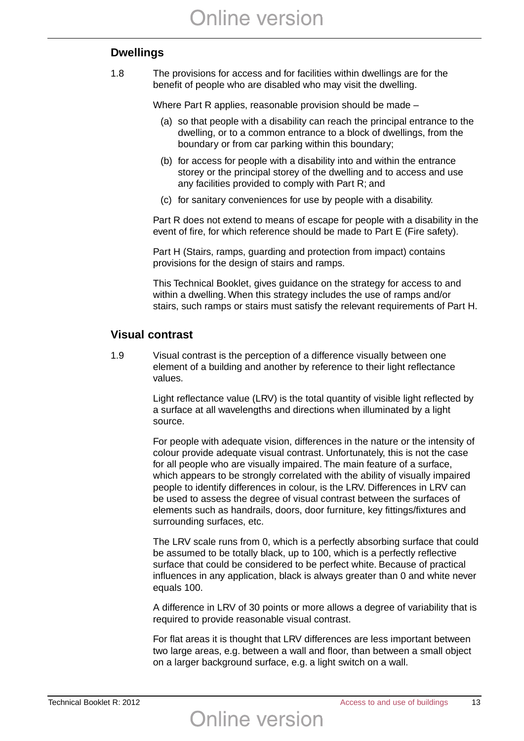## Dwellings

1.8 The provisions for access and for facilities within dwellings are for the benefit of people who are disabled who may visit the dwelling.

Where Part R applies, reasonable provision should be made –

(a) so that people with a disability can reach the principal entrance to the dwelling, or to a common entrance to a block of dwellings, from the boundary or from car parking within this boundary;

(b) for access for people with a disability into and within the entrance storey or the principal storey of the dwelling and to access and use any facilities provided to comply with Part R; and

(c) for sanitary conveniences for use by people with a disability.

Part R does not extend to means of escape for people with a disability in the event of fire, for which reference should be made to Part E (Fire safety).

Part H (Stairs, ramps, guarding and protection from impact) contains provisions for the design of stairs and ramps.

This Technical Booklet, gives guidance on the strategy for access to and within a dwelling. When this strategy includes the use of ramps and/or stairs, such ramps or stairs must satisfy the relevant requirements of Part H.

## Visual contrast

1.9 Visual contrast is the perception of a difference visually between one element of a building and another by reference to their light reflectance values.

Light reflectance value (LRV) is the total quantity of visible light reflected by a surface at all wavelengths and directions when illuminated by a light source.

For people with adequate vision, differences in the nature or the intensity of colour provide adequate visual contrast. Unfortunately, this is not the case for all people who are visually impaired. The main feature of a surface, which appears to be strongly correlated with the ability of visually impaired people to identify differences in colour, is the LRV. Differences in LRV can be used to assess the degree of visual contrast between the surfaces of elements such as handrails, doors, door furniture, key fittings/fixtures and surrounding surfaces, etc.

The LRV scale runs from 0, which is a perfectly absorbing surface that could be assumed to be totally black, up to 100, which is a perfectly reflective surface that could be considered to be perfect white. Because of practical influences in any application, black is always greater than 0 and white never equals 100.

A difference in LRV of 30 points or more allows a degree of variability that is required to provide reasonable visual contrast.

For flat areas it is thought that LRV differences are less important between two large areas, e.g. between a wall and floor, than between a small object on a larger background surface, e.g. a light switch on a wall.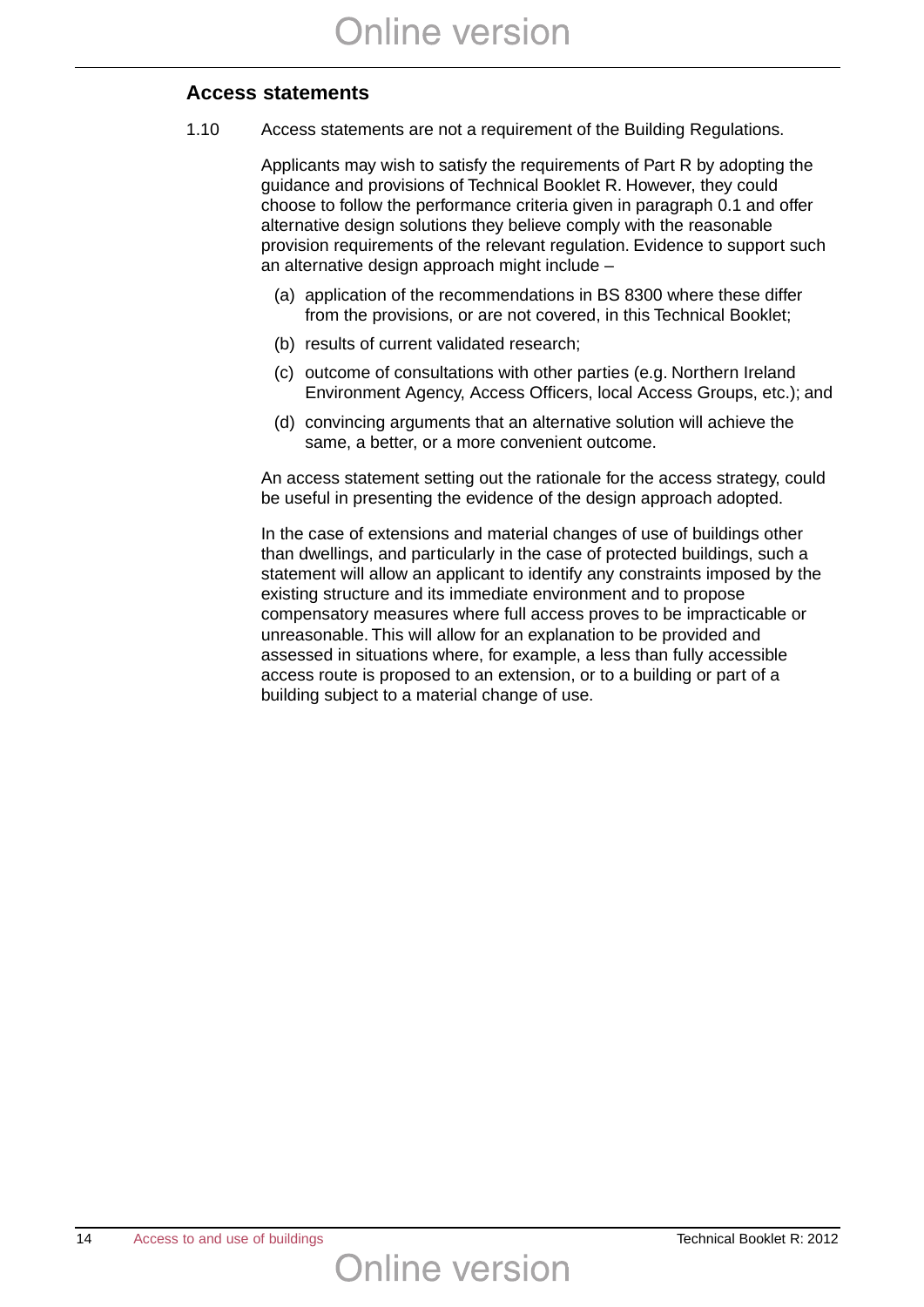## Access statements

1.10 Access statements are not a requirement of the Building Regulations.

Applicants may wish to satisfy the requirements of Part R by adopting the guidance and provisions of Technical Booklet R. However, they could choose to follow the performance criteria given in paragraph 0.1 and offer alternative design solutions they believe comply with the reasonable provision requirements of the relevant regulation. Evidence to support such an alternative design approach might include –

(a) application of the recommendations in BS 8300 where these differ from the provisions, or are not covered, in this Technical Booklet;

(b) results of current validated research;

(c) outcome of consultations with other parties (e.g. Northern Ireland Environment Agency, Access Officers, local Access Groups, etc.); and

(d) convincing arguments that an alternative solution will achieve the same, a better, or a more convenient outcome.

An access statement setting out the rationale for the access strategy, could be useful in presenting the evidence of the design approach adopted.

In the case of extensions and material changes of use of buildings other than dwellings, and particularly in the case of protected buildings, such a statement will allow an applicant to identify any constraints imposed by the existing structure and its immediate environment and to propose compensatory measures where full access proves to be impracticable or unreasonable. This will allow for an explanation to be provided and assessed in situations where, for example, a less than fully accessible access route is proposed to an extension, or to a building or part of a building subject to a material change of use.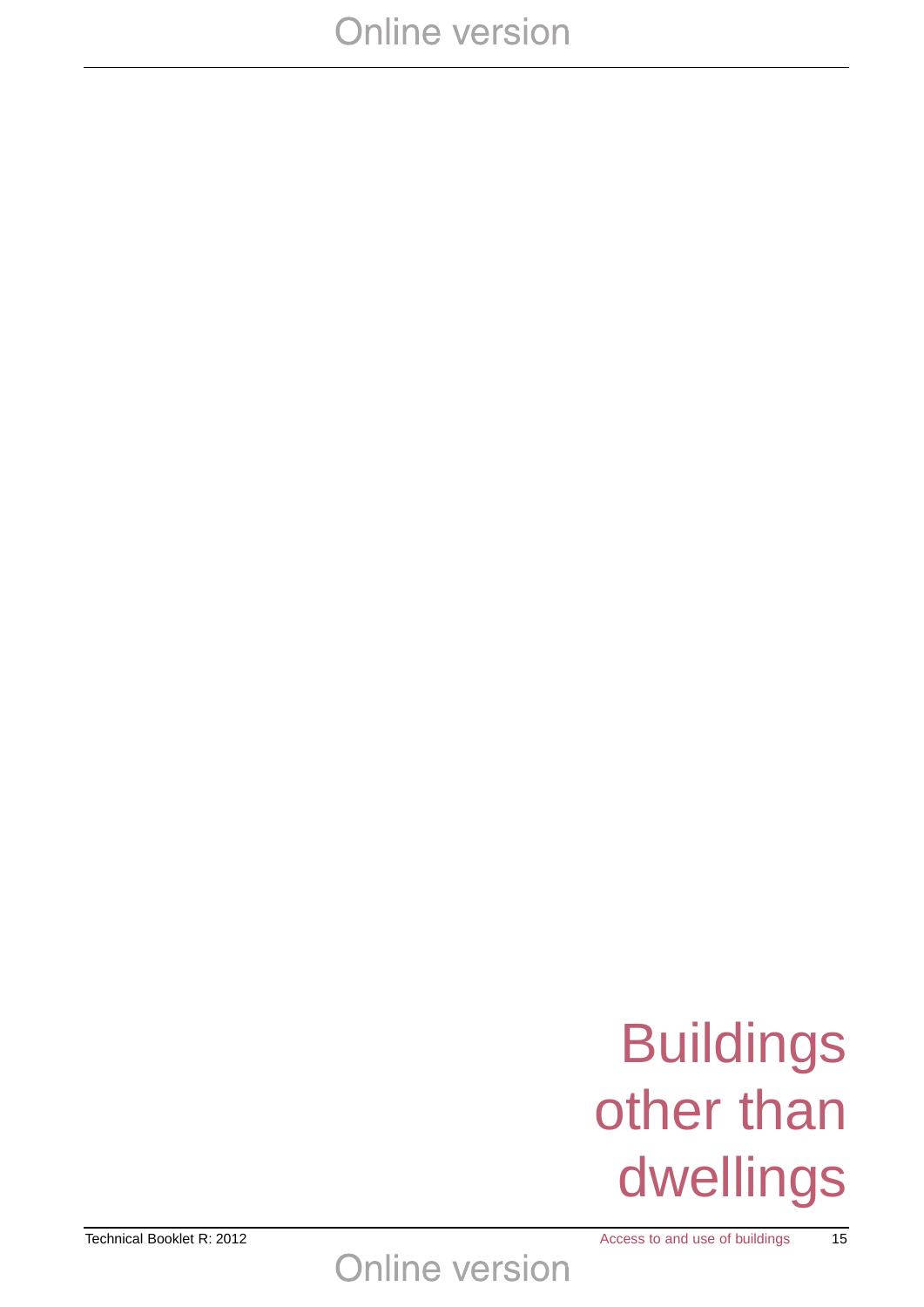# Buildings other than dwellings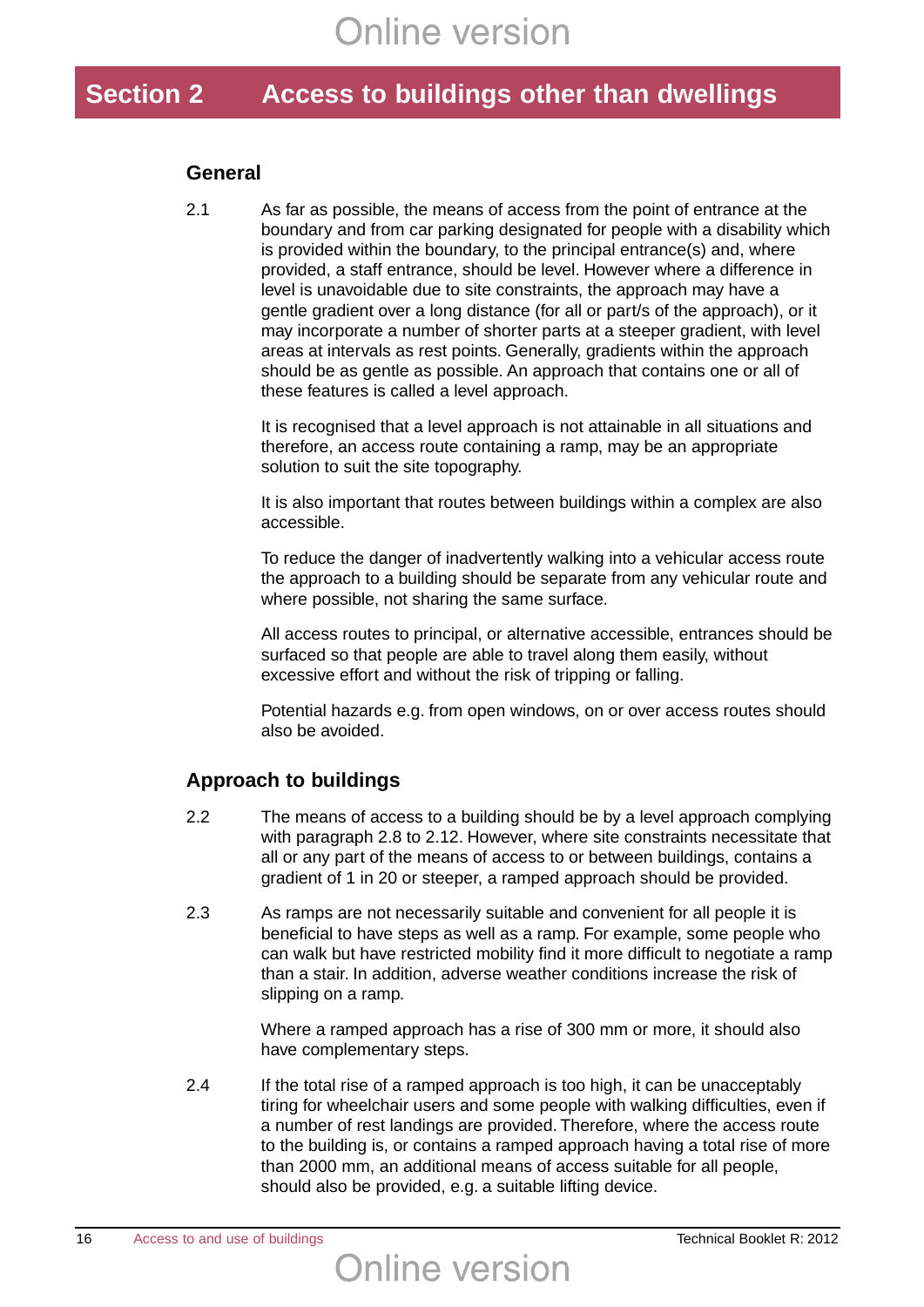# Section 2 Access to buildings other than dwellings

## General

2.1 As far as possible, the means of access from the point of entrance at the boundary and from car parking designated for people with a disability which is provided within the boundary, to the principal entrance(s) and, where provided, a staff entrance, should be level. However where a difference in level is unavoidable due to site constraints, the approach may have a gentle gradient over a long distance (for all or part/s of the approach), or it may incorporate a number of shorter parts at a steeper gradient, with level areas at intervals as rest points. Generally, gradients within the approach should be as gentle as possible. An approach that contains one or all of these features is called a level approach.

It is recognised that a level approach is not attainable in all situations and therefore, an access route containing a ramp, may be an appropriate solution to suit the site topography.

It is also important that routes between buildings within a complex are also accessible.

To reduce the danger of inadvertently walking into a vehicular access route the approach to a building should be separate from any vehicular route and where possible, not sharing the same surface.

All access routes to principal, or alternative accessible, entrances should be surfaced so that people are able to travel along them easily, without excessive effort and without the risk of tripping or falling.

Potential hazards e.g. from open windows, on or over access routes should also be avoided.

## Approach to buildings

2.2 The means of access to a building should be by a level approach complying with paragraph 2.8 to 2.12. However, where site constraints necessitate that all or any part of the means of access to or between buildings, contains a gradient of 1 in 20 or steeper, a ramped approach should be provided.

2.3 As ramps are not necessarily suitable and convenient for all people it is beneficial to have steps as well as a ramp. For example, some people who can walk but have restricted mobility find it more difficult to negotiate a ramp than a stair. In addition, adverse weather conditions increase the risk of slipping on a ramp.

Where a ramped approach has a rise of 300 mm or more, it should also have complementary steps.

2.4 If the total rise of a ramped approach is too high, it can be unacceptably tiring for wheelchair users and some people with walking difficulties, even if a number of rest landings are provided. Therefore, where the access route to the building is, or contains a ramped approach having a total rise of more than 2000 mm, an additional means of access suitable for all people, should also be provided, e.g. a suitable lifting device.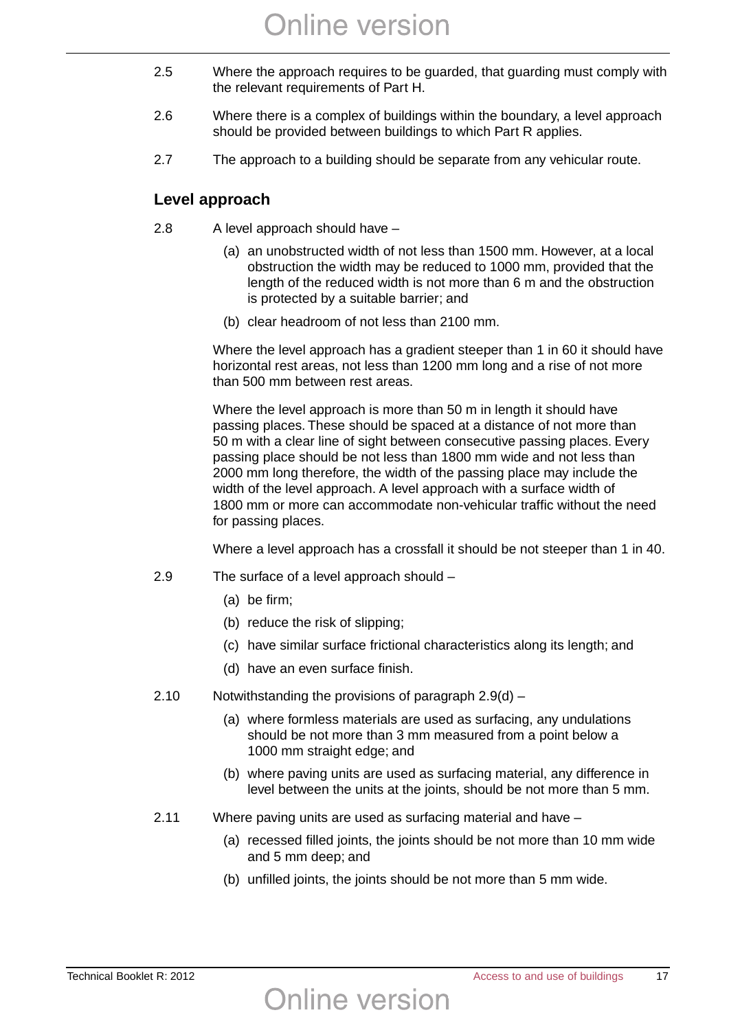2.5 Where the approach requires to be guarded, that guarding must comply with the relevant requirements of Part H.

2.6 Where there is a complex of buildings within the boundary, a level approach should be provided between buildings to which Part R applies.

2.7 The approach to a building should be separate from any vehicular route.

## Level approach

2.8 A level approach should have –

(a) an unobstructed width of not less than 1500 mm. However, at a local obstruction the width may be reduced to 1000 mm, provided that the length of the reduced width is not more than 6 m and the obstruction is protected by a suitable barrier; and

(b) clear headroom of not less than 2100 mm.

Where the level approach has a gradient steeper than 1 in 60 it should have horizontal rest areas, not less than 1200 mm long and a rise of not more than 500 mm between rest areas.

Where the level approach is more than 50 m in length it should have passing places. These should be spaced at a distance of not more than 50 m with a clear line of sight between consecutive passing places. Every passing place should be not less than 1800 mm wide and not less than 2000 mm long therefore, the width of the passing place may include the width of the level approach. A level approach with a surface width of 1800 mm or more can accommodate non-vehicular traffic without the need for passing places.

Where a level approach has a crossfall it should be not steeper than 1 in 40.

2.9 The surface of a level approach should –

(a) be firm;

(b) reduce the risk of slipping;

(c) have similar surface frictional characteristics along its length; and

(d) have an even surface finish.

2.10 Notwithstanding the provisions of paragraph 2.9(d) –

(a) where formless materials are used as surfacing, any undulations should be not more than 3 mm measured from a point below a 1000 mm straight edge; and

(b) where paving units are used as surfacing material, any difference in level between the units at the joints, should be not more than 5 mm.

2.11 Where paving units are used as surfacing material and have –

(a) recessed filled joints, the joints should be not more than 10 mm wide and 5 mm deep; and

(b) unfilled joints, the joints should be not more than 5 mm wide.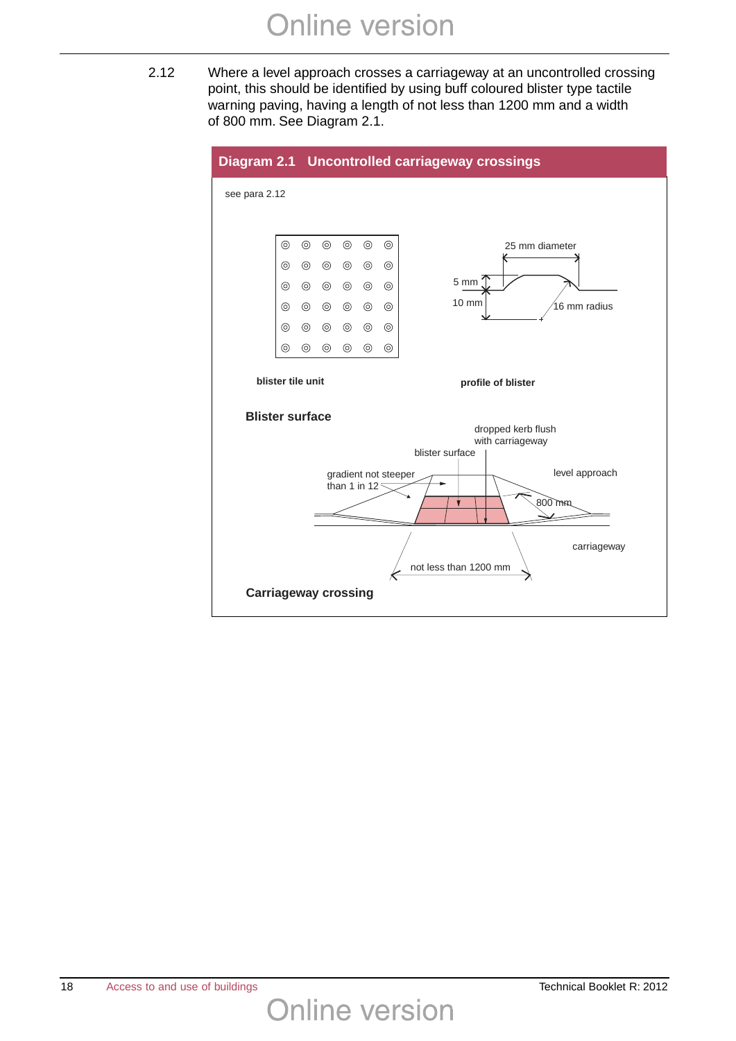2.12 Where a level approach crosses a carriageway at an uncontrolled crossing point, this should be identified by using buff coloured blister type tactile warning paving, having a length of not less than 1200 mm and a width of 800 mm. See Diagram 2.1.

**Diagram 2.1 Uncontrolled carriageway crossings**

see para 2.12

25 mm diameter

5 mm

10 mm

16 mm radius

**blister tile unit**

**profile of blister**

**Blister surface**

dropped kerb flush with carriageway

blister surface

gradient not steeper than 1 in 12

level approach

800 mm

carriageway

not less than 1200 mm

**Carriageway crossing**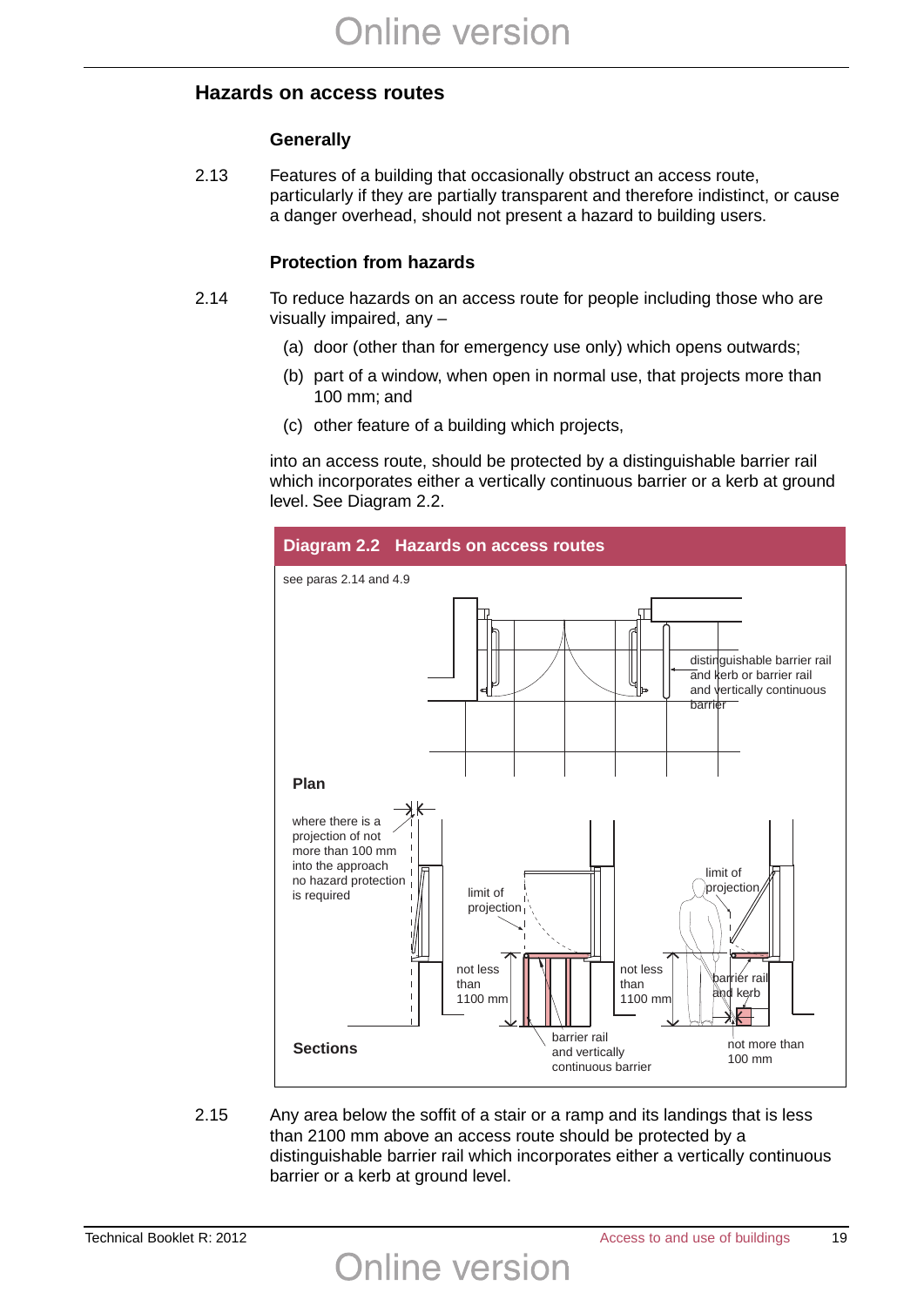## Hazards on access routes

### Generally

2.13 Features of a building that occasionally obstruct an access route, particularly if they are partially transparent and therefore indistinct, or cause a danger overhead, should not present a hazard to building users.

### Protection from hazards

2.14 To reduce hazards on an access route for people including those who are visually impaired, any –

(a) door (other than for emergency use only) which opens outwards;

(b) part of a window, when open in normal use, that projects more than 100 mm; and

(c) other feature of a building which projects,

into an access route, should be protected by a distinguishable barrier rail which incorporates either a vertically continuous barrier or a kerb at ground level. See Diagram 2.2.

**Diagram 2.2 Hazards on access routes**

see paras 2.14 and 4.9

Plan

distinguishable barrier rail and kerb or barrier rail and vertically continuous barrier

Sections

where there is a projection of not more than 100 mm into the approach no hazard protection is required

limit of projection

not less than 1100 mm

barrier rail and vertically continuous barrier

not less than 1100 mm

limit of projection

barrier rail and kerb

not more than 100 mm

2.15 Any area below the soffit of a stair or a ramp and its landings that is less than 2100 mm above an access route should be protected by a distinguishable barrier rail which incorporates either a vertically continuous barrier or a kerb at ground level.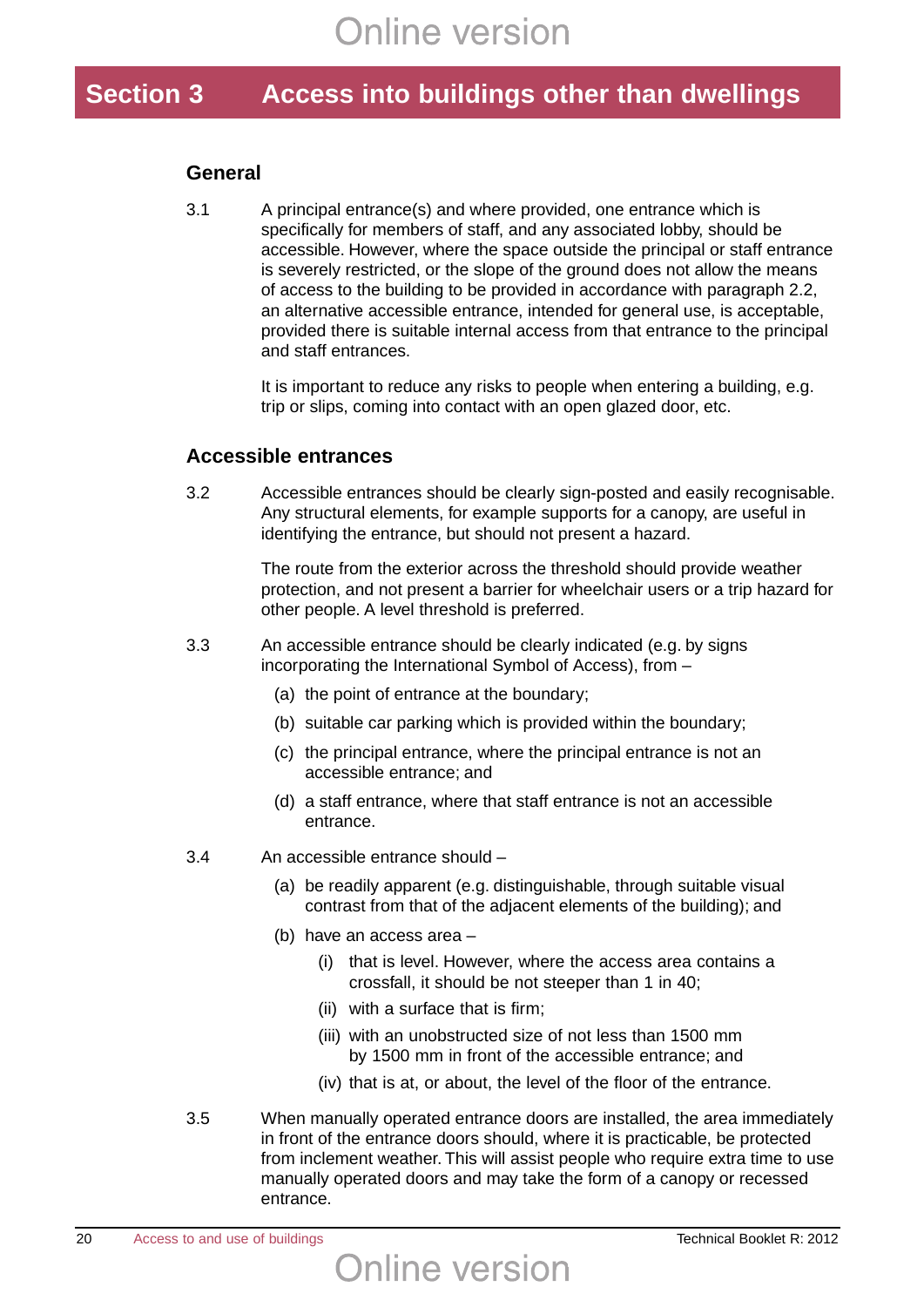# Section 3 Access into buildings other than dwellings

## General

3.1 A principal entrance(s) and where provided, one entrance which is specifically for members of staff, and any associated lobby, should be accessible. However, where the space outside the principal or staff entrance is severely restricted, or the slope of the ground does not allow the means of access to the building to be provided in accordance with paragraph 2.2, an alternative accessible entrance, intended for general use, is acceptable, provided there is suitable internal access from that entrance to the principal and staff entrances.

It is important to reduce any risks to people when entering a building, e.g. trip or slips, coming into contact with an open glazed door, etc.

## Accessible entrances

3.2 Accessible entrances should be clearly sign-posted and easily recognisable. Any structural elements, for example supports for a canopy, are useful in identifying the entrance, but should not present a hazard.

The route from the exterior across the threshold should provide weather protection, and not present a barrier for wheelchair users or a trip hazard for other people. A level threshold is preferred.

3.3 An accessible entrance should be clearly indicated (e.g. by signs incorporating the International Symbol of Access), from –

- (a) the point of entrance at the boundary;
- (b) suitable car parking which is provided within the boundary;
- (c) the principal entrance, where the principal entrance is not an accessible entrance; and
- (d) a staff entrance, where that staff entrance is not an accessible entrance.

3.4 An accessible entrance should –

- (a) be readily apparent (e.g. distinguishable, through suitable visual contrast from that of the adjacent elements of the building); and
- (b) have an access area –
  - (i) that is level. However, where the access area contains a crossfall, it should be not steeper than 1 in 40;
  - (ii) with a surface that is firm;
  - (iii) with an unobstructed size of not less than 1500 mm by 1500 mm in front of the accessible entrance; and
  - (iv) that is at, or about, the level of the floor of the entrance.

3.5 When manually operated entrance doors are installed, the area immediately in front of the entrance doors should, where it is practicable, be protected from inclement weather. This will assist people who require extra time to use manually operated doors and may take the form of a canopy or recessed entrance.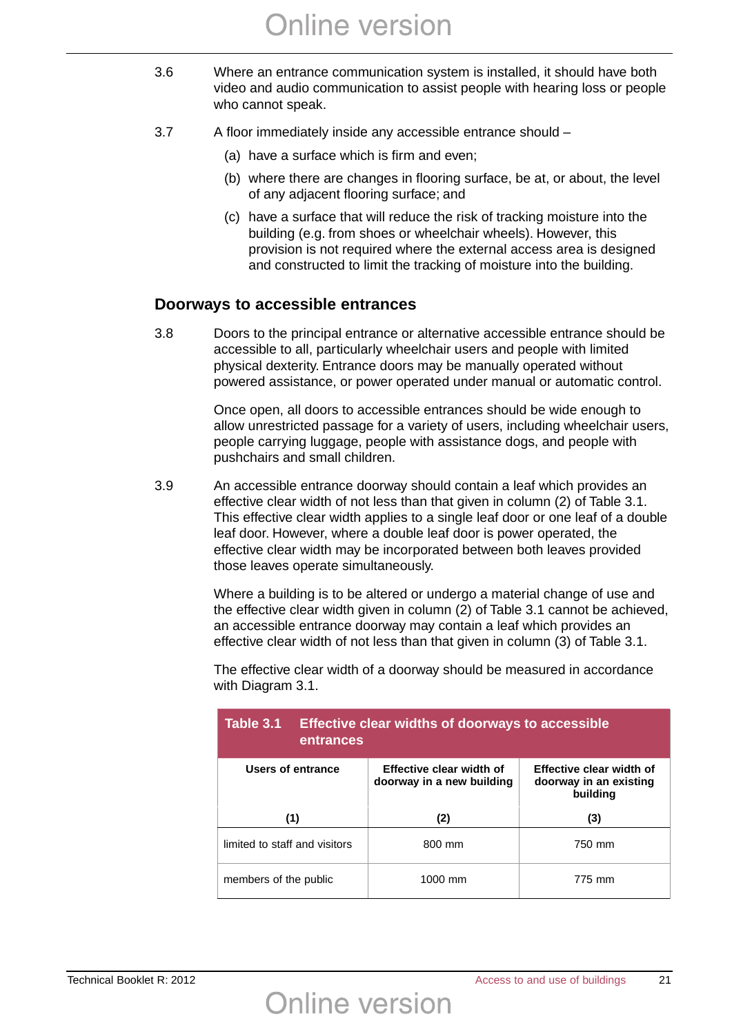3.6 Where an entrance communication system is installed, it should have both video and audio communication to assist people with hearing loss or people who cannot speak.

3.7 A floor immediately inside any accessible entrance should –

(a) have a surface which is firm and even;

(b) where there are changes in flooring surface, be at, or about, the level of any adjacent flooring surface; and

(c) have a surface that will reduce the risk of tracking moisture into the building (e.g. from shoes or wheelchair wheels). However, this provision is not required where the external access area is designed and constructed to limit the tracking of moisture into the building.

## Doorways to accessible entrances

3.8 Doors to the principal entrance or alternative accessible entrance should be accessible to all, particularly wheelchair users and people with limited physical dexterity. Entrance doors may be manually operated without powered assistance, or power operated under manual or automatic control.

Once open, all doors to accessible entrances should be wide enough to allow unrestricted passage for a variety of users, including wheelchair users, people carrying luggage, people with assistance dogs, and people with pushchairs and small children.

3.9 An accessible entrance doorway should contain a leaf which provides an effective clear width of not less than that given in column (2) of Table 3.1. This effective clear width applies to a single leaf door or one leaf of a double leaf door. However, where a double leaf door is power operated, the effective clear width may be incorporated between both leaves provided those leaves operate simultaneously.

Where a building is to be altered or undergo a material change of use and the effective clear width given in column (2) of Table 3.1 cannot be achieved, an accessible entrance doorway may contain a leaf which provides an effective clear width of not less than that given in column (3) of Table 3.1.

The effective clear width of a doorway should be measured in accordance with Diagram 3.1.

**Table 3.1 Effective clear widths of doorways to accessible entrances**

| Users of entrance | Effective clear width of doorway in a new building | Effective clear width of doorway in an existing building |
|---|---|---|
| (1) | (2) | (3) |
| limited to staff and visitors | 800 mm | 750 mm |
| members of the public | 1000 mm | 775 mm |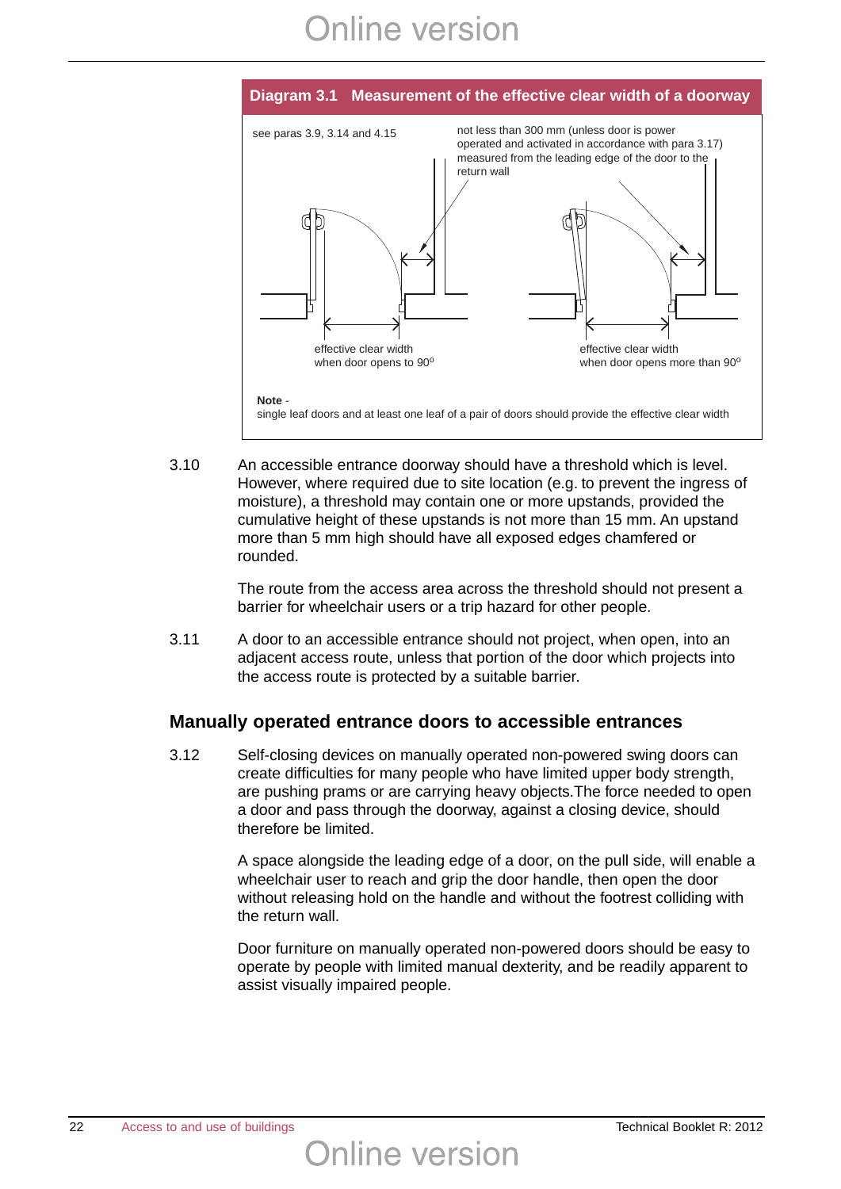**Diagram 3.1 Measurement of the effective clear width of a doorway**

see paras 3.9, 3.14 and 4.15

not less than 300 mm (unless door is power operated and activated in accordance with para 3.17) measured from the leading edge of the door to the return wall

effective clear width when door opens to 90°

effective clear width when door opens more than 90°

**Note** -
single leaf doors and at least one leaf of a pair of doors should provide the effective clear width

3.10 An accessible entrance doorway should have a threshold which is level. However, where required due to site location (e.g. to prevent the ingress of moisture), a threshold may contain one or more upstands, provided the cumulative height of these upstands is not more than 15 mm. An upstand more than 5 mm high should have all exposed edges chamfered or rounded.

The route from the access area across the threshold should not present a barrier for wheelchair users or a trip hazard for other people.

3.11 A door to an accessible entrance should not project, when open, into an adjacent access route, unless that portion of the door which projects into the access route is protected by a suitable barrier.

## Manually operated entrance doors to accessible entrances

3.12 Self-closing devices on manually operated non-powered swing doors can create difficulties for many people who have limited upper body strength, are pushing prams or are carrying heavy objects.The force needed to open a door and pass through the doorway, against a closing device, should therefore be limited.

A space alongside the leading edge of a door, on the pull side, will enable a wheelchair user to reach and grip the door handle, then open the door without releasing hold on the handle and without the footrest colliding with the return wall.

Door furniture on manually operated non-powered doors should be easy to operate by people with limited manual dexterity, and be readily apparent to assist visually impaired people.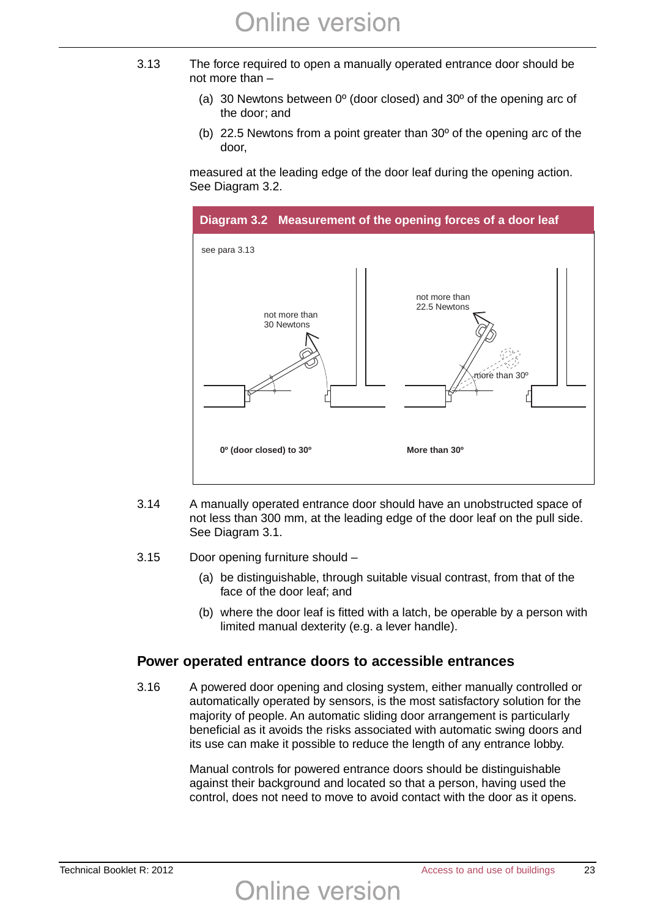3.13 The force required to open a manually operated entrance door should be not more than –

(a) 30 Newtons between 0º (door closed) and 30º of the opening arc of the door; and

(b) 22.5 Newtons from a point greater than 30º of the opening arc of the door,

measured at the leading edge of the door leaf during the opening action. See Diagram 3.2.

**Diagram 3.2 Measurement of the opening forces of a door leaf**

see para 3.13

not more than 30 Newtons

not more than 22.5 Newtons

more than 30º

**0º (door closed) to 30º**

**More than 30º**

3.14 A manually operated entrance door should have an unobstructed space of not less than 300 mm, at the leading edge of the door leaf on the pull side. See Diagram 3.1.

3.15 Door opening furniture should –

(a) be distinguishable, through suitable visual contrast, from that of the face of the door leaf; and

(b) where the door leaf is fitted with a latch, be operable by a person with limited manual dexterity (e.g. a lever handle).

## Power operated entrance doors to accessible entrances

3.16 A powered door opening and closing system, either manually controlled or automatically operated by sensors, is the most satisfactory solution for the majority of people. An automatic sliding door arrangement is particularly beneficial as it avoids the risks associated with automatic swing doors and its use can make it possible to reduce the length of any entrance lobby.

Manual controls for powered entrance doors should be distinguishable against their background and located so that a person, having used the control, does not need to move to avoid contact with the door as it opens.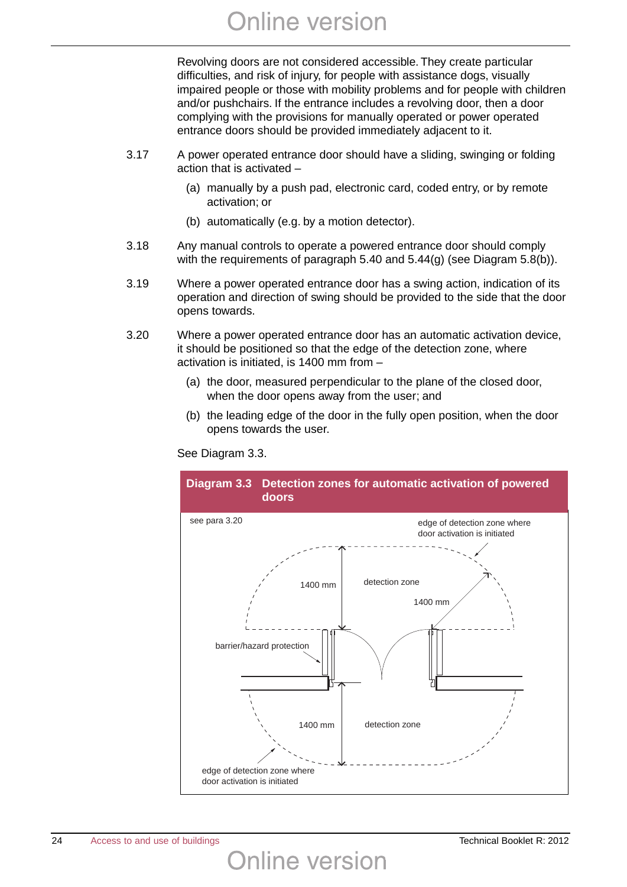Revolving doors are not considered accessible. They create particular difficulties, and risk of injury, for people with assistance dogs, visually impaired people or those with mobility problems and for people with children and/or pushchairs. If the entrance includes a revolving door, then a door complying with the provisions for manually operated or power operated entrance doors should be provided immediately adjacent to it.

3.17 A power operated entrance door should have a sliding, swinging or folding action that is activated –

(a) manually by a push pad, electronic card, coded entry, or by remote activation; or

(b) automatically (e.g. by a motion detector).

3.18 Any manual controls to operate a powered entrance door should comply with the requirements of paragraph 5.40 and 5.44(g) (see Diagram 5.8(b)).

3.19 Where a power operated entrance door has a swing action, indication of its operation and direction of swing should be provided to the side that the door opens towards.

3.20 Where a power operated entrance door has an automatic activation device, it should be positioned so that the edge of the detection zone, where activation is initiated, is 1400 mm from –

(a) the door, measured perpendicular to the plane of the closed door, when the door opens away from the user; and

(b) the leading edge of the door in the fully open position, when the door opens towards the user.

See Diagram 3.3.

**Diagram 3.3 Detection zones for automatic activation of powered doors**

see para 3.20

edge of detection zone where door activation is initiated

1400 mm

detection zone

1400 mm

barrier/hazard protection

1400 mm

detection zone

edge of detection zone where door activation is initiated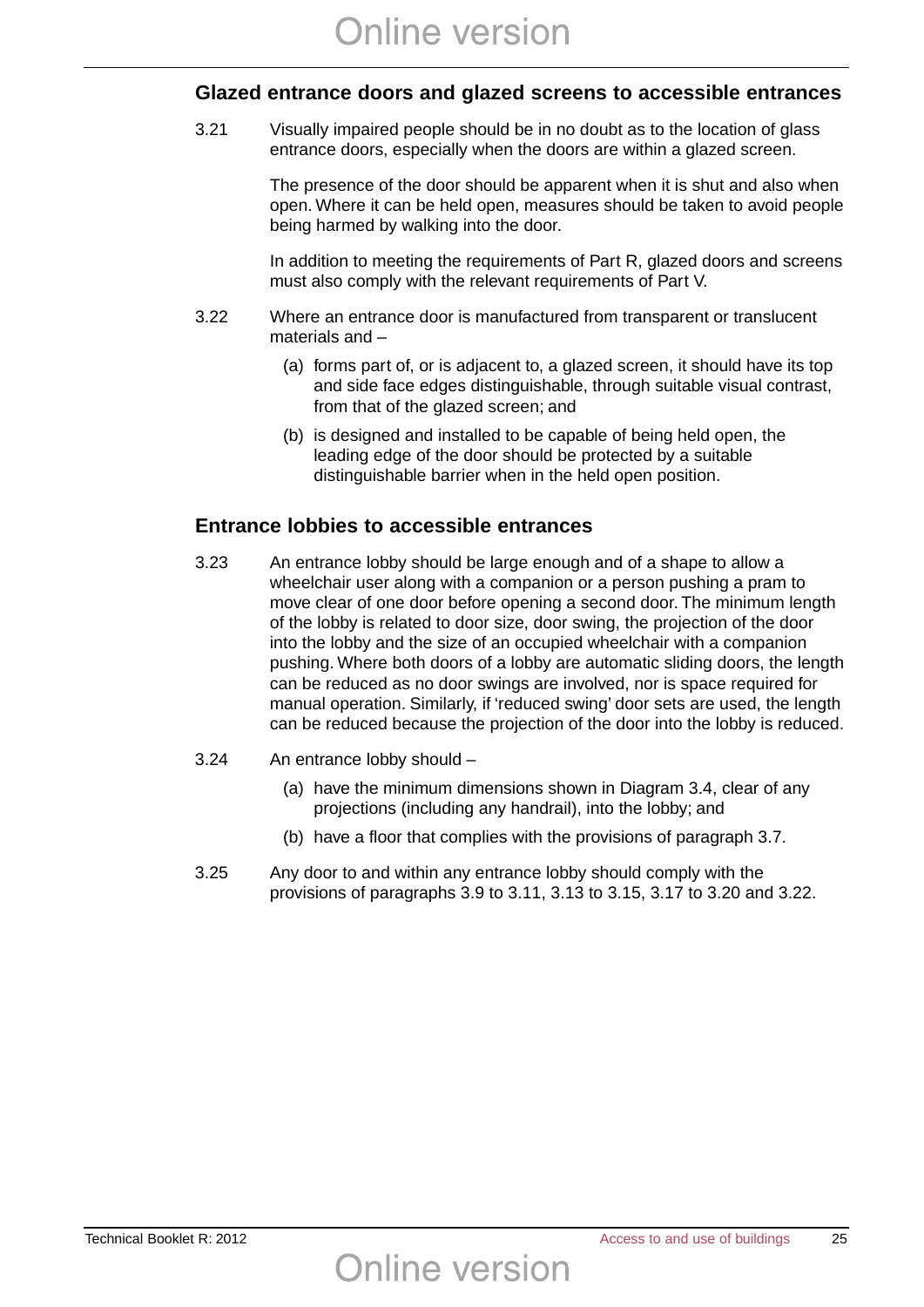## Glazed entrance doors and glazed screens to accessible entrances

3.21 Visually impaired people should be in no doubt as to the location of glass entrance doors, especially when the doors are within a glazed screen.

The presence of the door should be apparent when it is shut and also when open. Where it can be held open, measures should be taken to avoid people being harmed by walking into the door.

In addition to meeting the requirements of Part R, glazed doors and screens must also comply with the relevant requirements of Part V.

3.22 Where an entrance door is manufactured from transparent or translucent materials and –

(a) forms part of, or is adjacent to, a glazed screen, it should have its top and side face edges distinguishable, through suitable visual contrast, from that of the glazed screen; and

(b) is designed and installed to be capable of being held open, the leading edge of the door should be protected by a suitable distinguishable barrier when in the held open position.

## Entrance lobbies to accessible entrances

3.23 An entrance lobby should be large enough and of a shape to allow a wheelchair user along with a companion or a person pushing a pram to move clear of one door before opening a second door. The minimum length of the lobby is related to door size, door swing, the projection of the door into the lobby and the size of an occupied wheelchair with a companion pushing. Where both doors of a lobby are automatic sliding doors, the length can be reduced as no door swings are involved, nor is space required for manual operation. Similarly, if 'reduced swing' door sets are used, the length can be reduced because the projection of the door into the lobby is reduced.

3.24 An entrance lobby should –

(a) have the minimum dimensions shown in Diagram 3.4, clear of any projections (including any handrail), into the lobby; and

(b) have a floor that complies with the provisions of paragraph 3.7.

3.25 Any door to and within any entrance lobby should comply with the provisions of paragraphs 3.9 to 3.11, 3.13 to 3.15, 3.17 to 3.20 and 3.22.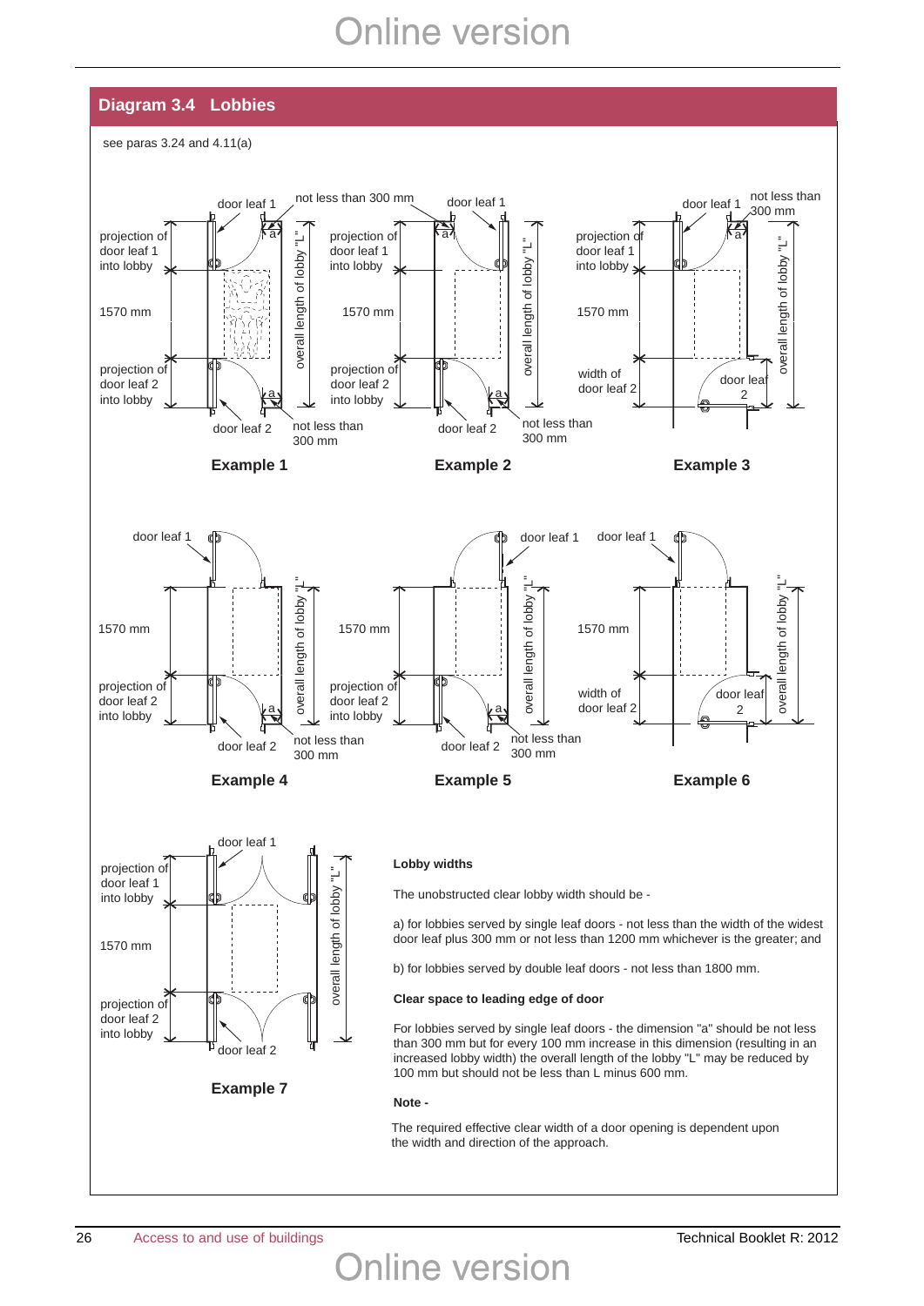## Diagram 3.4 Lobbies

see paras 3.24 and 4.11(a)

door leaf 1 | not less than 300 mm | projection of door leaf 1 into lobby | 1570 mm | projection of door leaf 2 into lobby | door leaf 2 | not less than 300 mm | overall length of lobby "L" | a

**Example 1**

**Example 2**

**Example 3**

**Example 4**

**Example 5**

**Example 6**

**Example 7**

**Lobby widths**

The unobstructed clear lobby width should be -

a) for lobbies served by single leaf doors - not less than the width of the widest door leaf plus 300 mm or not less than 1200 mm whichever is the greater; and

b) for lobbies served by double leaf doors - not less than 1800 mm.

**Clear space to leading edge of door**

For lobbies served by single leaf doors - the dimension "a" should be not less than 300 mm but for every 100 mm increase in this dimension (resulting in an increased lobby width) the overall length of the lobby "L" may be reduced by 100 mm but should not be less than L minus 600 mm.

**Note -**

The required effective clear width of a door opening is dependent upon the width and direction of the approach.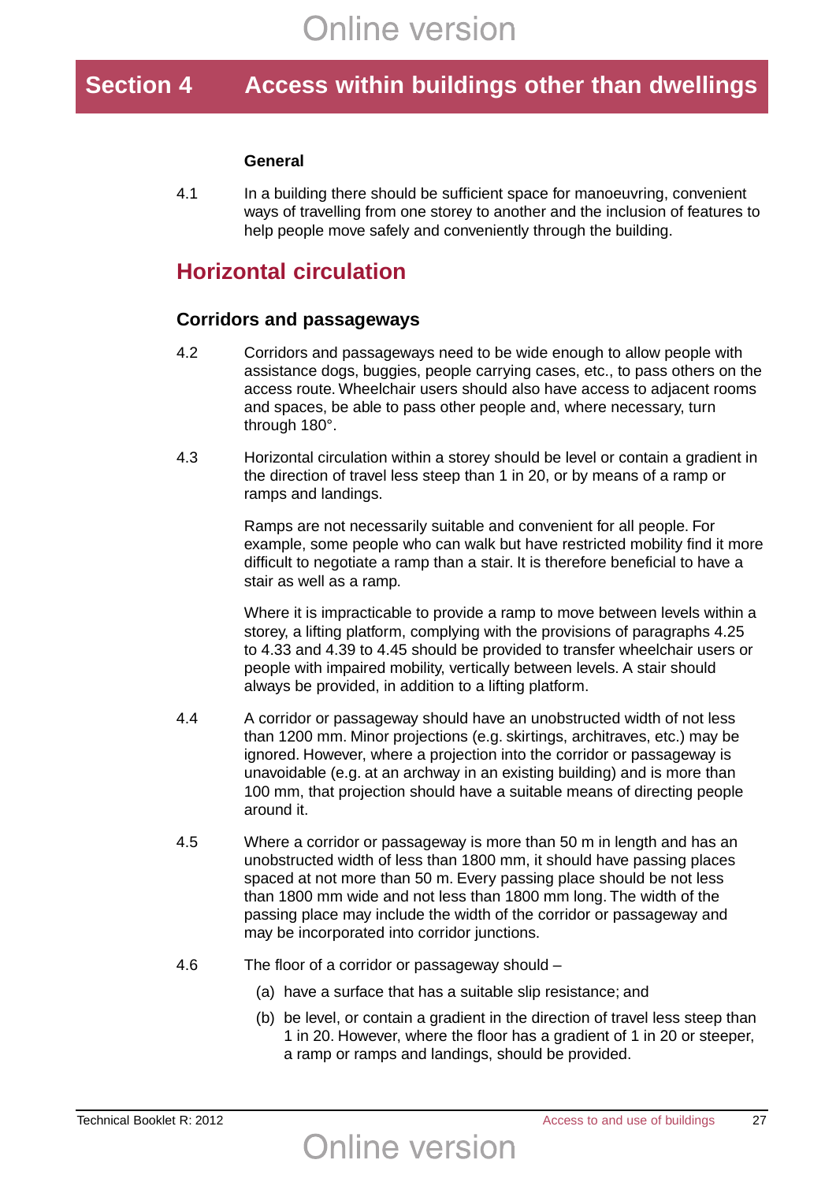# Section 4 Access within buildings other than dwellings

**General**

4.1 In a building there should be sufficient space for manoeuvring, convenient ways of travelling from one storey to another and the inclusion of features to help people move safely and conveniently through the building.

## Horizontal circulation

### Corridors and passageways

4.2 Corridors and passageways need to be wide enough to allow people with assistance dogs, buggies, people carrying cases, etc., to pass others on the access route. Wheelchair users should also have access to adjacent rooms and spaces, be able to pass other people and, where necessary, turn through 180°.

4.3 Horizontal circulation within a storey should be level or contain a gradient in the direction of travel less steep than 1 in 20, or by means of a ramp or ramps and landings.

Ramps are not necessarily suitable and convenient for all people. For example, some people who can walk but have restricted mobility find it more difficult to negotiate a ramp than a stair. It is therefore beneficial to have a stair as well as a ramp.

Where it is impracticable to provide a ramp to move between levels within a storey, a lifting platform, complying with the provisions of paragraphs 4.25 to 4.33 and 4.39 to 4.45 should be provided to transfer wheelchair users or people with impaired mobility, vertically between levels. A stair should always be provided, in addition to a lifting platform.

4.4 A corridor or passageway should have an unobstructed width of not less than 1200 mm. Minor projections (e.g. skirtings, architraves, etc.) may be ignored. However, where a projection into the corridor or passageway is unavoidable (e.g. at an archway in an existing building) and is more than 100 mm, that projection should have a suitable means of directing people around it.

4.5 Where a corridor or passageway is more than 50 m in length and has an unobstructed width of less than 1800 mm, it should have passing places spaced at not more than 50 m. Every passing place should be not less than 1800 mm wide and not less than 1800 mm long. The width of the passing place may include the width of the corridor or passageway and may be incorporated into corridor junctions.

4.6 The floor of a corridor or passageway should –

(a) have a surface that has a suitable slip resistance; and

(b) be level, or contain a gradient in the direction of travel less steep than 1 in 20. However, where the floor has a gradient of 1 in 20 or steeper, a ramp or ramps and landings, should be provided.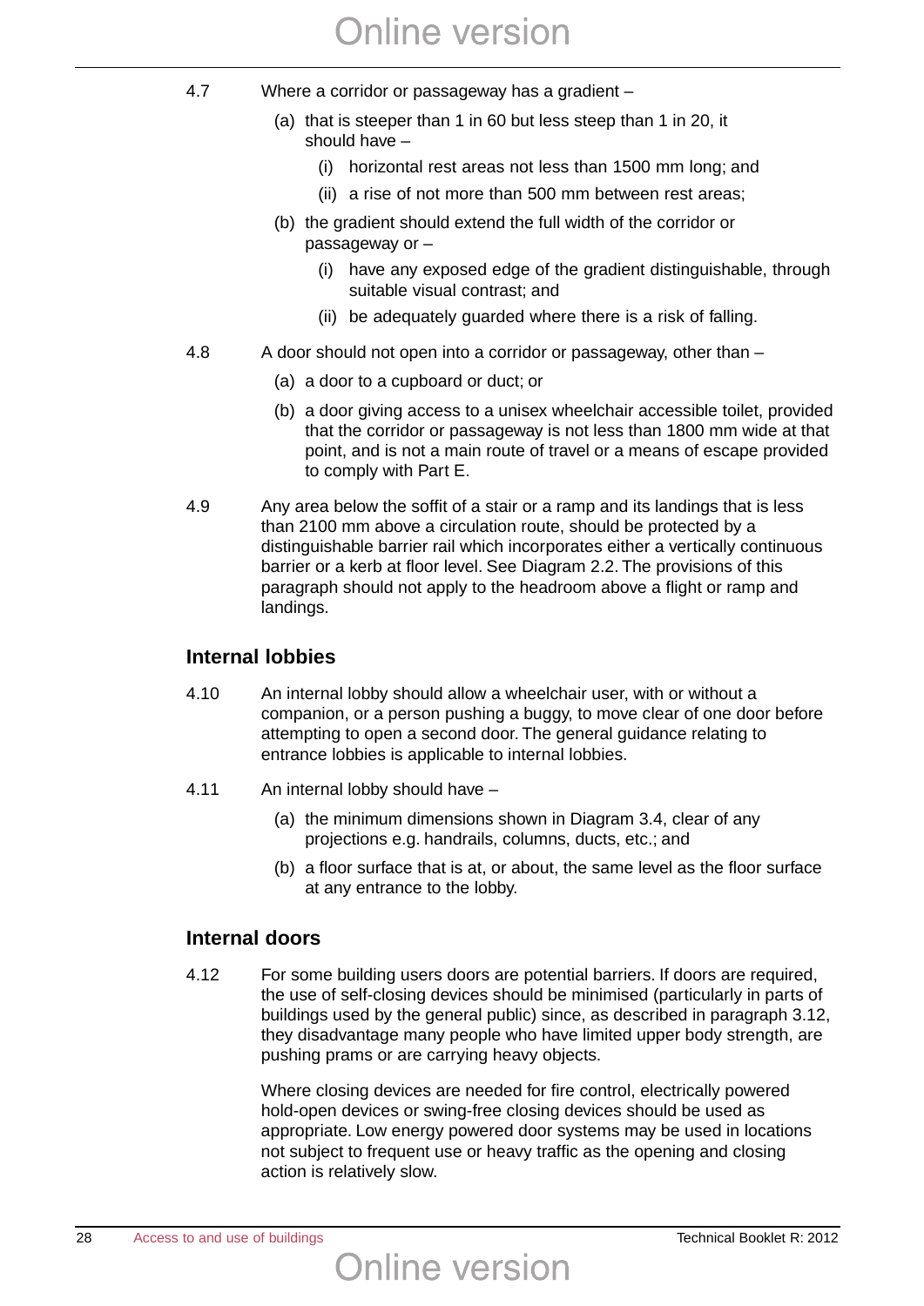4.7 Where a corridor or passageway has a gradient –

(a) that is steeper than 1 in 60 but less steep than 1 in 20, it should have –

(i) horizontal rest areas not less than 1500 mm long; and

(ii) a rise of not more than 500 mm between rest areas;

(b) the gradient should extend the full width of the corridor or passageway or –

(i) have any exposed edge of the gradient distinguishable, through suitable visual contrast; and

(ii) be adequately guarded where there is a risk of falling.

4.8 A door should not open into a corridor or passageway, other than –

(a) a door to a cupboard or duct; or

(b) a door giving access to a unisex wheelchair accessible toilet, provided that the corridor or passageway is not less than 1800 mm wide at that point, and is not a main route of travel or a means of escape provided to comply with Part E.

4.9 Any area below the soffit of a stair or a ramp and its landings that is less than 2100 mm above a circulation route, should be protected by a distinguishable barrier rail which incorporates either a vertically continuous barrier or a kerb at floor level. See Diagram 2.2. The provisions of this paragraph should not apply to the headroom above a flight or ramp and landings.

## Internal lobbies

4.10 An internal lobby should allow a wheelchair user, with or without a companion, or a person pushing a buggy, to move clear of one door before attempting to open a second door. The general guidance relating to entrance lobbies is applicable to internal lobbies.

4.11 An internal lobby should have –

(a) the minimum dimensions shown in Diagram 3.4, clear of any projections e.g. handrails, columns, ducts, etc.; and

(b) a floor surface that is at, or about, the same level as the floor surface at any entrance to the lobby.

## Internal doors

4.12 For some building users doors are potential barriers. If doors are required, the use of self-closing devices should be minimised (particularly in parts of buildings used by the general public) since, as described in paragraph 3.12, they disadvantage many people who have limited upper body strength, are pushing prams or are carrying heavy objects.

Where closing devices are needed for fire control, electrically powered hold-open devices or swing-free closing devices should be used as appropriate. Low energy powered door systems may be used in locations not subject to frequent use or heavy traffic as the opening and closing action is relatively slow.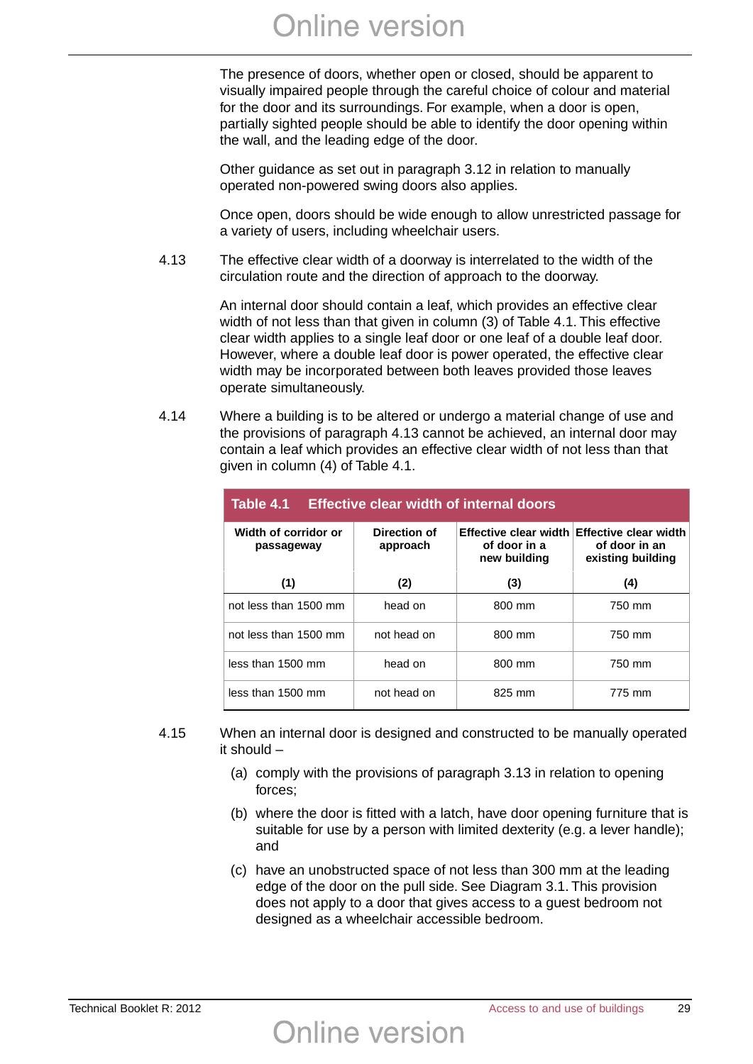The presence of doors, whether open or closed, should be apparent to visually impaired people through the careful choice of colour and material for the door and its surroundings. For example, when a door is open, partially sighted people should be able to identify the door opening within the wall, and the leading edge of the door.

Other guidance as set out in paragraph 3.12 in relation to manually operated non-powered swing doors also applies.

Once open, doors should be wide enough to allow unrestricted passage for a variety of users, including wheelchair users.

4.13 The effective clear width of a doorway is interrelated to the width of the circulation route and the direction of approach to the doorway.

An internal door should contain a leaf, which provides an effective clear width of not less than that given in column (3) of Table 4.1. This effective clear width applies to a single leaf door or one leaf of a double leaf door. However, where a double leaf door is power operated, the effective clear width may be incorporated between both leaves provided those leaves operate simultaneously.

4.14 Where a building is to be altered or undergo a material change of use and the provisions of paragraph 4.13 cannot be achieved, an internal door may contain a leaf which provides an effective clear width of not less than that given in column (4) of Table 4.1.

**Table 4.1 Effective clear width of internal doors**

| Width of corridor or passageway | Direction of approach | Effective clear width of door in a new building | Effective clear width of door in an existing building |
|---|---|---|---|
| (1) | (2) | (3) | (4) |
| not less than 1500 mm | head on | 800 mm | 750 mm |
| not less than 1500 mm | not head on | 800 mm | 750 mm |
| less than 1500 mm | head on | 800 mm | 750 mm |
| less than 1500 mm | not head on | 825 mm | 775 mm |

4.15 When an internal door is designed and constructed to be manually operated it should –

(a) comply with the provisions of paragraph 3.13 in relation to opening forces;

(b) where the door is fitted with a latch, have door opening furniture that is suitable for use by a person with limited dexterity (e.g. a lever handle); and

(c) have an unobstructed space of not less than 300 mm at the leading edge of the door on the pull side. See Diagram 3.1. This provision does not apply to a door that gives access to a guest bedroom not designed as a wheelchair accessible bedroom.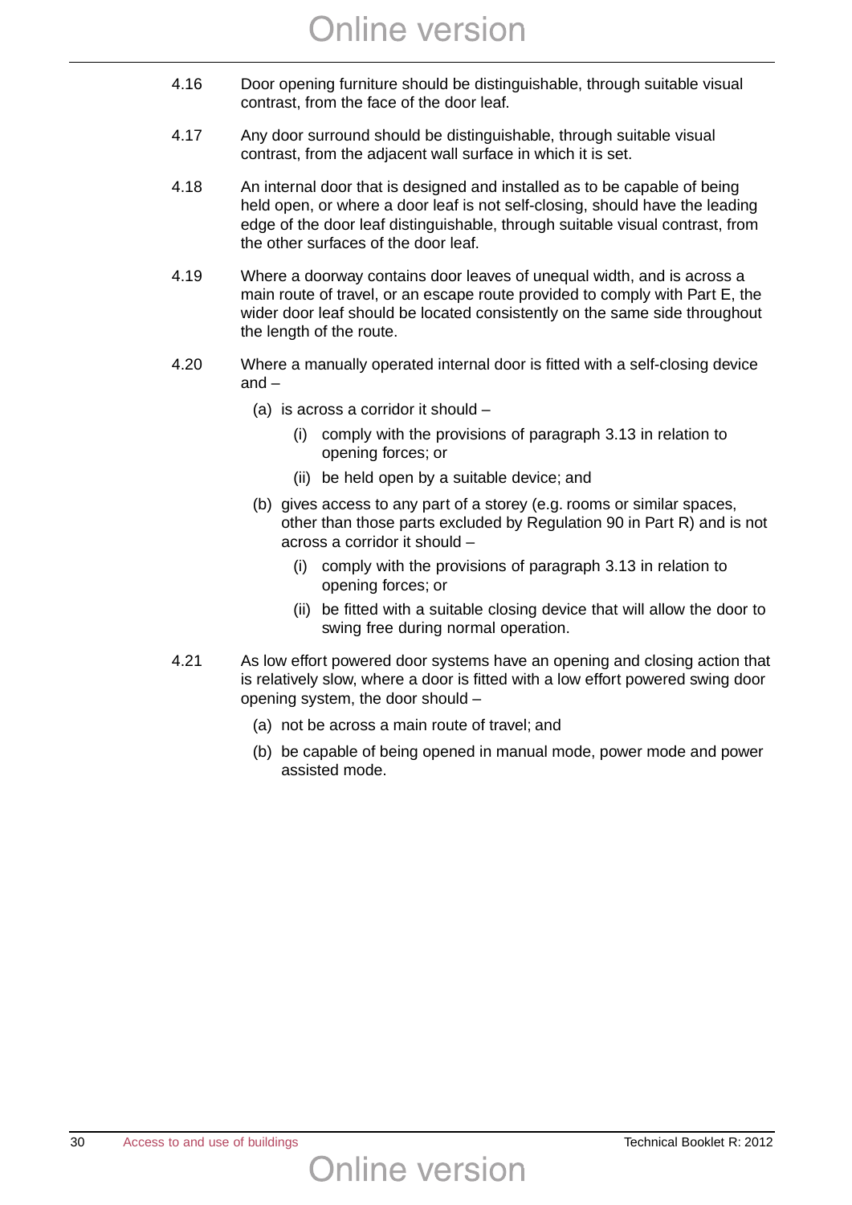4.16 Door opening furniture should be distinguishable, through suitable visual contrast, from the face of the door leaf.

4.17 Any door surround should be distinguishable, through suitable visual contrast, from the adjacent wall surface in which it is set.

4.18 An internal door that is designed and installed as to be capable of being held open, or where a door leaf is not self-closing, should have the leading edge of the door leaf distinguishable, through suitable visual contrast, from the other surfaces of the door leaf.

4.19 Where a doorway contains door leaves of unequal width, and is across a main route of travel, or an escape route provided to comply with Part E, the wider door leaf should be located consistently on the same side throughout the length of the route.

4.20 Where a manually operated internal door is fitted with a self-closing device and –

- (a) is across a corridor it should –
  - (i) comply with the provisions of paragraph 3.13 in relation to opening forces; or
  - (ii) be held open by a suitable device; and
- (b) gives access to any part of a storey (e.g. rooms or similar spaces, other than those parts excluded by Regulation 90 in Part R) and is not across a corridor it should –
  - (i) comply with the provisions of paragraph 3.13 in relation to opening forces; or
  - (ii) be fitted with a suitable closing device that will allow the door to swing free during normal operation.

4.21 As low effort powered door systems have an opening and closing action that is relatively slow, where a door is fitted with a low effort powered swing door opening system, the door should –

- (a) not be across a main route of travel; and
- (b) be capable of being opened in manual mode, power mode and power assisted mode.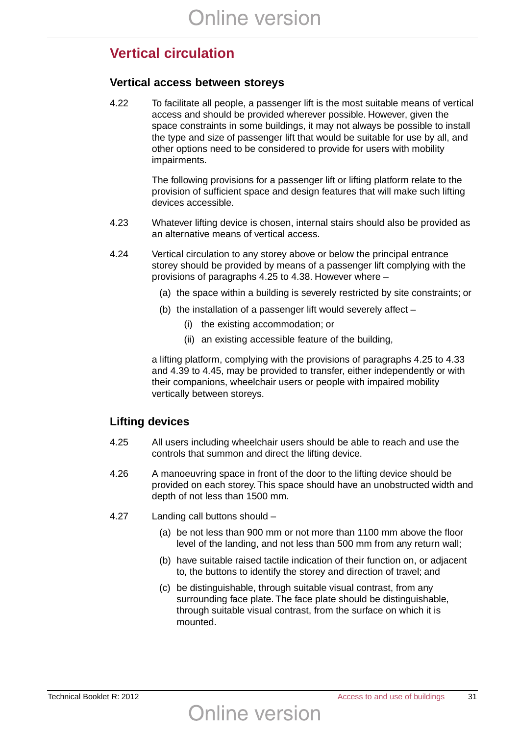## Vertical circulation

### Vertical access between storeys

4.22 To facilitate all people, a passenger lift is the most suitable means of vertical access and should be provided wherever possible. However, given the space constraints in some buildings, it may not always be possible to install the type and size of passenger lift that would be suitable for use by all, and other options need to be considered to provide for users with mobility impairments.

The following provisions for a passenger lift or lifting platform relate to the provision of sufficient space and design features that will make such lifting devices accessible.

4.23 Whatever lifting device is chosen, internal stairs should also be provided as an alternative means of vertical access.

4.24 Vertical circulation to any storey above or below the principal entrance storey should be provided by means of a passenger lift complying with the provisions of paragraphs 4.25 to 4.38. However where –

- (a) the space within a building is severely restricted by site constraints; or
- (b) the installation of a passenger lift would severely affect –
  - (i) the existing accommodation; or
  - (ii) an existing accessible feature of the building,

a lifting platform, complying with the provisions of paragraphs 4.25 to 4.33 and 4.39 to 4.45, may be provided to transfer, either independently or with their companions, wheelchair users or people with impaired mobility vertically between storeys.

### Lifting devices

4.25 All users including wheelchair users should be able to reach and use the controls that summon and direct the lifting device.

4.26 A manoeuvring space in front of the door to the lifting device should be provided on each storey. This space should have an unobstructed width and depth of not less than 1500 mm.

4.27 Landing call buttons should –

- (a) be not less than 900 mm or not more than 1100 mm above the floor level of the landing, and not less than 500 mm from any return wall;
- (b) have suitable raised tactile indication of their function on, or adjacent to, the buttons to identify the storey and direction of travel; and
- (c) be distinguishable, through suitable visual contrast, from any surrounding face plate. The face plate should be distinguishable, through suitable visual contrast, from the surface on which it is mounted.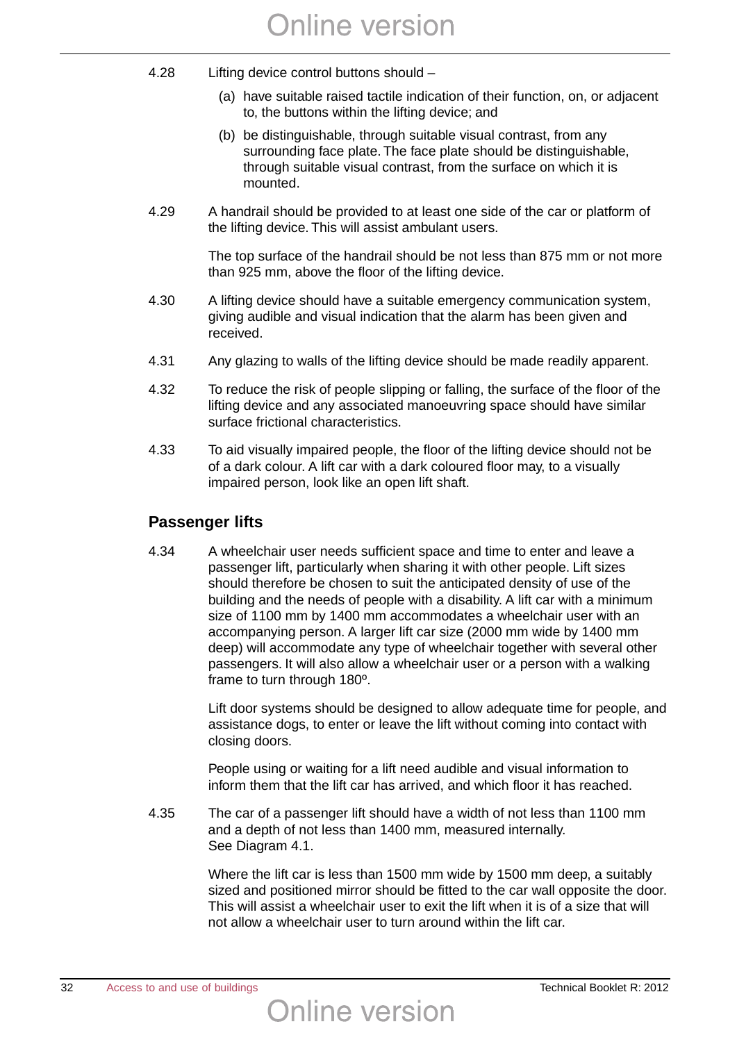4.28 Lifting device control buttons should –

(a) have suitable raised tactile indication of their function, on, or adjacent to, the buttons within the lifting device; and

(b) be distinguishable, through suitable visual contrast, from any surrounding face plate. The face plate should be distinguishable, through suitable visual contrast, from the surface on which it is mounted.

4.29 A handrail should be provided to at least one side of the car or platform of the lifting device. This will assist ambulant users.

The top surface of the handrail should be not less than 875 mm or not more than 925 mm, above the floor of the lifting device.

4.30 A lifting device should have a suitable emergency communication system, giving audible and visual indication that the alarm has been given and received.

4.31 Any glazing to walls of the lifting device should be made readily apparent.

4.32 To reduce the risk of people slipping or falling, the surface of the floor of the lifting device and any associated manoeuvring space should have similar surface frictional characteristics.

4.33 To aid visually impaired people, the floor of the lifting device should not be of a dark colour. A lift car with a dark coloured floor may, to a visually impaired person, look like an open lift shaft.

## Passenger lifts

4.34 A wheelchair user needs sufficient space and time to enter and leave a passenger lift, particularly when sharing it with other people. Lift sizes should therefore be chosen to suit the anticipated density of use of the building and the needs of people with a disability. A lift car with a minimum size of 1100 mm by 1400 mm accommodates a wheelchair user with an accompanying person. A larger lift car size (2000 mm wide by 1400 mm deep) will accommodate any type of wheelchair together with several other passengers. It will also allow a wheelchair user or a person with a walking frame to turn through 180º.

Lift door systems should be designed to allow adequate time for people, and assistance dogs, to enter or leave the lift without coming into contact with closing doors.

People using or waiting for a lift need audible and visual information to inform them that the lift car has arrived, and which floor it has reached.

4.35 The car of a passenger lift should have a width of not less than 1100 mm and a depth of not less than 1400 mm, measured internally. See Diagram 4.1.

Where the lift car is less than 1500 mm wide by 1500 mm deep, a suitably sized and positioned mirror should be fitted to the car wall opposite the door. This will assist a wheelchair user to exit the lift when it is of a size that will not allow a wheelchair user to turn around within the lift car.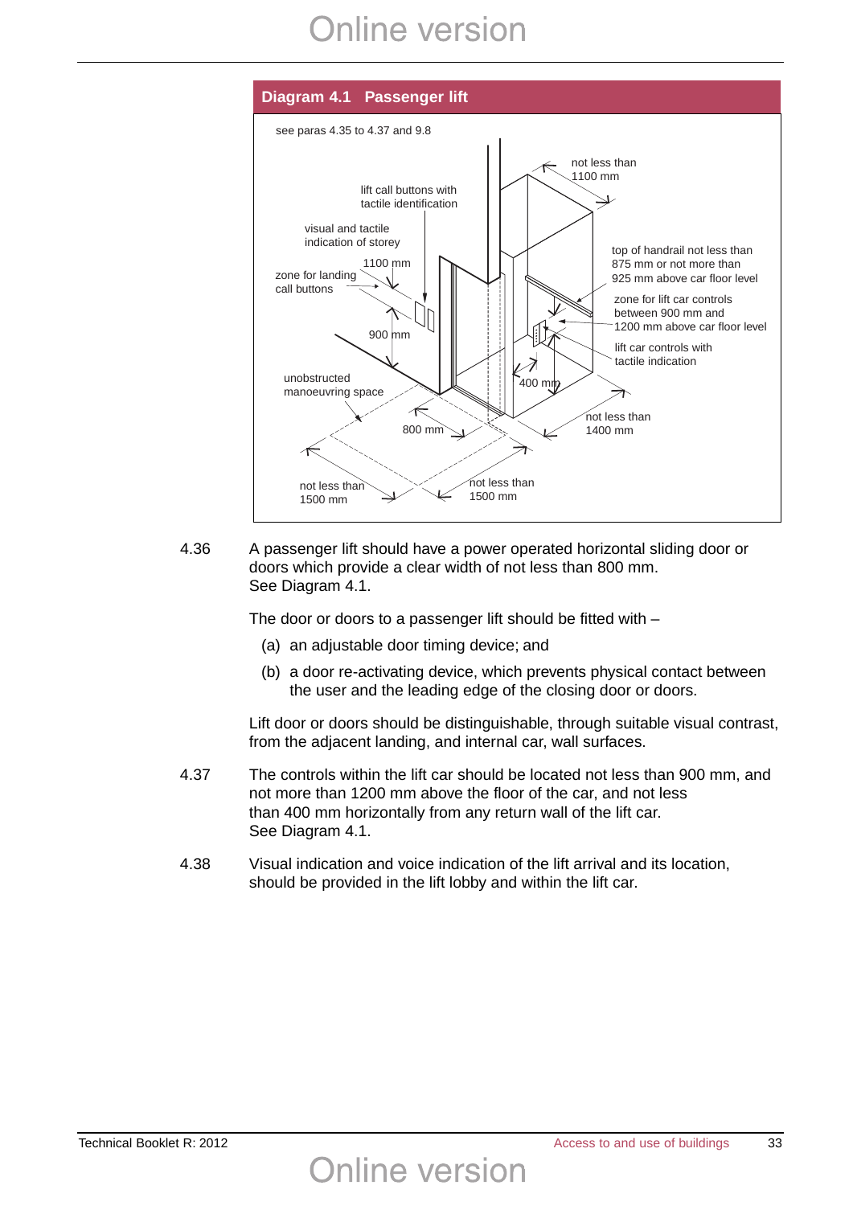**Diagram 4.1 Passenger lift**

see paras 4.35 to 4.37 and 9.8

not less than 1100 mm

lift call buttons with tactile identification

visual and tactile indication of storey

1100 mm

zone for landing call buttons

top of handrail not less than 875 mm or not more than 925 mm above car floor level

zone for lift car controls between 900 mm and 1200 mm above car floor level

900 mm

lift car controls with tactile indication

unobstructed manoeuvring space

400 mm

not less than 1400 mm

800 mm

not less than 1500 mm

not less than 1500 mm

4.36 A passenger lift should have a power operated horizontal sliding door or doors which provide a clear width of not less than 800 mm. See Diagram 4.1.

The door or doors to a passenger lift should be fitted with –

(a) an adjustable door timing device; and

(b) a door re-activating device, which prevents physical contact between the user and the leading edge of the closing door or doors.

Lift door or doors should be distinguishable, through suitable visual contrast, from the adjacent landing, and internal car, wall surfaces.

4.37 The controls within the lift car should be located not less than 900 mm, and not more than 1200 mm above the floor of the car, and not less than 400 mm horizontally from any return wall of the lift car. See Diagram 4.1.

4.38 Visual indication and voice indication of the lift arrival and its location, should be provided in the lift lobby and within the lift car.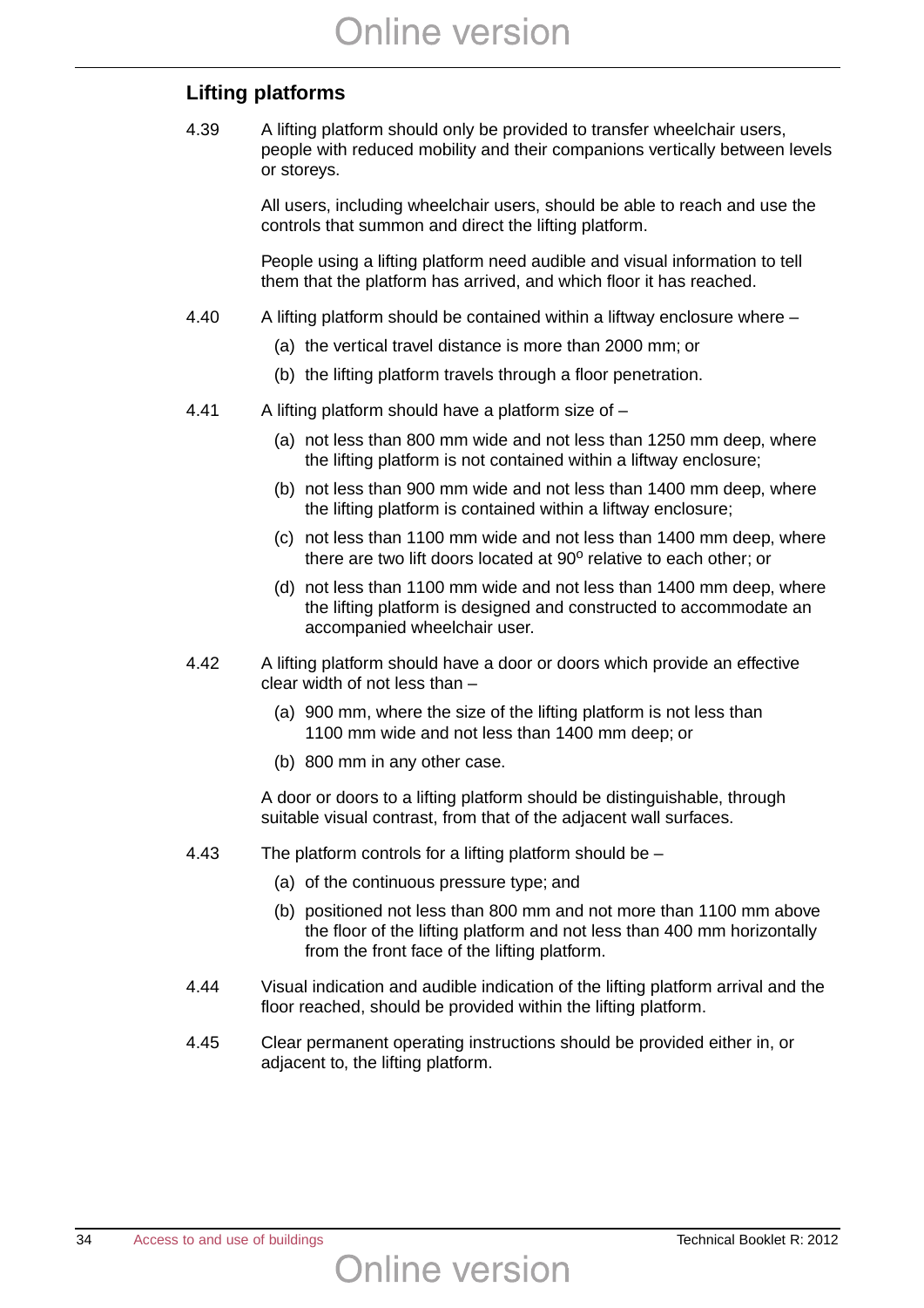## Lifting platforms

4.39 A lifting platform should only be provided to transfer wheelchair users, people with reduced mobility and their companions vertically between levels or storeys.

All users, including wheelchair users, should be able to reach and use the controls that summon and direct the lifting platform.

People using a lifting platform need audible and visual information to tell them that the platform has arrived, and which floor it has reached.

4.40 A lifting platform should be contained within a liftway enclosure where –

(a) the vertical travel distance is more than 2000 mm; or

(b) the lifting platform travels through a floor penetration.

4.41 A lifting platform should have a platform size of –

(a) not less than 800 mm wide and not less than 1250 mm deep, where the lifting platform is not contained within a liftway enclosure;

(b) not less than 900 mm wide and not less than 1400 mm deep, where the lifting platform is contained within a liftway enclosure;

(c) not less than 1100 mm wide and not less than 1400 mm deep, where there are two lift doors located at $90^{o}$ relative to each other; or

(d) not less than 1100 mm wide and not less than 1400 mm deep, where the lifting platform is designed and constructed to accommodate an accompanied wheelchair user.

4.42 A lifting platform should have a door or doors which provide an effective clear width of not less than –

(a) 900 mm, where the size of the lifting platform is not less than 1100 mm wide and not less than 1400 mm deep; or

(b) 800 mm in any other case.

A door or doors to a lifting platform should be distinguishable, through suitable visual contrast, from that of the adjacent wall surfaces.

4.43 The platform controls for a lifting platform should be –

(a) of the continuous pressure type; and

(b) positioned not less than 800 mm and not more than 1100 mm above the floor of the lifting platform and not less than 400 mm horizontally from the front face of the lifting platform.

4.44 Visual indication and audible indication of the lifting platform arrival and the floor reached, should be provided within the lifting platform.

4.45 Clear permanent operating instructions should be provided either in, or adjacent to, the lifting platform.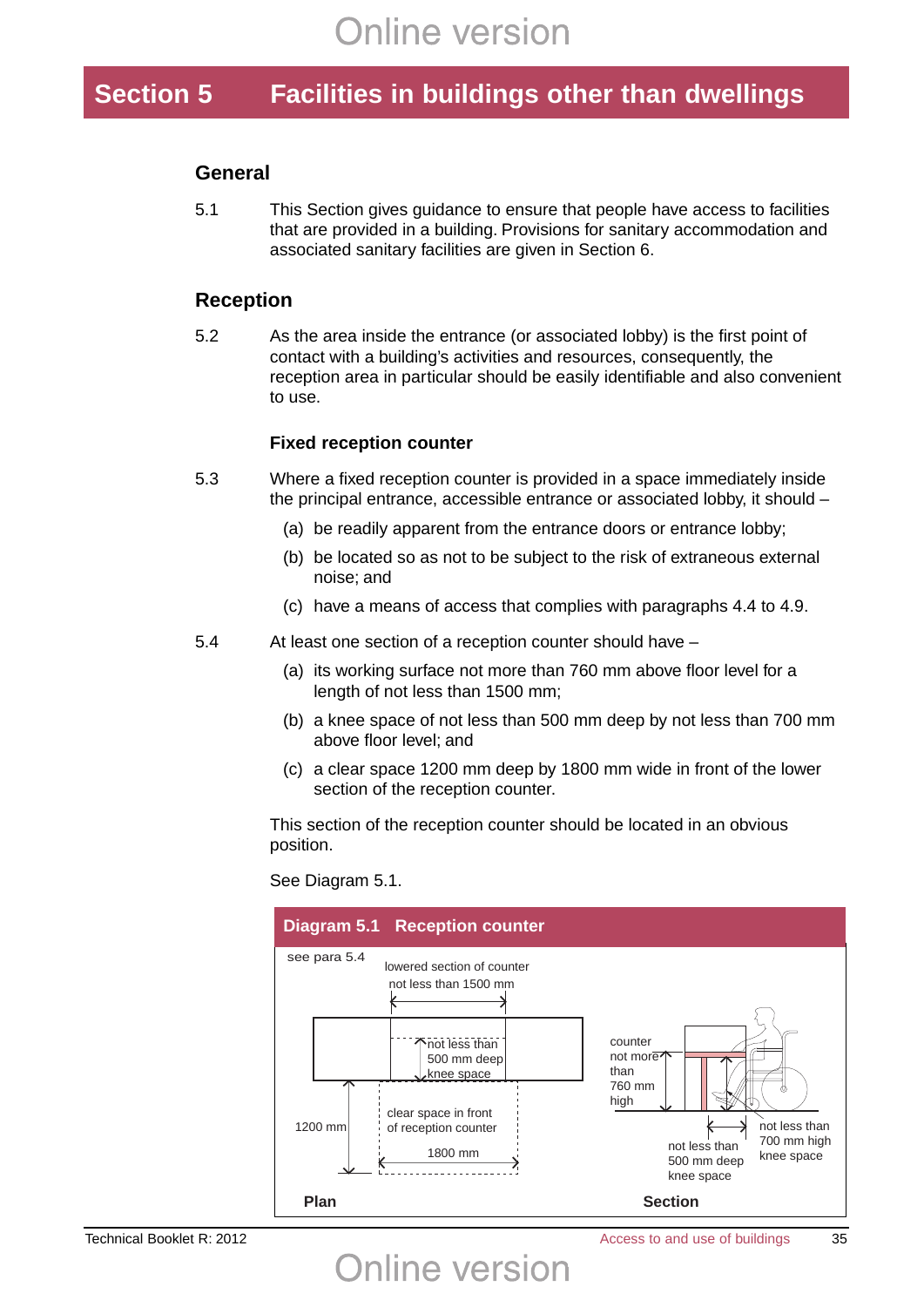# Section 5 Facilities in buildings other than dwellings

## General

5.1 This Section gives guidance to ensure that people have access to facilities that are provided in a building. Provisions for sanitary accommodation and associated sanitary facilities are given in Section 6.

## Reception

5.2 As the area inside the entrance (or associated lobby) is the first point of contact with a building's activities and resources, consequently, the reception area in particular should be easily identifiable and also convenient to use.

### Fixed reception counter

5.3 Where a fixed reception counter is provided in a space immediately inside the principal entrance, accessible entrance or associated lobby, it should –

(a) be readily apparent from the entrance doors or entrance lobby;

(b) be located so as not to be subject to the risk of extraneous external noise; and

(c) have a means of access that complies with paragraphs 4.4 to 4.9.

5.4 At least one section of a reception counter should have –

(a) its working surface not more than 760 mm above floor level for a length of not less than 1500 mm;

(b) a knee space of not less than 500 mm deep by not less than 700 mm above floor level; and

(c) a clear space 1200 mm deep by 1800 mm wide in front of the lower section of the reception counter.

This section of the reception counter should be located in an obvious position.

See Diagram 5.1.

**Diagram 5.1 Reception counter**

see para 5.4

Plan: lowered section of counter not less than 1500 mm; not less than 500 mm deep knee space; clear space in front of reception counter 1200 mm by 1800 mm.

Section: counter not more than 760 mm high; not less than 500 mm deep knee space; not less than 700 mm high knee space.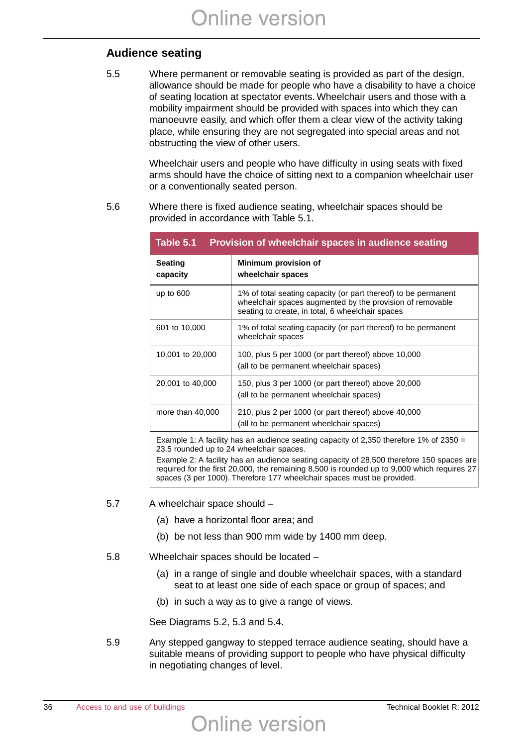## Audience seating

5.5 Where permanent or removable seating is provided as part of the design, allowance should be made for people who have a disability to have a choice of seating location at spectator events. Wheelchair users and those with a mobility impairment should be provided with spaces into which they can manoeuvre easily, and which offer them a clear view of the activity taking place, while ensuring they are not segregated into special areas and not obstructing the view of other users.

Wheelchair users and people who have difficulty in using seats with fixed arms should have the choice of sitting next to a companion wheelchair user or a conventionally seated person.

5.6 Where there is fixed audience seating, wheelchair spaces should be provided in accordance with Table 5.1.

**Table 5.1 Provision of wheelchair spaces in audience seating**

| Seating capacity | Minimum provision of wheelchair spaces |
|---|---|
| up to 600 | 1% of total seating capacity (or part thereof) to be permanent wheelchair spaces augmented by the provision of removable seating to create, in total, 6 wheelchair spaces |
| 601 to 10,000 | 1% of total seating capacity (or part thereof) to be permanent wheelchair spaces |
| 10,001 to 20,000 | 100, plus 5 per 1000 (or part thereof) above 10,000 (all to be permanent wheelchair spaces) |
| 20,001 to 40,000 | 150, plus 3 per 1000 (or part thereof) above 20,000 (all to be permanent wheelchair spaces) |
| more than 40,000 | 210, plus 2 per 1000 (or part thereof) above 40,000 (all to be permanent wheelchair spaces) |

Example 1: A facility has an audience seating capacity of 2,350 therefore 1% of 2350 = 23.5 rounded up to 24 wheelchair spaces.

Example 2: A facility has an audience seating capacity of 28,500 therefore 150 spaces are required for the first 20,000, the remaining 8,500 is rounded up to 9,000 which requires 27 spaces (3 per 1000). Therefore 177 wheelchair spaces must be provided.

5.7 A wheelchair space should –

(a) have a horizontal floor area; and

(b) be not less than 900 mm wide by 1400 mm deep.

5.8 Wheelchair spaces should be located –

(a) in a range of single and double wheelchair spaces, with a standard seat to at least one side of each space or group of spaces; and

(b) in such a way as to give a range of views.

See Diagrams 5.2, 5.3 and 5.4.

5.9 Any stepped gangway to stepped terrace audience seating, should have a suitable means of providing support to people who have physical difficulty in negotiating changes of level.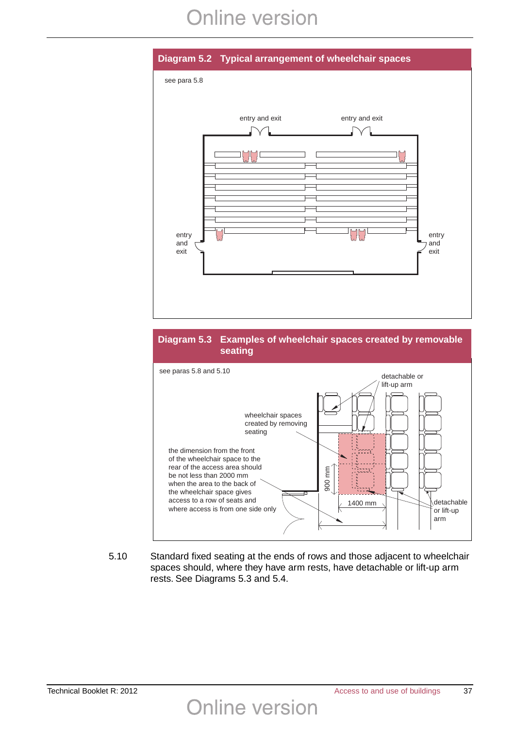**Diagram 5.2 Typical arrangement of wheelchair spaces**

see para 5.8

entry and exit

entry and exit

entry and exit

entry and exit

**Diagram 5.3 Examples of wheelchair spaces created by removable seating**

see paras 5.8 and 5.10

detachable or lift-up arm

wheelchair spaces created by removing seating

the dimension from the front of the wheelchair space to the rear of the access area should be not less than 2000 mm when the area to the back of the wheelchair space gives access to a row of seats and where access is from one side only

900 mm

1400 mm

detachable or lift-up arm

5.10 Standard fixed seating at the ends of rows and those adjacent to wheelchair spaces should, where they have arm rests, have detachable or lift-up arm rests. See Diagrams 5.3 and 5.4.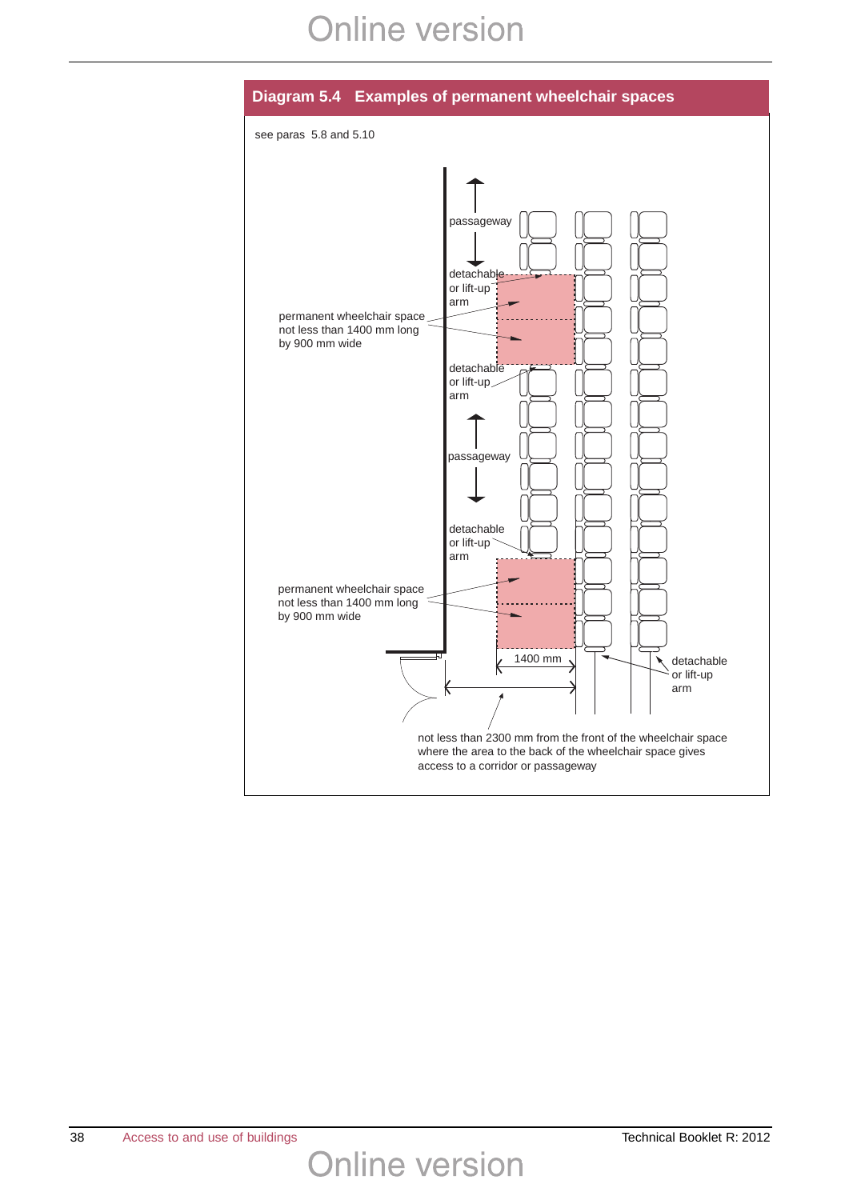## Diagram 5.4 Examples of permanent wheelchair spaces

see paras 5.8 and 5.10

passageway

detachable or lift-up arm

permanent wheelchair space not less than 1400 mm long by 900 mm wide

detachable or lift-up arm

passageway

detachable or lift-up arm

permanent wheelchair space not less than 1400 mm long by 900 mm wide

1400 mm

detachable or lift-up arm

not less than 2300 mm from the front of the wheelchair space where the area to the back of the wheelchair space gives access to a corridor or passageway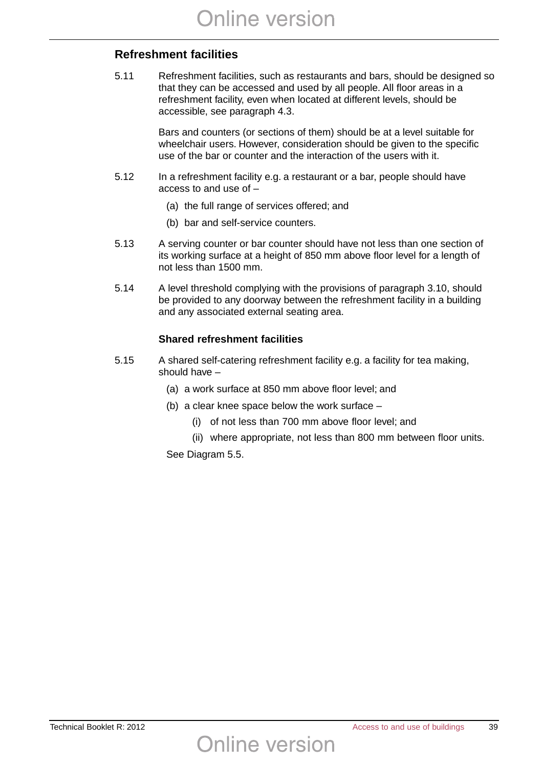## Refreshment facilities

5.11 Refreshment facilities, such as restaurants and bars, should be designed so that they can be accessed and used by all people. All floor areas in a refreshment facility, even when located at different levels, should be accessible, see paragraph 4.3.

Bars and counters (or sections of them) should be at a level suitable for wheelchair users. However, consideration should be given to the specific use of the bar or counter and the interaction of the users with it.

5.12 In a refreshment facility e.g. a restaurant or a bar, people should have access to and use of –

(a) the full range of services offered; and

(b) bar and self-service counters.

5.13 A serving counter or bar counter should have not less than one section of its working surface at a height of 850 mm above floor level for a length of not less than 1500 mm.

5.14 A level threshold complying with the provisions of paragraph 3.10, should be provided to any doorway between the refreshment facility in a building and any associated external seating area.

### Shared refreshment facilities

5.15 A shared self-catering refreshment facility e.g. a facility for tea making, should have –

(a) a work surface at 850 mm above floor level; and

(b) a clear knee space below the work surface –

(i) of not less than 700 mm above floor level; and

(ii) where appropriate, not less than 800 mm between floor units.

See Diagram 5.5.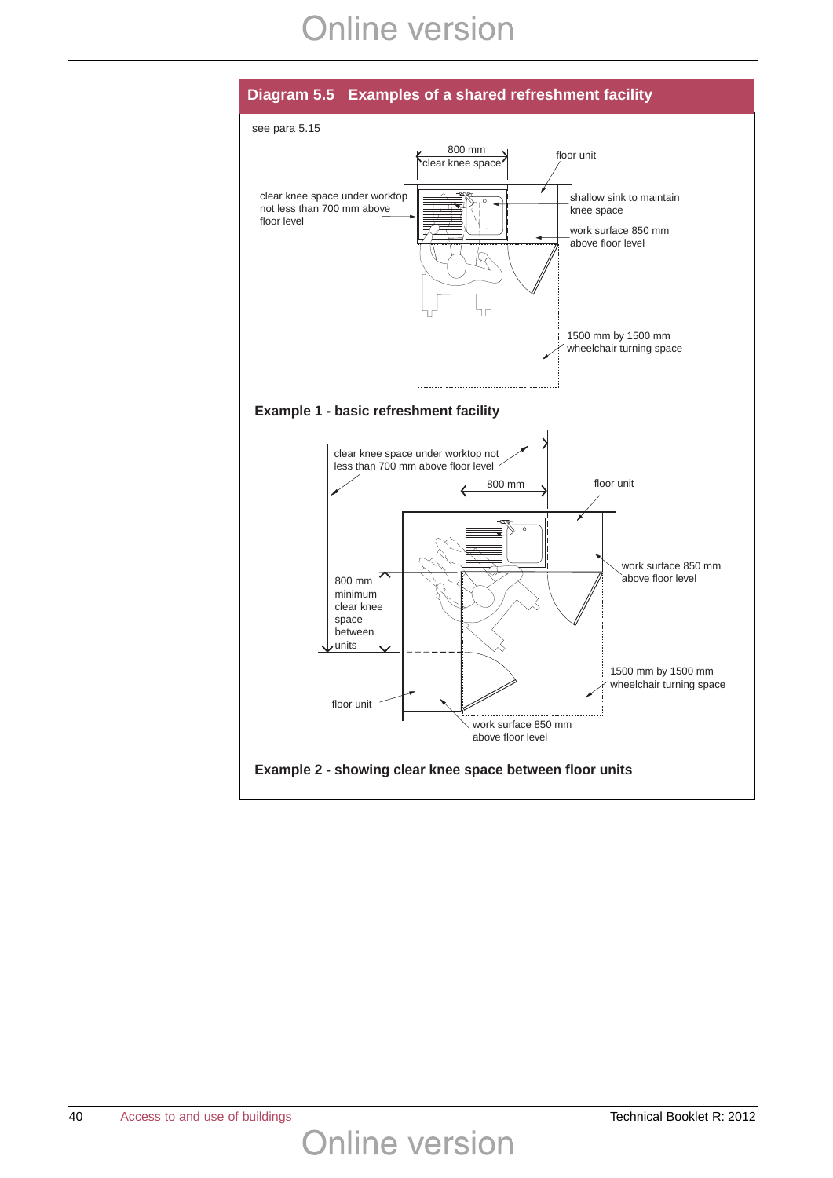## Diagram 5.5 Examples of a shared refreshment facility

see para 5.15

800 mm
clear knee space

floor unit

clear knee space under worktop not less than 700 mm above floor level

shallow sink to maintain knee space

work surface 850 mm above floor level

1500 mm by 1500 mm wheelchair turning space

**Example 1 - basic refreshment facility**

clear knee space under worktop not less than 700 mm above floor level

800 mm

floor unit

work surface 850 mm above floor level

800 mm minimum clear knee space between units

1500 mm by 1500 mm wheelchair turning space

floor unit

work surface 850 mm above floor level

**Example 2 - showing clear knee space between floor units**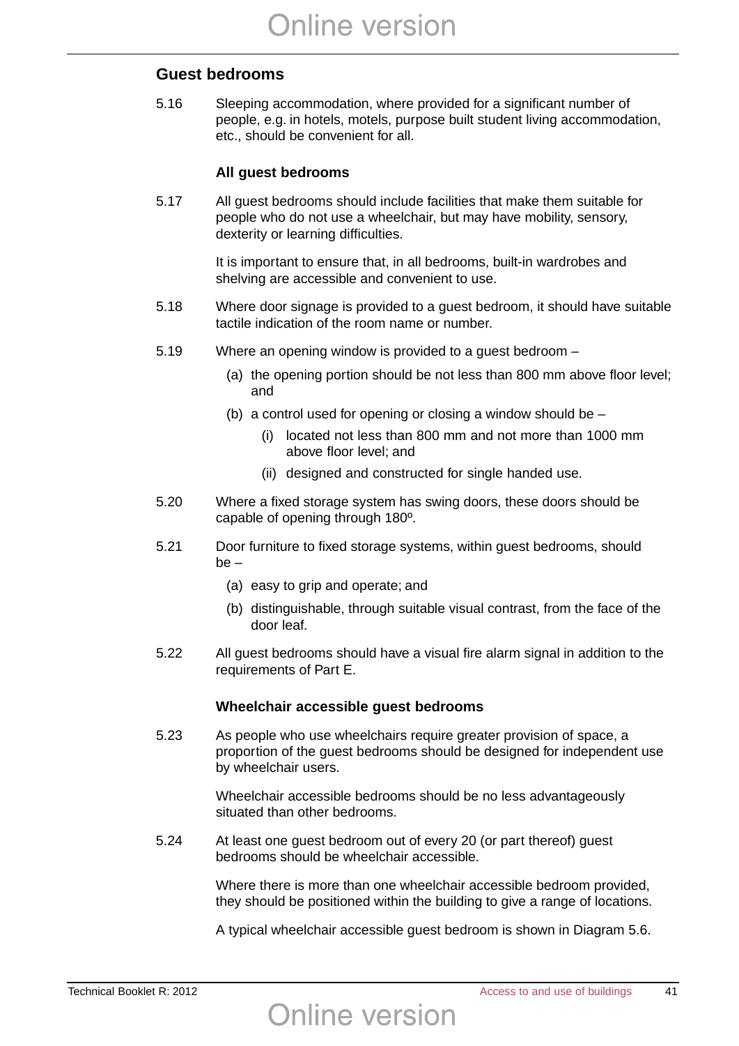## Guest bedrooms

5.16 Sleeping accommodation, where provided for a significant number of people, e.g. in hotels, motels, purpose built student living accommodation, etc., should be convenient for all.

### All guest bedrooms

5.17 All guest bedrooms should include facilities that make them suitable for people who do not use a wheelchair, but may have mobility, sensory, dexterity or learning difficulties.

It is important to ensure that, in all bedrooms, built-in wardrobes and shelving are accessible and convenient to use.

5.18 Where door signage is provided to a guest bedroom, it should have suitable tactile indication of the room name or number.

5.19 Where an opening window is provided to a guest bedroom –

(a) the opening portion should be not less than 800 mm above floor level; and

(b) a control used for opening or closing a window should be –

(i) located not less than 800 mm and not more than 1000 mm above floor level; and

(ii) designed and constructed for single handed use.

5.20 Where a fixed storage system has swing doors, these doors should be capable of opening through 180º.

5.21 Door furniture to fixed storage systems, within guest bedrooms, should be –

(a) easy to grip and operate; and

(b) distinguishable, through suitable visual contrast, from the face of the door leaf.

5.22 All guest bedrooms should have a visual fire alarm signal in addition to the requirements of Part E.

### Wheelchair accessible guest bedrooms

5.23 As people who use wheelchairs require greater provision of space, a proportion of the guest bedrooms should be designed for independent use by wheelchair users.

Wheelchair accessible bedrooms should be no less advantageously situated than other bedrooms.

5.24 At least one guest bedroom out of every 20 (or part thereof) guest bedrooms should be wheelchair accessible.

Where there is more than one wheelchair accessible bedroom provided, they should be positioned within the building to give a range of locations.

A typical wheelchair accessible guest bedroom is shown in Diagram 5.6.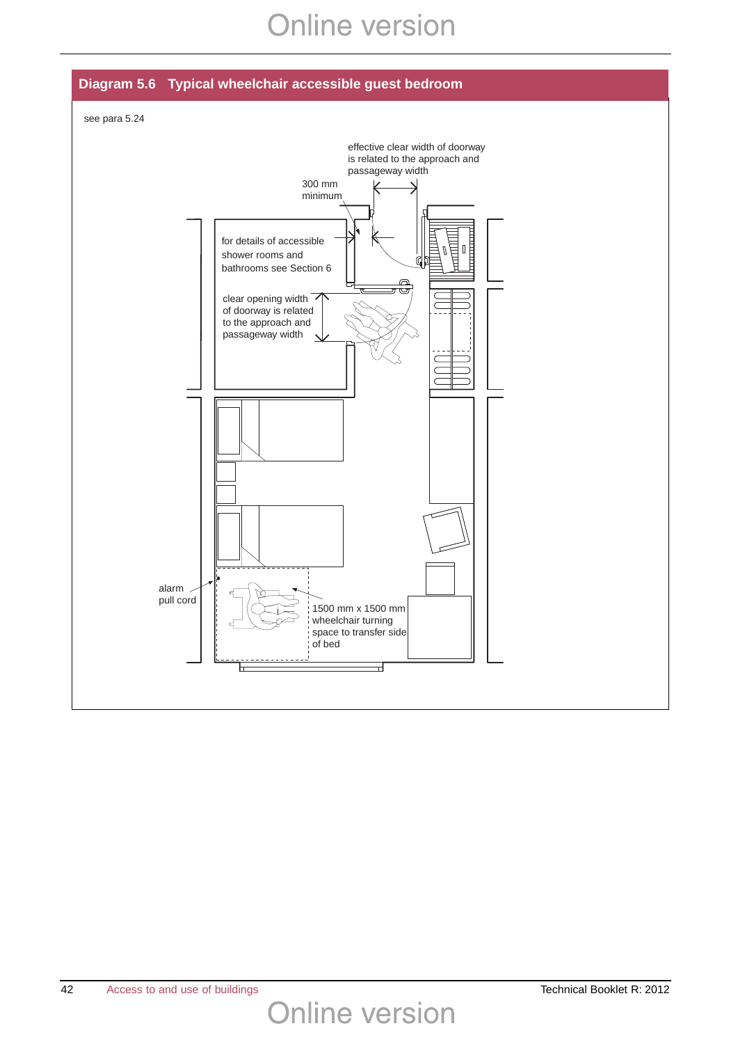## Diagram 5.6 Typical wheelchair accessible guest bedroom

see para 5.24

effective clear width of doorway is related to the approach and passageway width

300 mm minimum

for details of accessible shower rooms and bathrooms see Section 6

clear opening width of doorway is related to the approach and passageway width

alarm pull cord

1500 mm x 1500 mm wheelchair turning space to transfer side of bed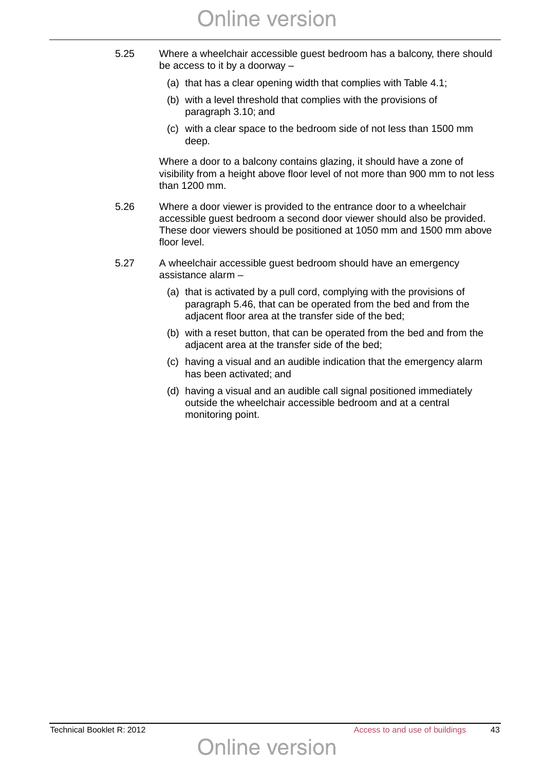5.25 Where a wheelchair accessible guest bedroom has a balcony, there should be access to it by a doorway –

(a) that has a clear opening width that complies with Table 4.1;

(b) with a level threshold that complies with the provisions of paragraph 3.10; and

(c) with a clear space to the bedroom side of not less than 1500 mm deep.

Where a door to a balcony contains glazing, it should have a zone of visibility from a height above floor level of not more than 900 mm to not less than 1200 mm.

5.26 Where a door viewer is provided to the entrance door to a wheelchair accessible guest bedroom a second door viewer should also be provided. These door viewers should be positioned at 1050 mm and 1500 mm above floor level.

5.27 A wheelchair accessible guest bedroom should have an emergency assistance alarm –

(a) that is activated by a pull cord, complying with the provisions of paragraph 5.46, that can be operated from the bed and from the adjacent floor area at the transfer side of the bed;

(b) with a reset button, that can be operated from the bed and from the adjacent area at the transfer side of the bed;

(c) having a visual and an audible indication that the emergency alarm has been activated; and

(d) having a visual and an audible call signal positioned immediately outside the wheelchair accessible bedroom and at a central monitoring point.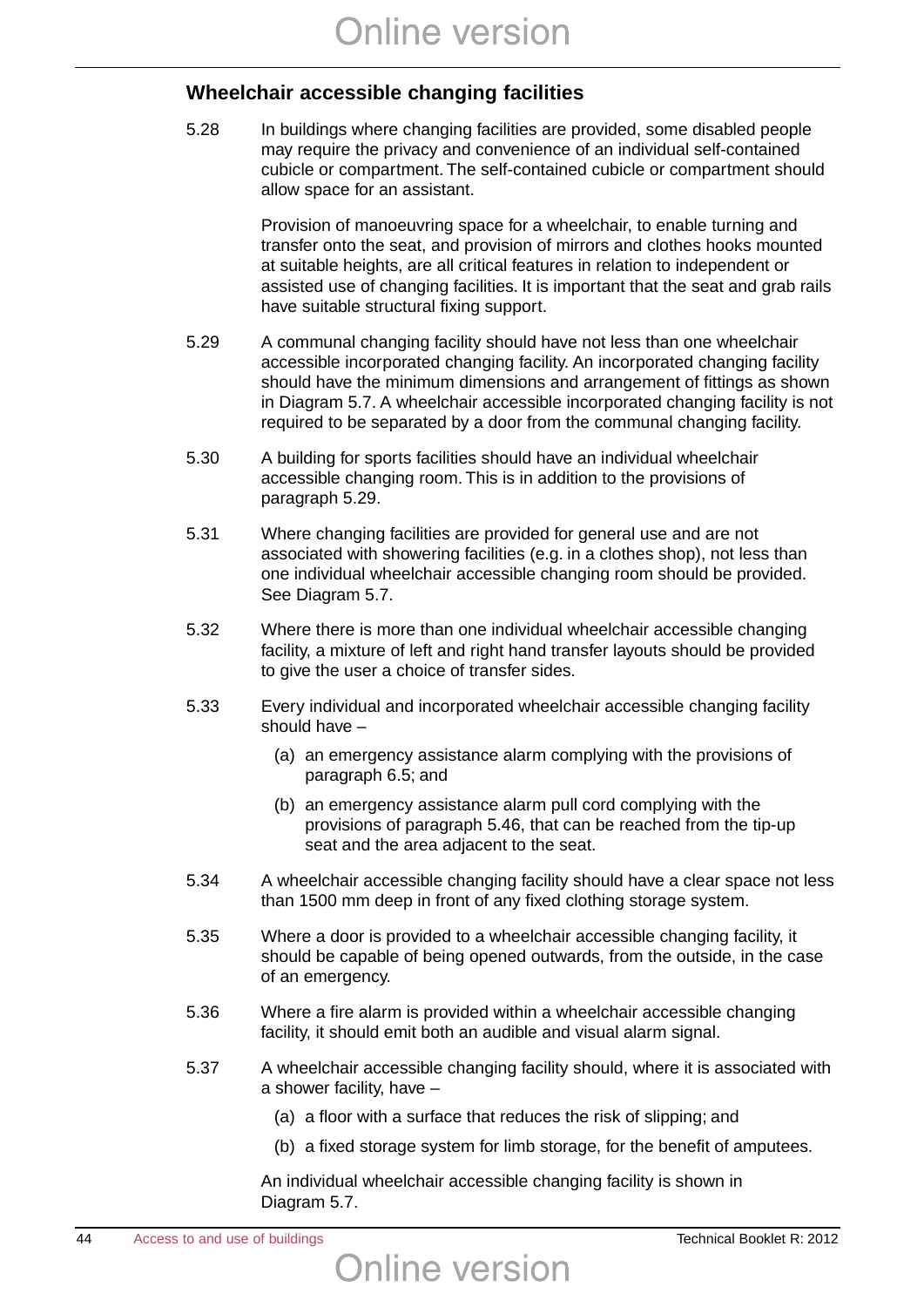## Wheelchair accessible changing facilities

5.28 In buildings where changing facilities are provided, some disabled people may require the privacy and convenience of an individual self-contained cubicle or compartment. The self-contained cubicle or compartment should allow space for an assistant.

Provision of manoeuvring space for a wheelchair, to enable turning and transfer onto the seat, and provision of mirrors and clothes hooks mounted at suitable heights, are all critical features in relation to independent or assisted use of changing facilities. It is important that the seat and grab rails have suitable structural fixing support.

5.29 A communal changing facility should have not less than one wheelchair accessible incorporated changing facility. An incorporated changing facility should have the minimum dimensions and arrangement of fittings as shown in Diagram 5.7. A wheelchair accessible incorporated changing facility is not required to be separated by a door from the communal changing facility.

5.30 A building for sports facilities should have an individual wheelchair accessible changing room. This is in addition to the provisions of paragraph 5.29.

5.31 Where changing facilities are provided for general use and are not associated with showering facilities (e.g. in a clothes shop), not less than one individual wheelchair accessible changing room should be provided. See Diagram 5.7.

5.32 Where there is more than one individual wheelchair accessible changing facility, a mixture of left and right hand transfer layouts should be provided to give the user a choice of transfer sides.

5.33 Every individual and incorporated wheelchair accessible changing facility should have –

(a) an emergency assistance alarm complying with the provisions of paragraph 6.5; and

(b) an emergency assistance alarm pull cord complying with the provisions of paragraph 5.46, that can be reached from the tip-up seat and the area adjacent to the seat.

5.34 A wheelchair accessible changing facility should have a clear space not less than 1500 mm deep in front of any fixed clothing storage system.

5.35 Where a door is provided to a wheelchair accessible changing facility, it should be capable of being opened outwards, from the outside, in the case of an emergency.

5.36 Where a fire alarm is provided within a wheelchair accessible changing facility, it should emit both an audible and visual alarm signal.

5.37 A wheelchair accessible changing facility should, where it is associated with a shower facility, have –

(a) a floor with a surface that reduces the risk of slipping; and

(b) a fixed storage system for limb storage, for the benefit of amputees.

An individual wheelchair accessible changing facility is shown in Diagram 5.7.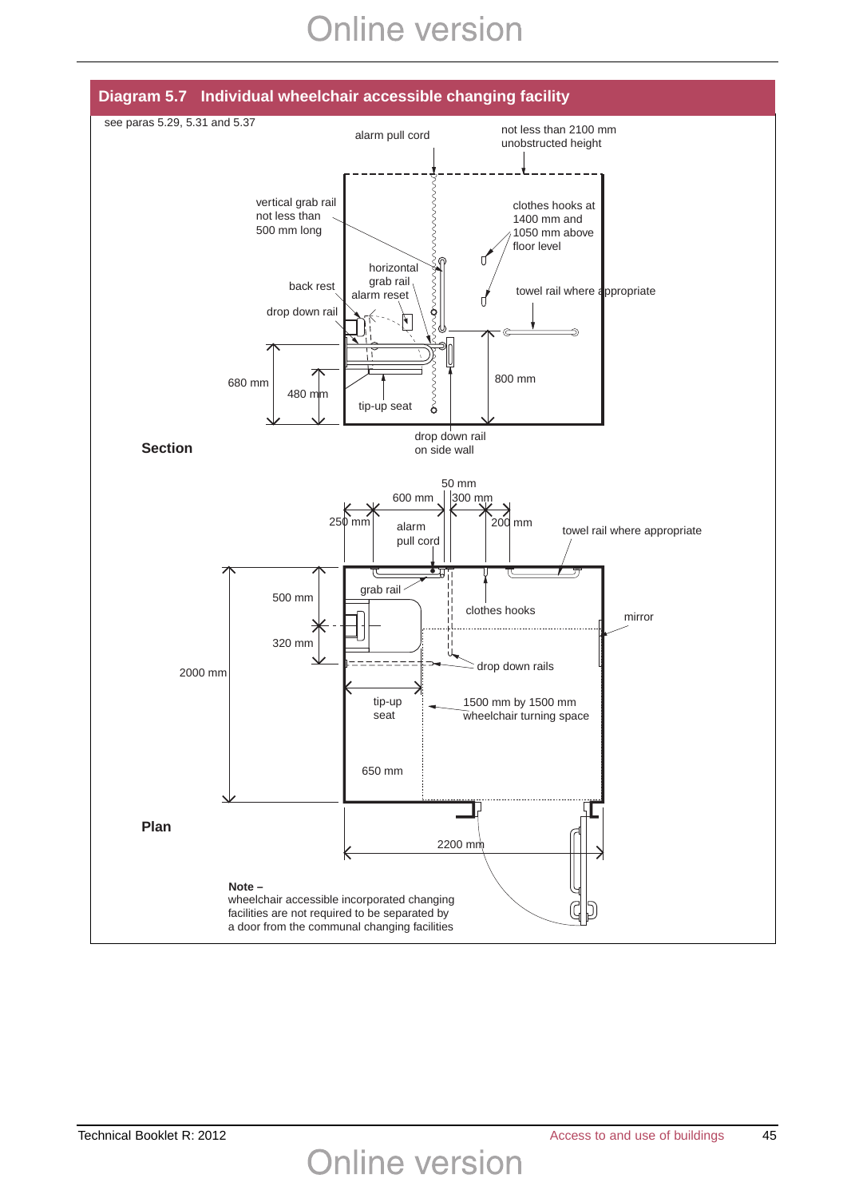## Diagram 5.7 Individual wheelchair accessible changing facility

see paras 5.29, 5.31 and 5.37

**Section**

alarm pull cord

not less than 2100 mm unobstructed height

vertical grab rail not less than 500 mm long

clothes hooks at 1400 mm and 1050 mm above floor level

horizontal grab rail

back rest

alarm reset

towel rail where appropriate

drop down rail

680 mm

480 mm

800 mm

tip-up seat

drop down rail on side wall

**Plan**

50 mm

600 mm

300 mm

250 mm

200 mm

alarm pull cord

towel rail where appropriate

grab rail

500 mm

clothes hooks

mirror

320 mm

drop down rails

2000 mm

tip-up seat

1500 mm by 1500 mm wheelchair turning space

650 mm

2200 mm

**Note –**
wheelchair accessible incorporated changing facilities are not required to be separated by a door from the communal changing facilities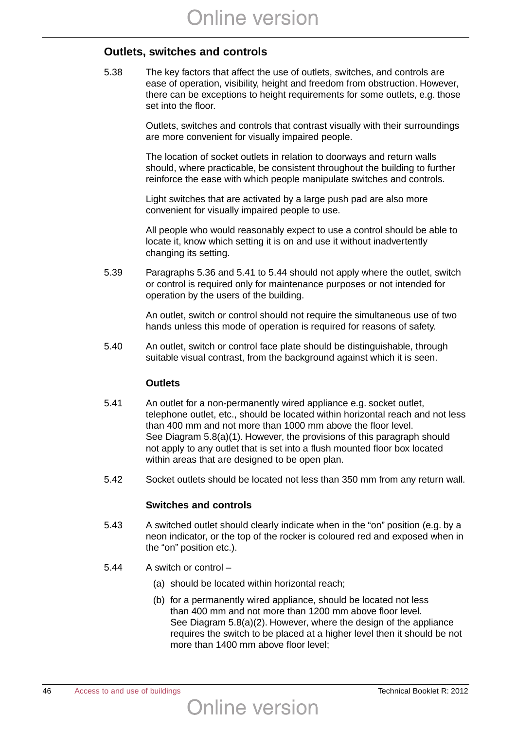## Outlets, switches and controls

5.38 The key factors that affect the use of outlets, switches, and controls are ease of operation, visibility, height and freedom from obstruction. However, there can be exceptions to height requirements for some outlets, e.g. those set into the floor.

Outlets, switches and controls that contrast visually with their surroundings are more convenient for visually impaired people.

The location of socket outlets in relation to doorways and return walls should, where practicable, be consistent throughout the building to further reinforce the ease with which people manipulate switches and controls.

Light switches that are activated by a large push pad are also more convenient for visually impaired people to use.

All people who would reasonably expect to use a control should be able to locate it, know which setting it is on and use it without inadvertently changing its setting.

5.39 Paragraphs 5.36 and 5.41 to 5.44 should not apply where the outlet, switch or control is required only for maintenance purposes or not intended for operation by the users of the building.

An outlet, switch or control should not require the simultaneous use of two hands unless this mode of operation is required for reasons of safety.

5.40 An outlet, switch or control face plate should be distinguishable, through suitable visual contrast, from the background against which it is seen.

### Outlets

5.41 An outlet for a non-permanently wired appliance e.g. socket outlet, telephone outlet, etc., should be located within horizontal reach and not less than 400 mm and not more than 1000 mm above the floor level. See Diagram 5.8(a)(1). However, the provisions of this paragraph should not apply to any outlet that is set into a flush mounted floor box located within areas that are designed to be open plan.

5.42 Socket outlets should be located not less than 350 mm from any return wall.

### Switches and controls

5.43 A switched outlet should clearly indicate when in the "on" position (e.g. by a neon indicator, or the top of the rocker is coloured red and exposed when in the "on" position etc.).

5.44 A switch or control –

(a) should be located within horizontal reach;

(b) for a permanently wired appliance, should be located not less than 400 mm and not more than 1200 mm above floor level. See Diagram 5.8(a)(2). However, where the design of the appliance requires the switch to be placed at a higher level then it should be not more than 1400 mm above floor level;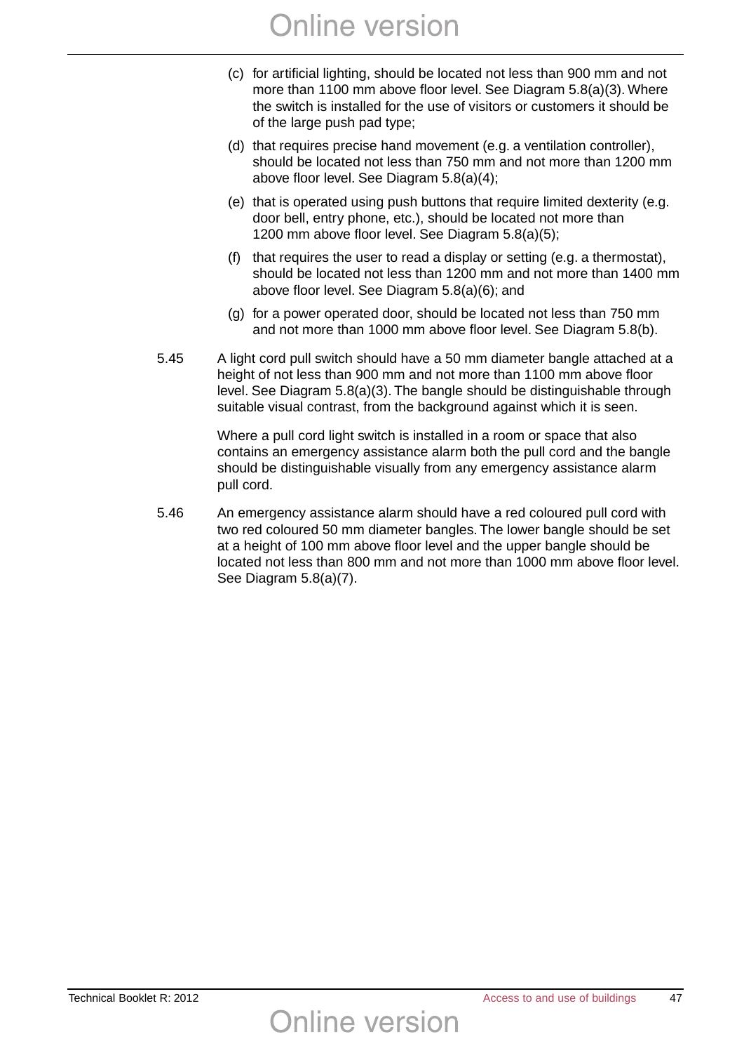(c) for artificial lighting, should be located not less than 900 mm and not more than 1100 mm above floor level. See Diagram 5.8(a)(3). Where the switch is installed for the use of visitors or customers it should be of the large push pad type;

(d) that requires precise hand movement (e.g. a ventilation controller), should be located not less than 750 mm and not more than 1200 mm above floor level. See Diagram 5.8(a)(4);

(e) that is operated using push buttons that require limited dexterity (e.g. door bell, entry phone, etc.), should be located not more than 1200 mm above floor level. See Diagram 5.8(a)(5);

(f) that requires the user to read a display or setting (e.g. a thermostat), should be located not less than 1200 mm and not more than 1400 mm above floor level. See Diagram 5.8(a)(6); and

(g) for a power operated door, should be located not less than 750 mm and not more than 1000 mm above floor level. See Diagram 5.8(b).

5.45 A light cord pull switch should have a 50 mm diameter bangle attached at a height of not less than 900 mm and not more than 1100 mm above floor level. See Diagram 5.8(a)(3). The bangle should be distinguishable through suitable visual contrast, from the background against which it is seen.

Where a pull cord light switch is installed in a room or space that also contains an emergency assistance alarm both the pull cord and the bangle should be distinguishable visually from any emergency assistance alarm pull cord.

5.46 An emergency assistance alarm should have a red coloured pull cord with two red coloured 50 mm diameter bangles. The lower bangle should be set at a height of 100 mm above floor level and the upper bangle should be located not less than 800 mm and not more than 1000 mm above floor level. See Diagram 5.8(a)(7).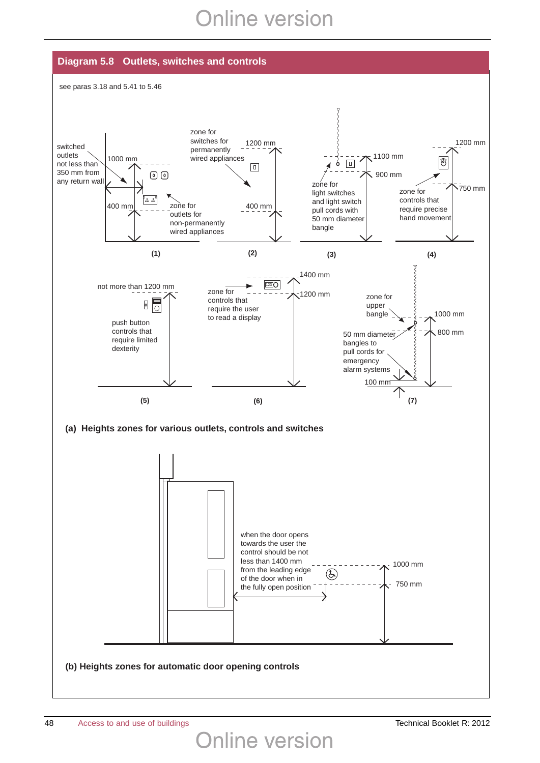## Diagram 5.8 Outlets, switches and controls

see paras 3.18 and 5.41 to 5.46

(1)

switched outlets not less than 350 mm from any return wall

1000 mm

400 mm

zone for outlets for non-permanently wired appliances

(2)

zone for switches for permanently wired appliances

1200 mm

400 mm

(3)

zone for light switches and light switch pull cords with 50 mm diameter bangle

1100 mm

900 mm

(4)

zone for controls that require precise hand movement

1200 mm

750 mm

(5)

not more than 1200 mm

push button controls that require limited dexterity

(6)

zone for controls that require the user to read a display

1400 mm

1200 mm

(7)

zone for upper bangle

50 mm diameter bangles to pull cords for emergency alarm systems

1000 mm

800 mm

100 mm

**(a) Heights zones for various outlets, controls and switches**

when the door opens towards the user the control should be not less than 1400 mm from the leading edge of the door when in the fully open position

1000 mm

750 mm

**(b) Heights zones for automatic door opening controls**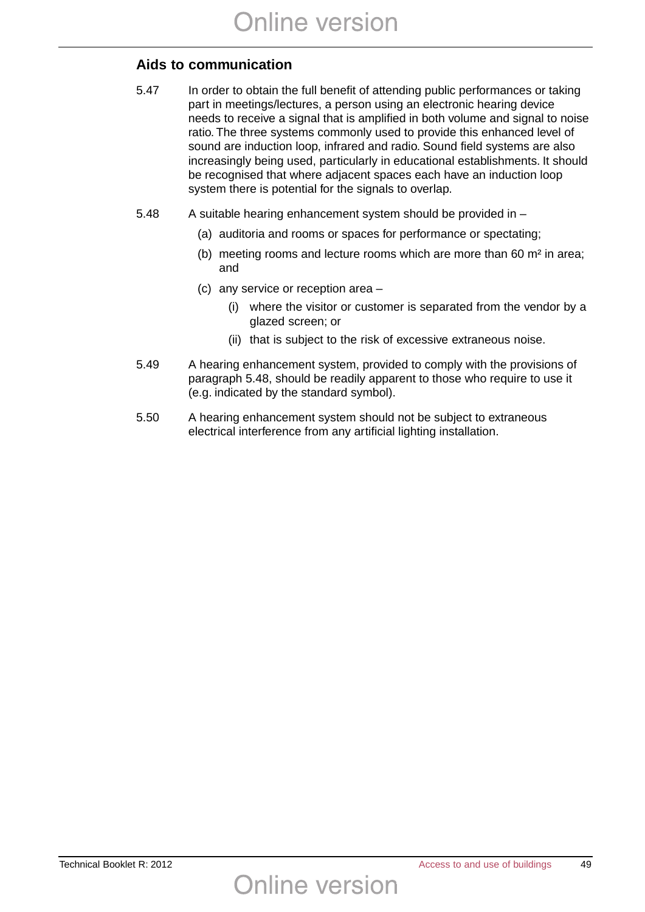## Aids to communication

5.47 In order to obtain the full benefit of attending public performances or taking part in meetings/lectures, a person using an electronic hearing device needs to receive a signal that is amplified in both volume and signal to noise ratio. The three systems commonly used to provide this enhanced level of sound are induction loop, infrared and radio. Sound field systems are also increasingly being used, particularly in educational establishments. It should be recognised that where adjacent spaces each have an induction loop system there is potential for the signals to overlap.

5.48 A suitable hearing enhancement system should be provided in –

- (a) auditoria and rooms or spaces for performance or spectating;
- (b) meeting rooms and lecture rooms which are more than 60 $m^2$ in area; and
- (c) any service or reception area –
  - (i) where the visitor or customer is separated from the vendor by a glazed screen; or
  - (ii) that is subject to the risk of excessive extraneous noise.

5.49 A hearing enhancement system, provided to comply with the provisions of paragraph 5.48, should be readily apparent to those who require to use it (e.g. indicated by the standard symbol).

5.50 A hearing enhancement system should not be subject to extraneous electrical interference from any artificial lighting installation.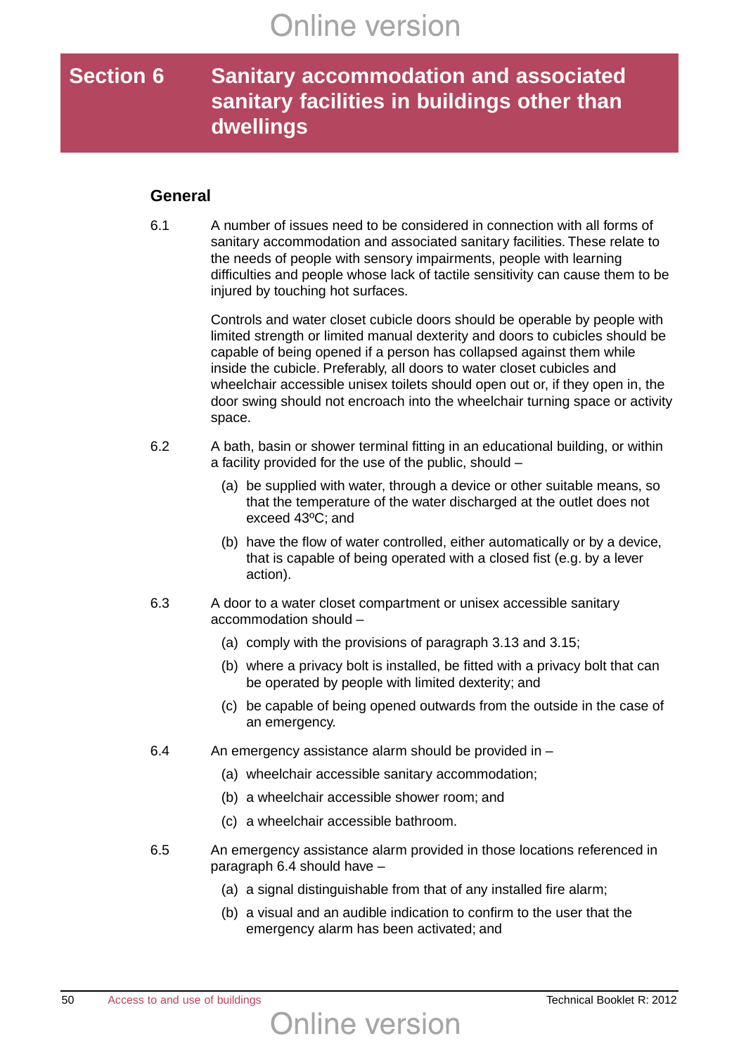# Section 6 Sanitary accommodation and associated sanitary facilities in buildings other than dwellings

## General

6.1 A number of issues need to be considered in connection with all forms of sanitary accommodation and associated sanitary facilities. These relate to the needs of people with sensory impairments, people with learning difficulties and people whose lack of tactile sensitivity can cause them to be injured by touching hot surfaces.

Controls and water closet cubicle doors should be operable by people with limited strength or limited manual dexterity and doors to cubicles should be capable of being opened if a person has collapsed against them while inside the cubicle. Preferably, all doors to water closet cubicles and wheelchair accessible unisex toilets should open out or, if they open in, the door swing should not encroach into the wheelchair turning space or activity space.

6.2 A bath, basin or shower terminal fitting in an educational building, or within a facility provided for the use of the public, should –

(a) be supplied with water, through a device or other suitable means, so that the temperature of the water discharged at the outlet does not exceed 43ºC; and

(b) have the flow of water controlled, either automatically or by a device, that is capable of being operated with a closed fist (e.g. by a lever action).

6.3 A door to a water closet compartment or unisex accessible sanitary accommodation should –

(a) comply with the provisions of paragraph 3.13 and 3.15;

(b) where a privacy bolt is installed, be fitted with a privacy bolt that can be operated by people with limited dexterity; and

(c) be capable of being opened outwards from the outside in the case of an emergency.

6.4 An emergency assistance alarm should be provided in –

(a) wheelchair accessible sanitary accommodation;

(b) a wheelchair accessible shower room; and

(c) a wheelchair accessible bathroom.

6.5 An emergency assistance alarm provided in those locations referenced in paragraph 6.4 should have –

(a) a signal distinguishable from that of any installed fire alarm;

(b) a visual and an audible indication to confirm to the user that the emergency alarm has been activated; and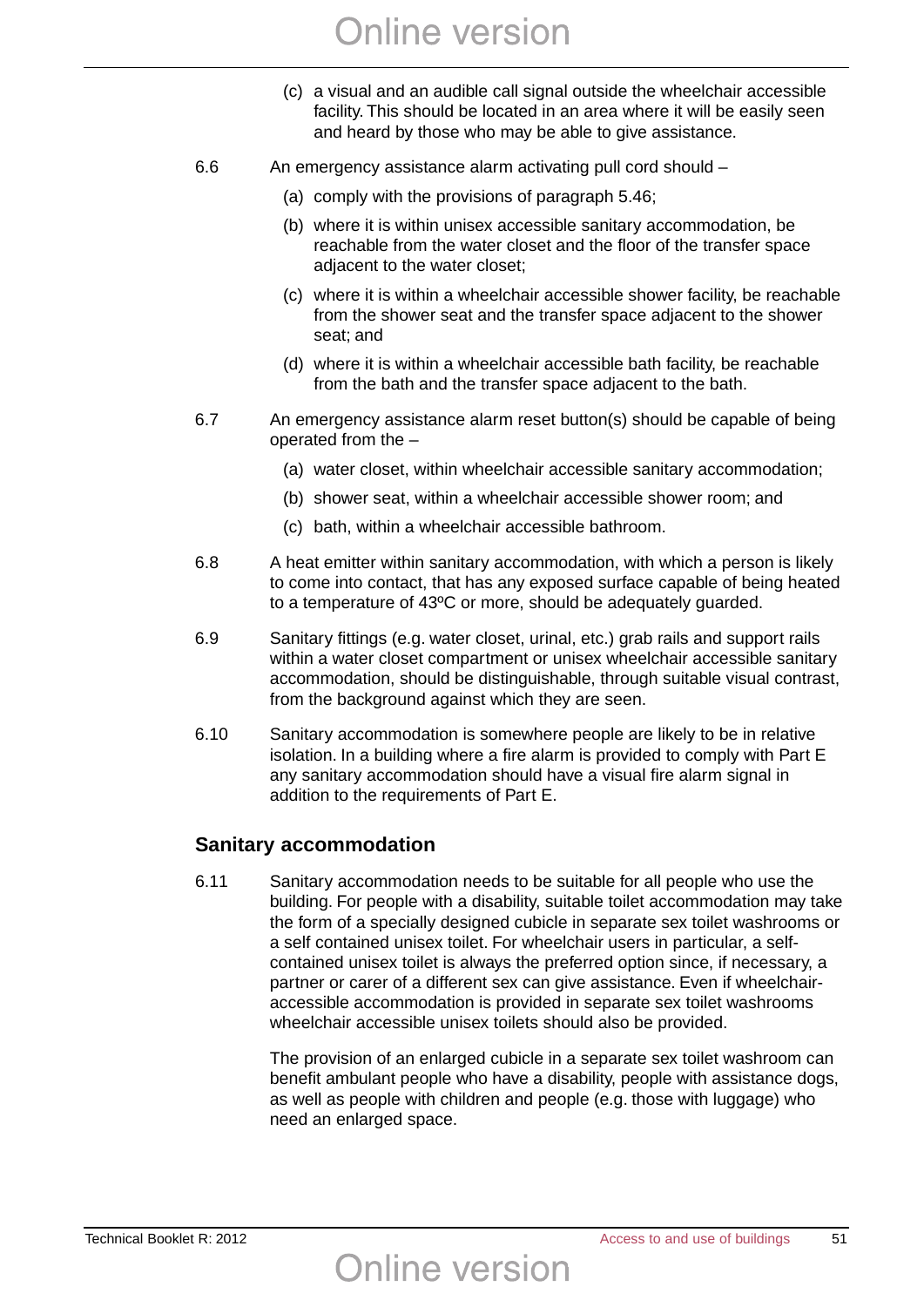(c) a visual and an audible call signal outside the wheelchair accessible facility. This should be located in an area where it will be easily seen and heard by those who may be able to give assistance.

6.6 An emergency assistance alarm activating pull cord should –

(a) comply with the provisions of paragraph 5.46;

(b) where it is within unisex accessible sanitary accommodation, be reachable from the water closet and the floor of the transfer space adjacent to the water closet;

(c) where it is within a wheelchair accessible shower facility, be reachable from the shower seat and the transfer space adjacent to the shower seat; and

(d) where it is within a wheelchair accessible bath facility, be reachable from the bath and the transfer space adjacent to the bath.

6.7 An emergency assistance alarm reset button(s) should be capable of being operated from the –

(a) water closet, within wheelchair accessible sanitary accommodation;

(b) shower seat, within a wheelchair accessible shower room; and

(c) bath, within a wheelchair accessible bathroom.

6.8 A heat emitter within sanitary accommodation, with which a person is likely to come into contact, that has any exposed surface capable of being heated to a temperature of 43ºC or more, should be adequately guarded.

6.9 Sanitary fittings (e.g. water closet, urinal, etc.) grab rails and support rails within a water closet compartment or unisex wheelchair accessible sanitary accommodation, should be distinguishable, through suitable visual contrast, from the background against which they are seen.

6.10 Sanitary accommodation is somewhere people are likely to be in relative isolation. In a building where a fire alarm is provided to comply with Part E any sanitary accommodation should have a visual fire alarm signal in addition to the requirements of Part E.

## Sanitary accommodation

6.11 Sanitary accommodation needs to be suitable for all people who use the building. For people with a disability, suitable toilet accommodation may take the form of a specially designed cubicle in separate sex toilet washrooms or a self contained unisex toilet. For wheelchair users in particular, a self-contained unisex toilet is always the preferred option since, if necessary, a partner or carer of a different sex can give assistance. Even if wheelchair-accessible accommodation is provided in separate sex toilet washrooms wheelchair accessible unisex toilets should also be provided.

The provision of an enlarged cubicle in a separate sex toilet washroom can benefit ambulant people who have a disability, people with assistance dogs, as well as people with children and people (e.g. those with luggage) who need an enlarged space.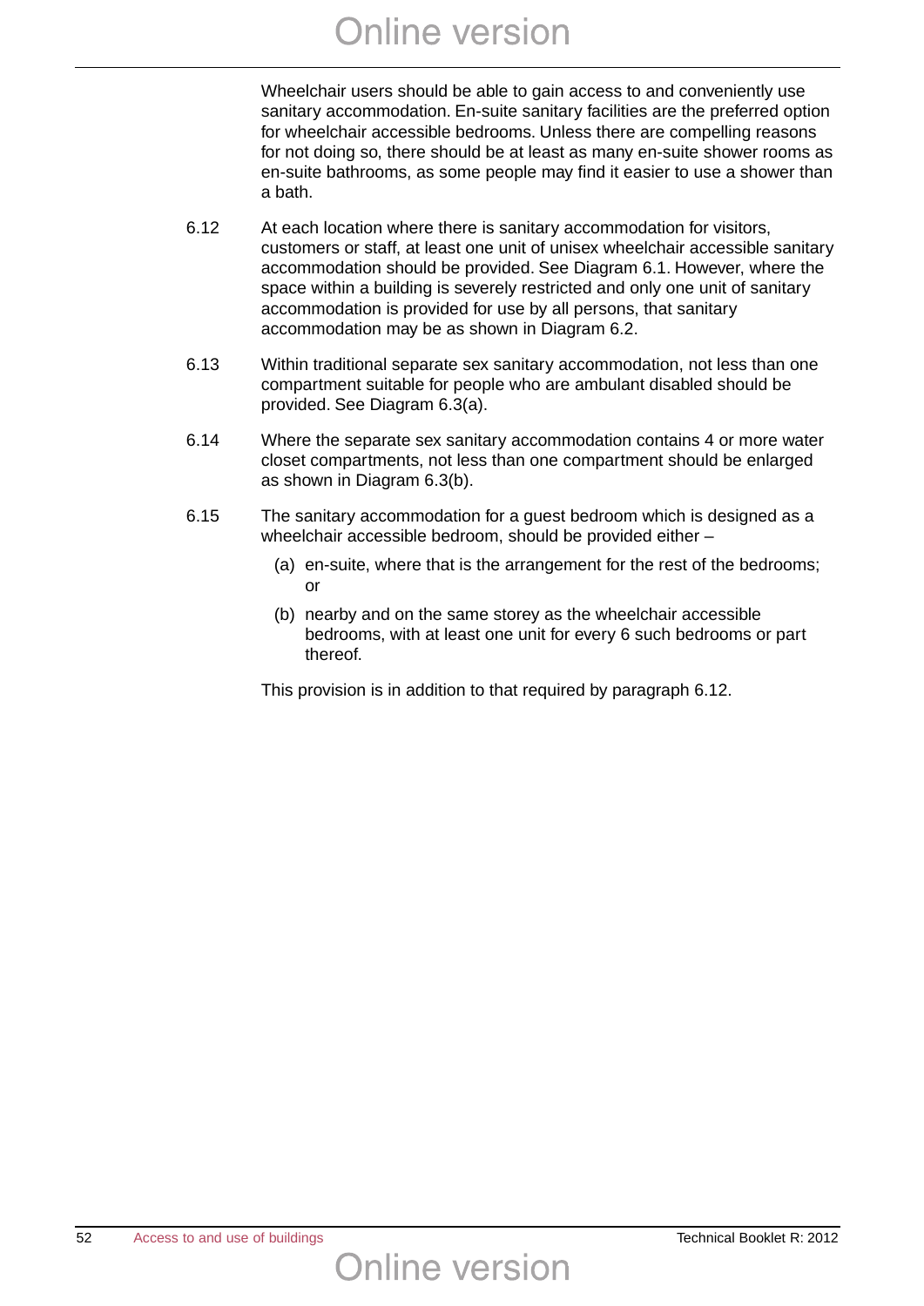Wheelchair users should be able to gain access to and conveniently use sanitary accommodation. En-suite sanitary facilities are the preferred option for wheelchair accessible bedrooms. Unless there are compelling reasons for not doing so, there should be at least as many en-suite shower rooms as en-suite bathrooms, as some people may find it easier to use a shower than a bath.

6.12 At each location where there is sanitary accommodation for visitors, customers or staff, at least one unit of unisex wheelchair accessible sanitary accommodation should be provided. See Diagram 6.1. However, where the space within a building is severely restricted and only one unit of sanitary accommodation is provided for use by all persons, that sanitary accommodation may be as shown in Diagram 6.2.

6.13 Within traditional separate sex sanitary accommodation, not less than one compartment suitable for people who are ambulant disabled should be provided. See Diagram 6.3(a).

6.14 Where the separate sex sanitary accommodation contains 4 or more water closet compartments, not less than one compartment should be enlarged as shown in Diagram 6.3(b).

6.15 The sanitary accommodation for a guest bedroom which is designed as a wheelchair accessible bedroom, should be provided either –

(a) en-suite, where that is the arrangement for the rest of the bedrooms; or

(b) nearby and on the same storey as the wheelchair accessible bedrooms, with at least one unit for every 6 such bedrooms or part thereof.

This provision is in addition to that required by paragraph 6.12.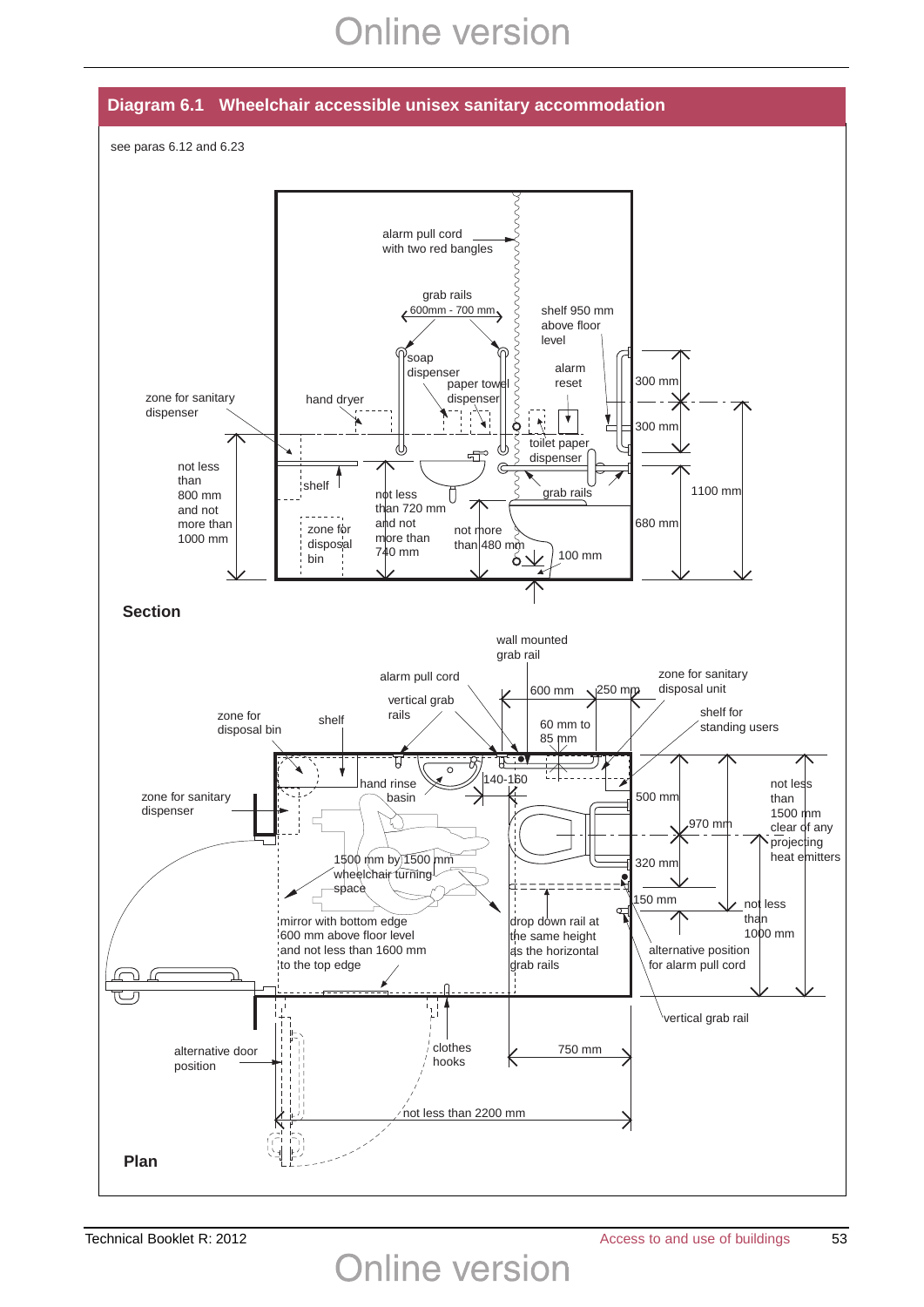## Diagram 6.1 Wheelchair accessible unisex sanitary accommodation

see paras 6.12 and 6.23

**Section**

alarm pull cord with two red bangles

grab rails 600mm - 700 mm

shelf 950 mm above floor level

soap dispenser

paper towel dispenser

alarm reset

zone for sanitary dispenser

hand dryer

toilet paper dispenser

grab rails

300 mm

300 mm

1100 mm

680 mm

shelf

not less than 800 mm and not more than 1000 mm

zone for disposal bin

not less than 720 mm and not more than 740 mm

not more than 480 mm

100 mm

**Plan**

wall mounted grab rail

alarm pull cord

zone for sanitary disposal unit

vertical grab rails

600 mm

250 mm

zone for disposal bin

shelf

shelf for standing users

60 mm to 85 mm

hand rinse basin

140-160

zone for sanitary dispenser

500 mm

970 mm

not less than 1500 mm clear of any projecting heat emitters

1500 mm by 1500 mm wheelchair turning space

320 mm

150 mm

not less than 1000 mm

mirror with bottom edge 600 mm above floor level and not less than 1600 mm to the top edge

drop down rail at the same height as the horizontal grab rails

alternative position for alarm pull cord

vertical grab rail

alternative door position

clothes hooks

750 mm

not less than 2200 mm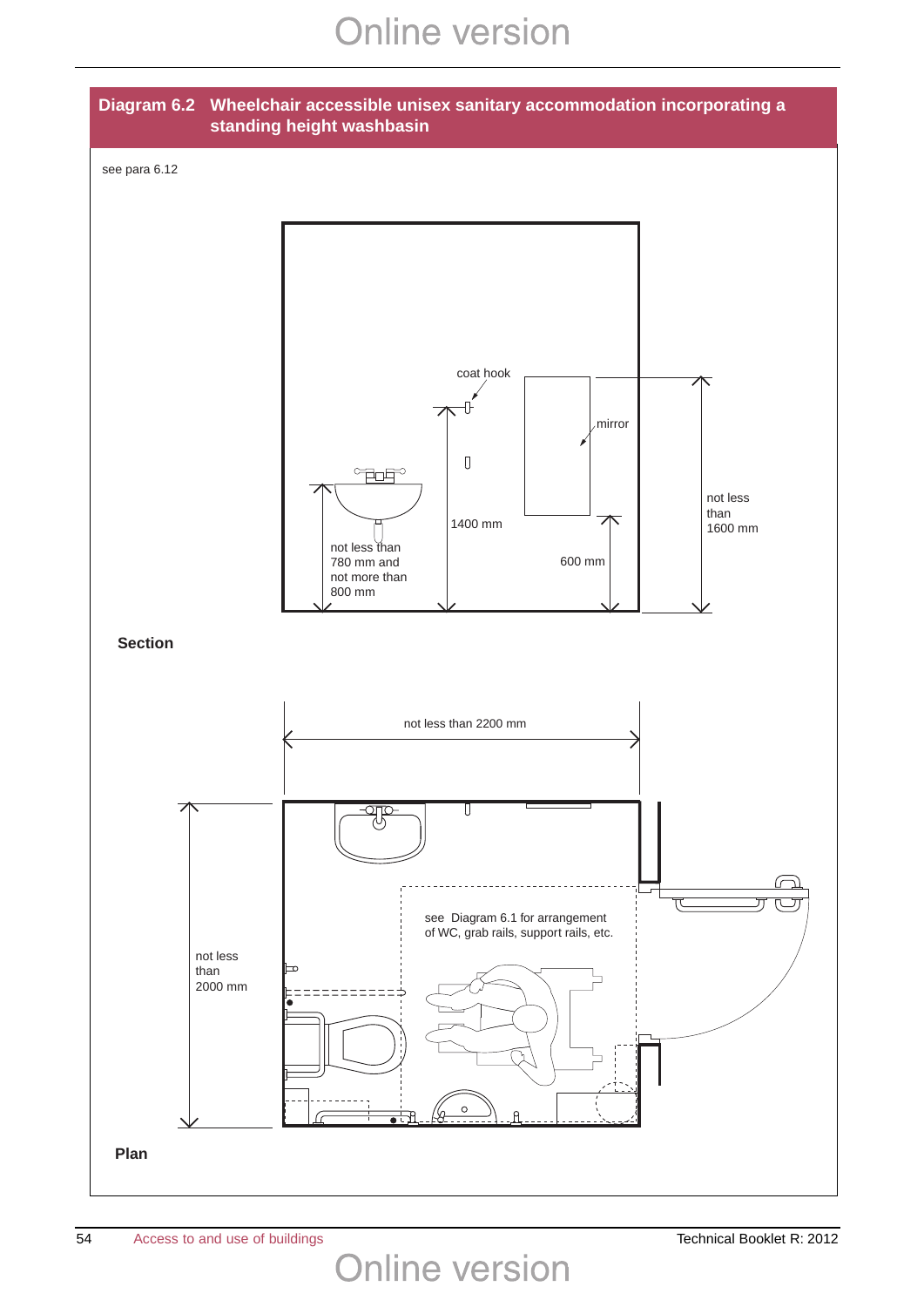## Diagram 6.2 Wheelchair accessible unisex sanitary accommodation incorporating a standing height washbasin

see para 6.12

coat hook

mirror

not less than 1600 mm

1400 mm

600 mm

not less than 780 mm and not more than 800 mm

**Section**

not less than 2200 mm

see Diagram 6.1 for arrangement of WC, grab rails, support rails, etc.

not less than 2000 mm

**Plan**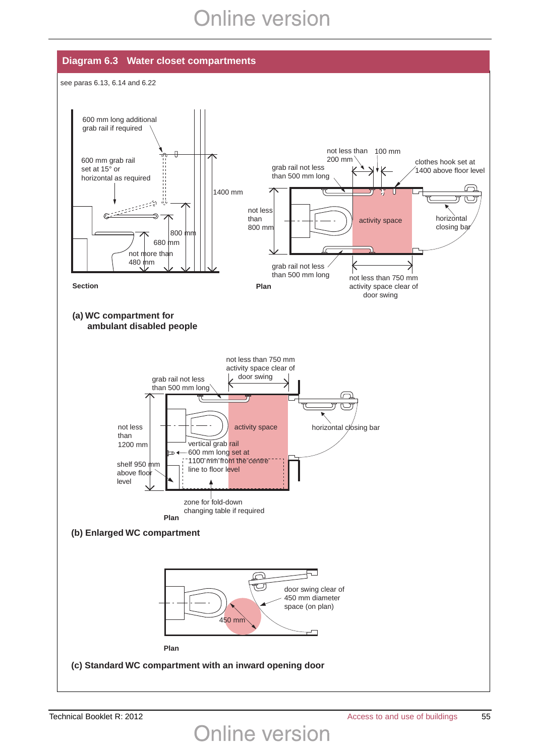## Diagram 6.3 Water closet compartments

see paras 6.13, 6.14 and 6.22

600 mm long additional grab rail if required

600 mm grab rail set at 15° or horizontal as required

1400 mm

800 mm

680 mm

not more than 480 mm

**Section**

not less than 200 mm

100 mm

grab rail not less than 500 mm long

clothes hook set at 1400 above floor level

not less than 800 mm

activity space

horizontal closing bar

grab rail not less than 500 mm long

not less than 750 mm activity space clear of door swing

**Plan**

**(a) WC compartment for ambulant disabled people**

not less than 750 mm activity space clear of door swing

grab rail not less than 500 mm long

not less than 1200 mm

activity space

horizontal closing bar

vertical grab rail 600 mm long set at 1100 mm from the centre line to floor level

shelf 950 mm above floor level

zone for fold-down changing table if required

**Plan**

**(b) Enlarged WC compartment**

door swing clear of 450 mm diameter space (on plan)

450 mm

**Plan**

**(c) Standard WC compartment with an inward opening door**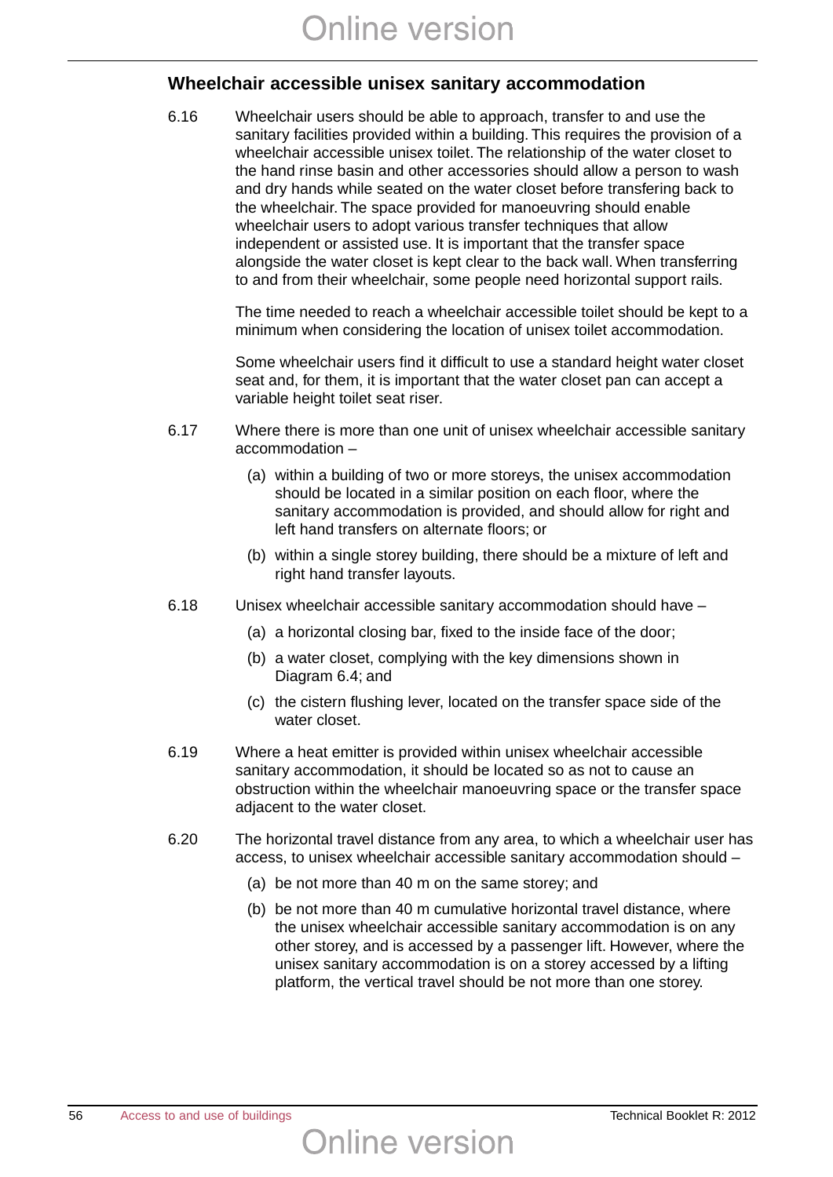## Wheelchair accessible unisex sanitary accommodation

6.16 Wheelchair users should be able to approach, transfer to and use the sanitary facilities provided within a building. This requires the provision of a wheelchair accessible unisex toilet. The relationship of the water closet to the hand rinse basin and other accessories should allow a person to wash and dry hands while seated on the water closet before transfering back to the wheelchair. The space provided for manoeuvring should enable wheelchair users to adopt various transfer techniques that allow independent or assisted use. It is important that the transfer space alongside the water closet is kept clear to the back wall. When transferring to and from their wheelchair, some people need horizontal support rails.

The time needed to reach a wheelchair accessible toilet should be kept to a minimum when considering the location of unisex toilet accommodation.

Some wheelchair users find it difficult to use a standard height water closet seat and, for them, it is important that the water closet pan can accept a variable height toilet seat riser.

6.17 Where there is more than one unit of unisex wheelchair accessible sanitary accommodation –

(a) within a building of two or more storeys, the unisex accommodation should be located in a similar position on each floor, where the sanitary accommodation is provided, and should allow for right and left hand transfers on alternate floors; or

(b) within a single storey building, there should be a mixture of left and right hand transfer layouts.

6.18 Unisex wheelchair accessible sanitary accommodation should have –

(a) a horizontal closing bar, fixed to the inside face of the door;

(b) a water closet, complying with the key dimensions shown in Diagram 6.4; and

(c) the cistern flushing lever, located on the transfer space side of the water closet.

6.19 Where a heat emitter is provided within unisex wheelchair accessible sanitary accommodation, it should be located so as not to cause an obstruction within the wheelchair manoeuvring space or the transfer space adjacent to the water closet.

6.20 The horizontal travel distance from any area, to which a wheelchair user has access, to unisex wheelchair accessible sanitary accommodation should –

(a) be not more than 40 m on the same storey; and

(b) be not more than 40 m cumulative horizontal travel distance, where the unisex wheelchair accessible sanitary accommodation is on any other storey, and is accessed by a passenger lift. However, where the unisex sanitary accommodation is on a storey accessed by a lifting platform, the vertical travel should be not more than one storey.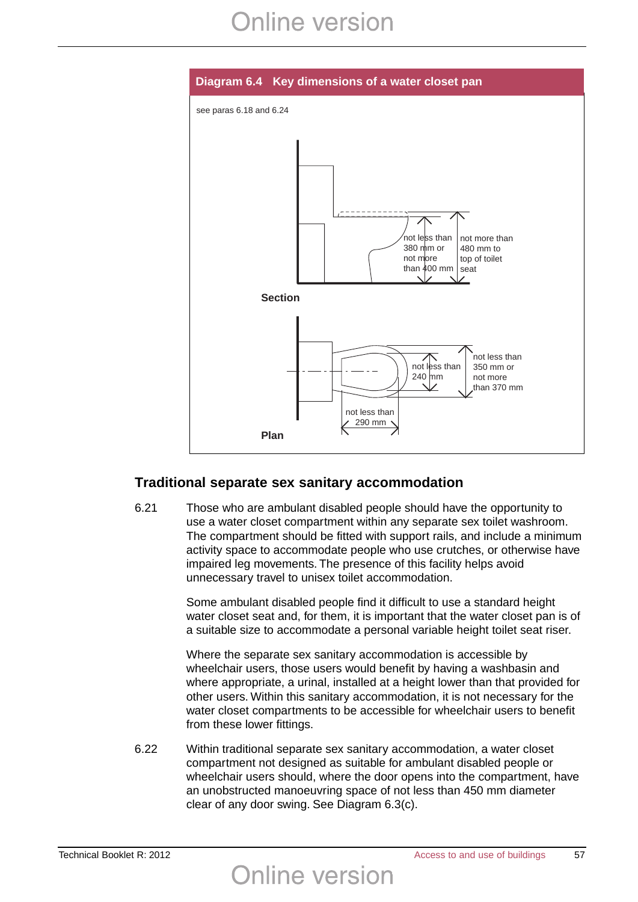**Diagram 6.4 Key dimensions of a water closet pan**

see paras 6.18 and 6.24

not less than 380 mm or not more than 400 mm

not more than 480 mm to top of toilet seat

**Section**

not less than 240 mm

not less than 350 mm or not more than 370 mm

not less than 290 mm

**Plan**

## Traditional separate sex sanitary accommodation

6.21 Those who are ambulant disabled people should have the opportunity to use a water closet compartment within any separate sex toilet washroom. The compartment should be fitted with support rails, and include a minimum activity space to accommodate people who use crutches, or otherwise have impaired leg movements. The presence of this facility helps avoid unnecessary travel to unisex toilet accommodation.

Some ambulant disabled people find it difficult to use a standard height water closet seat and, for them, it is important that the water closet pan is of a suitable size to accommodate a personal variable height toilet seat riser.

Where the separate sex sanitary accommodation is accessible by wheelchair users, those users would benefit by having a washbasin and where appropriate, a urinal, installed at a height lower than that provided for other users. Within this sanitary accommodation, it is not necessary for the water closet compartments to be accessible for wheelchair users to benefit from these lower fittings.

6.22 Within traditional separate sex sanitary accommodation, a water closet compartment not designed as suitable for ambulant disabled people or wheelchair users should, where the door opens into the compartment, have an unobstructed manoeuvring space of not less than 450 mm diameter clear of any door swing. See Diagram 6.3(c).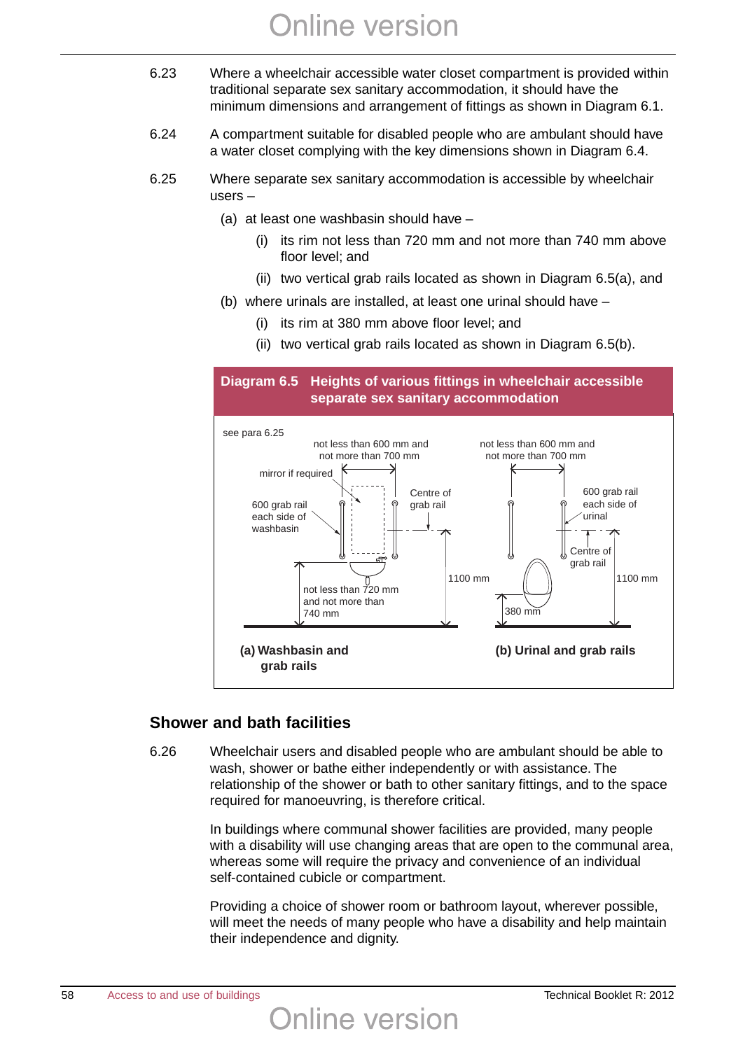6.23 Where a wheelchair accessible water closet compartment is provided within traditional separate sex sanitary accommodation, it should have the minimum dimensions and arrangement of fittings as shown in Diagram 6.1.

6.24 A compartment suitable for disabled people who are ambulant should have a water closet complying with the key dimensions shown in Diagram 6.4.

6.25 Where separate sex sanitary accommodation is accessible by wheelchair users –

(a) at least one washbasin should have –

(i) its rim not less than 720 mm and not more than 740 mm above floor level; and

(ii) two vertical grab rails located as shown in Diagram 6.5(a), and

(b) where urinals are installed, at least one urinal should have –

(i) its rim at 380 mm above floor level; and

(ii) two vertical grab rails located as shown in Diagram 6.5(b).

**Diagram 6.5 Heights of various fittings in wheelchair accessible separate sex sanitary accommodation**

see para 6.25

(a) Washbasin and grab rails: not less than 600 mm and not more than 700 mm; mirror if required; 600 grab rail each side of washbasin; Centre of grab rail; 1100 mm; not less than 720 mm and not more than 740 mm

(b) Urinal and grab rails: not less than 600 mm and not more than 700 mm; 600 grab rail each side of urinal; Centre of grab rail; 1100 mm; 380 mm

## Shower and bath facilities

6.26 Wheelchair users and disabled people who are ambulant should be able to wash, shower or bathe either independently or with assistance. The relationship of the shower or bath to other sanitary fittings, and to the space required for manoeuvring, is therefore critical.

In buildings where communal shower facilities are provided, many people with a disability will use changing areas that are open to the communal area, whereas some will require the privacy and convenience of an individual self-contained cubicle or compartment.

Providing a choice of shower room or bathroom layout, wherever possible, will meet the needs of many people who have a disability and help maintain their independence and dignity.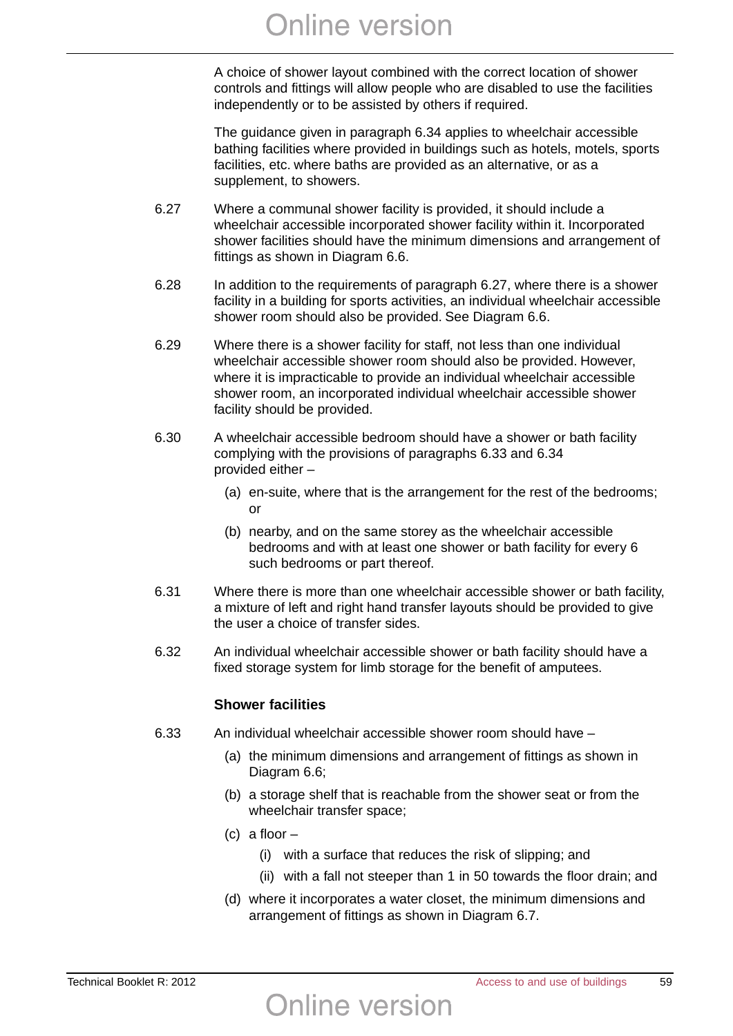A choice of shower layout combined with the correct location of shower controls and fittings will allow people who are disabled to use the facilities independently or to be assisted by others if required.

The guidance given in paragraph 6.34 applies to wheelchair accessible bathing facilities where provided in buildings such as hotels, motels, sports facilities, etc. where baths are provided as an alternative, or as a supplement, to showers.

6.27 Where a communal shower facility is provided, it should include a wheelchair accessible incorporated shower facility within it. Incorporated shower facilities should have the minimum dimensions and arrangement of fittings as shown in Diagram 6.6.

6.28 In addition to the requirements of paragraph 6.27, where there is a shower facility in a building for sports activities, an individual wheelchair accessible shower room should also be provided. See Diagram 6.6.

6.29 Where there is a shower facility for staff, not less than one individual wheelchair accessible shower room should also be provided. However, where it is impracticable to provide an individual wheelchair accessible shower room, an incorporated individual wheelchair accessible shower facility should be provided.

6.30 A wheelchair accessible bedroom should have a shower or bath facility complying with the provisions of paragraphs 6.33 and 6.34 provided either –

- (a) en-suite, where that is the arrangement for the rest of the bedrooms; or
- (b) nearby, and on the same storey as the wheelchair accessible bedrooms and with at least one shower or bath facility for every 6 such bedrooms or part thereof.

6.31 Where there is more than one wheelchair accessible shower or bath facility, a mixture of left and right hand transfer layouts should be provided to give the user a choice of transfer sides.

6.32 An individual wheelchair accessible shower or bath facility should have a fixed storage system for limb storage for the benefit of amputees.

### Shower facilities

6.33 An individual wheelchair accessible shower room should have –

- (a) the minimum dimensions and arrangement of fittings as shown in Diagram 6.6;
- (b) a storage shelf that is reachable from the shower seat or from the wheelchair transfer space;
- (c) a floor –
  - (i) with a surface that reduces the risk of slipping; and
  - (ii) with a fall not steeper than 1 in 50 towards the floor drain; and
- (d) where it incorporates a water closet, the minimum dimensions and arrangement of fittings as shown in Diagram 6.7.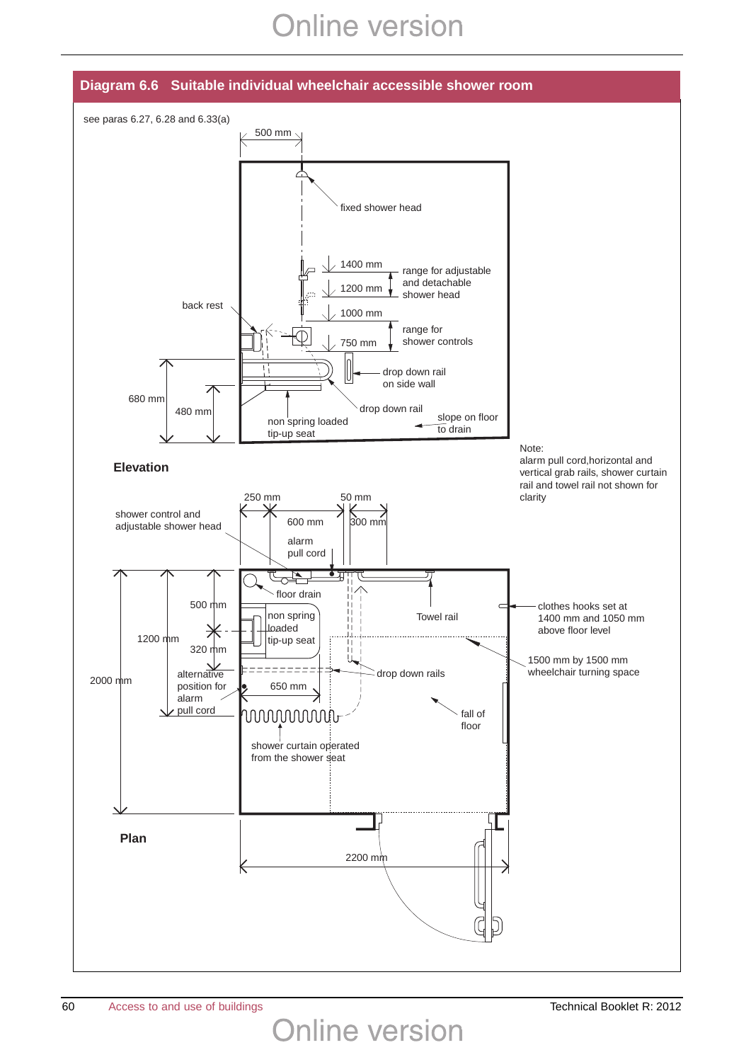## Diagram 6.6 Suitable individual wheelchair accessible shower room

see paras 6.27, 6.28 and 6.33(a)

500 mm

fixed shower head

1400 mm

1200 mm

range for adjustable and detachable shower head

1000 mm

750 mm

range for shower controls

back rest

drop down rail on side wall

drop down rail

680 mm

480 mm

non spring loaded tip-up seat

slope on floor to drain

**Elevation**

Note: alarm pull cord,horizontal and vertical grab rails, shower curtain rail and towel rail not shown for clarity

250 mm

50 mm

600 mm

300 mm

shower control and adjustable shower head

alarm pull cord

floor drain

500 mm

non spring loaded tip-up seat

Towel rail

clothes hooks set at 1400 mm and 1050 mm above floor level

1200 mm

320 mm

1500 mm by 1500 mm wheelchair turning space

2000 mm

alternative position for alarm pull cord

650 mm

drop down rails

fall of floor

shower curtain operated from the shower seat

**Plan**

2200 mm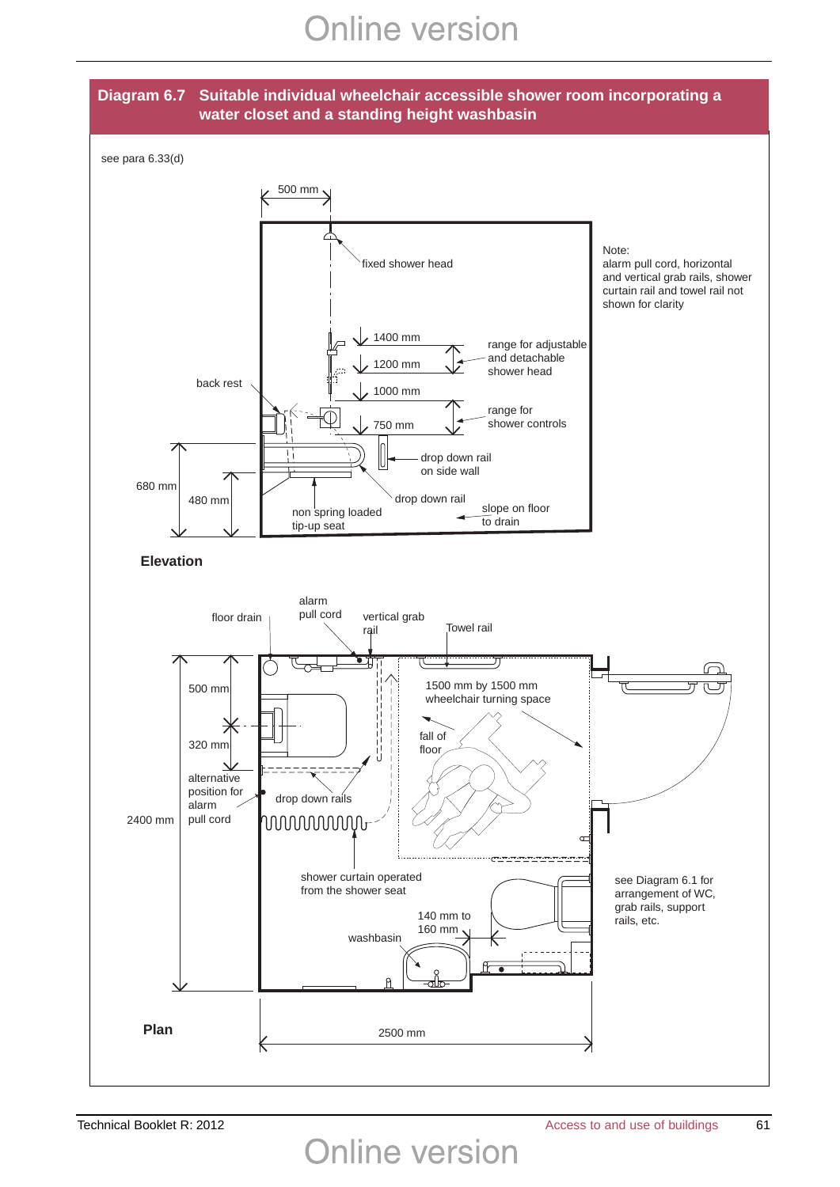**Diagram 6.7 Suitable individual wheelchair accessible shower room incorporating a water closet and a standing height washbasin**

see para 6.33(d)

**Elevation**

500 mm

fixed shower head

Note:
alarm pull cord, horizontal and vertical grab rails, shower curtain rail and towel rail not shown for clarity

1400 mm

1200 mm

range for adjustable and detachable shower head

1000 mm

back rest

range for shower controls

750 mm

drop down rail on side wall

680 mm

480 mm

drop down rail

non spring loaded tip-up seat

slope on floor to drain

**Plan**

floor drain

alarm pull cord

vertical grab rail

Towel rail

500 mm

1500 mm by 1500 mm wheelchair turning space

320 mm

fall of floor

alternative position for alarm pull cord

drop down rails

2400 mm

shower curtain operated from the shower seat

see Diagram 6.1 for arrangement of WC, grab rails, support rails, etc.

140 mm to 160 mm

washbasin

2500 mm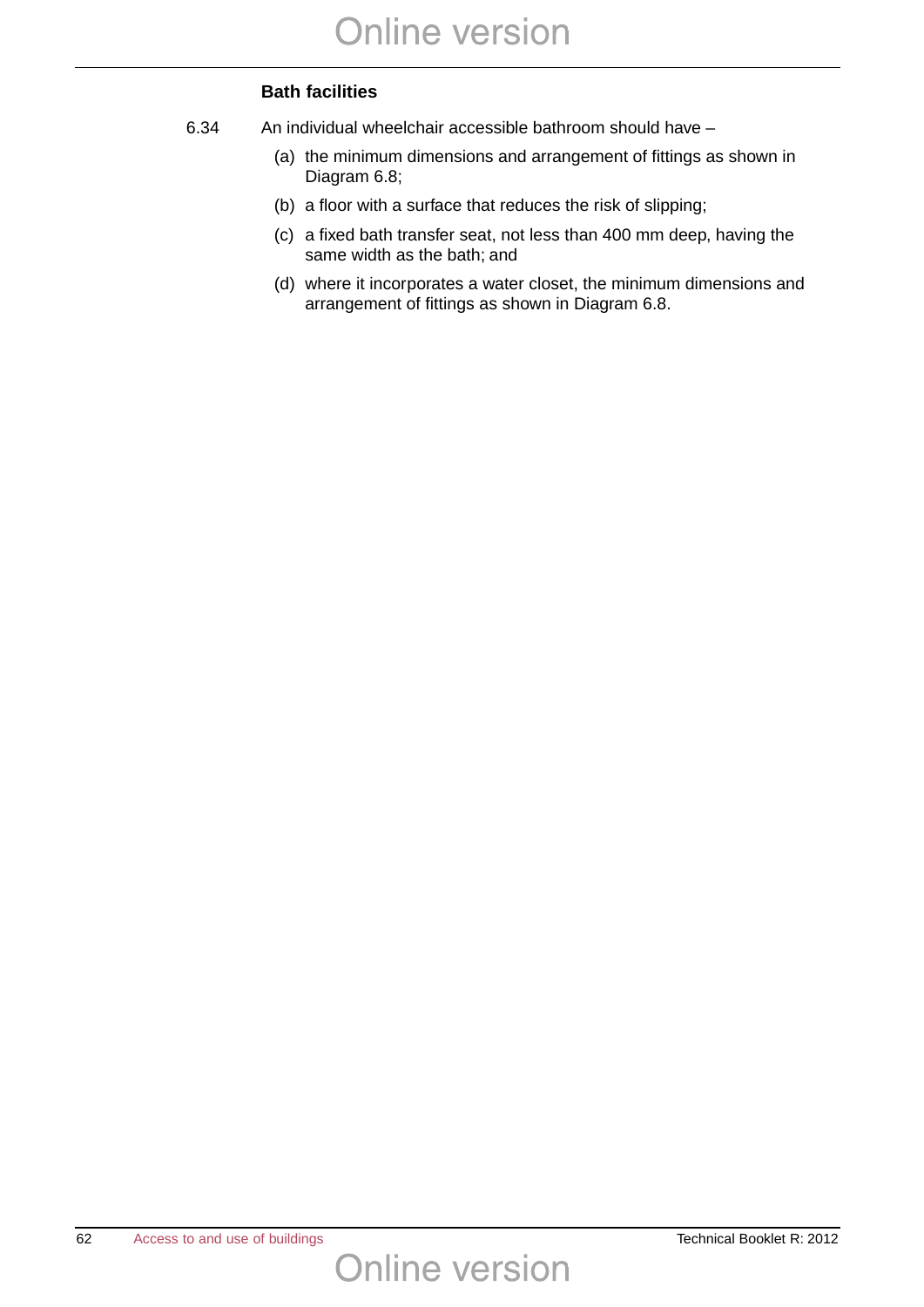### Bath facilities

6.34 An individual wheelchair accessible bathroom should have –

(a) the minimum dimensions and arrangement of fittings as shown in Diagram 6.8;

(b) a floor with a surface that reduces the risk of slipping;

(c) a fixed bath transfer seat, not less than 400 mm deep, having the same width as the bath; and

(d) where it incorporates a water closet, the minimum dimensions and arrangement of fittings as shown in Diagram 6.8.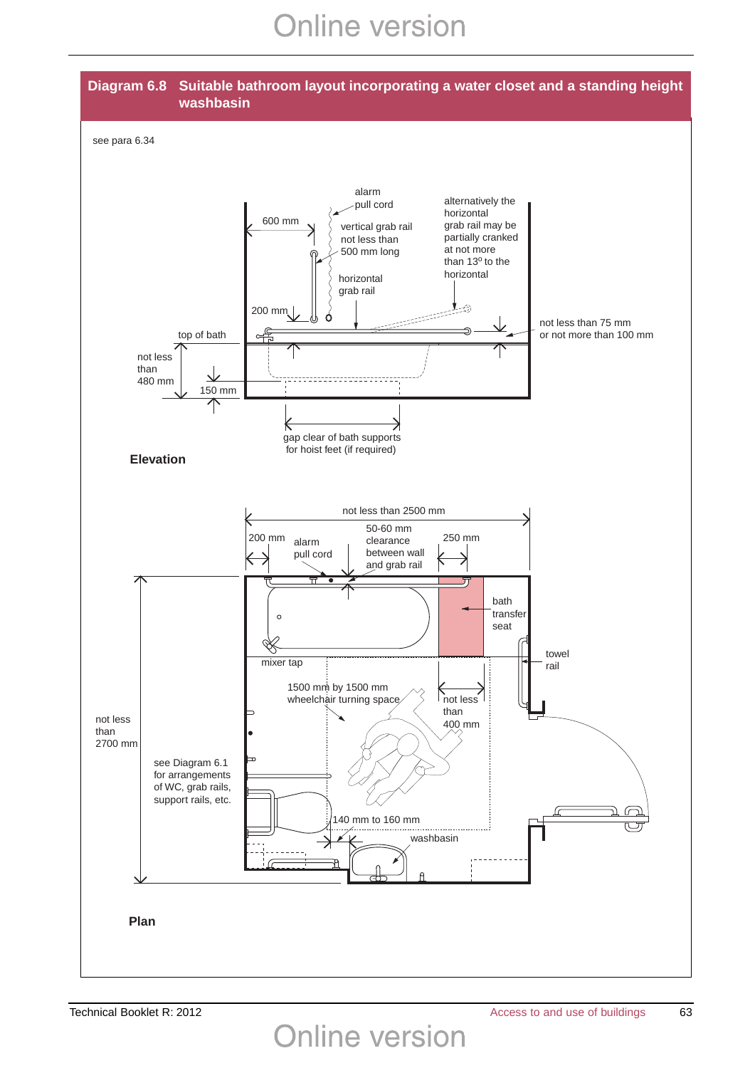## Diagram 6.8 Suitable bathroom layout incorporating a water closet and a standing height washbasin

see para 6.34

alarm pull cord

600 mm

vertical grab rail not less than 500 mm long

alternatively the horizontal grab rail may be partially cranked at not more than 13° to the horizontal

horizontal grab rail

200 mm

top of bath

not less than 75 mm or not more than 100 mm

not less than 480 mm

150 mm

gap clear of bath supports for hoist feet (if required)

**Elevation**

not less than 2500 mm

200 mm

alarm pull cord

50-60 mm clearance between wall and grab rail

250 mm

bath transfer seat

towel rail

mixer tap

1500 mm by 1500 mm wheelchair turning space

not less than 400 mm

not less than 2700 mm

see Diagram 6.1 for arrangements of WC, grab rails, support rails, etc.

140 mm to 160 mm

washbasin

**Plan**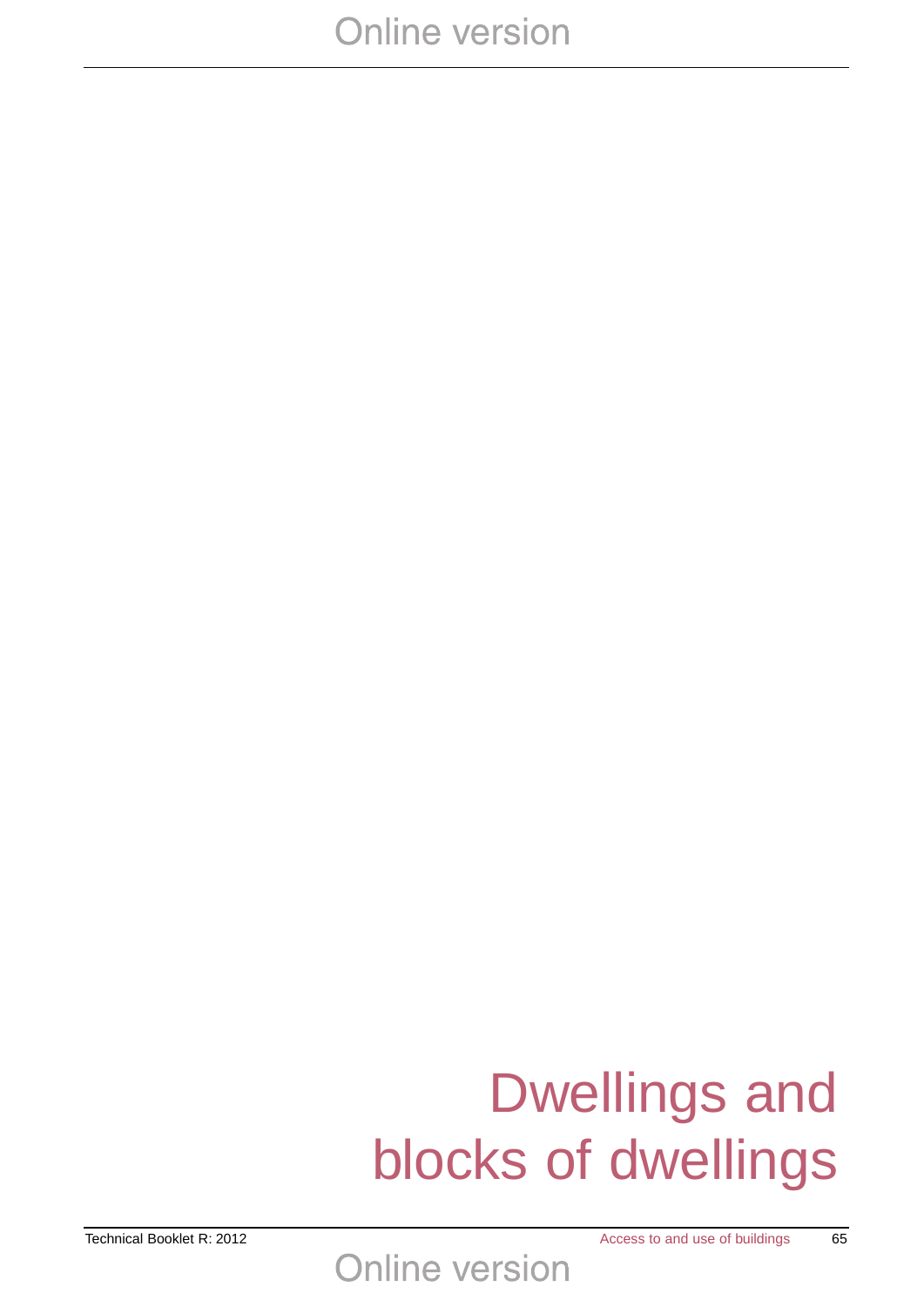# Dwellings and blocks of dwellings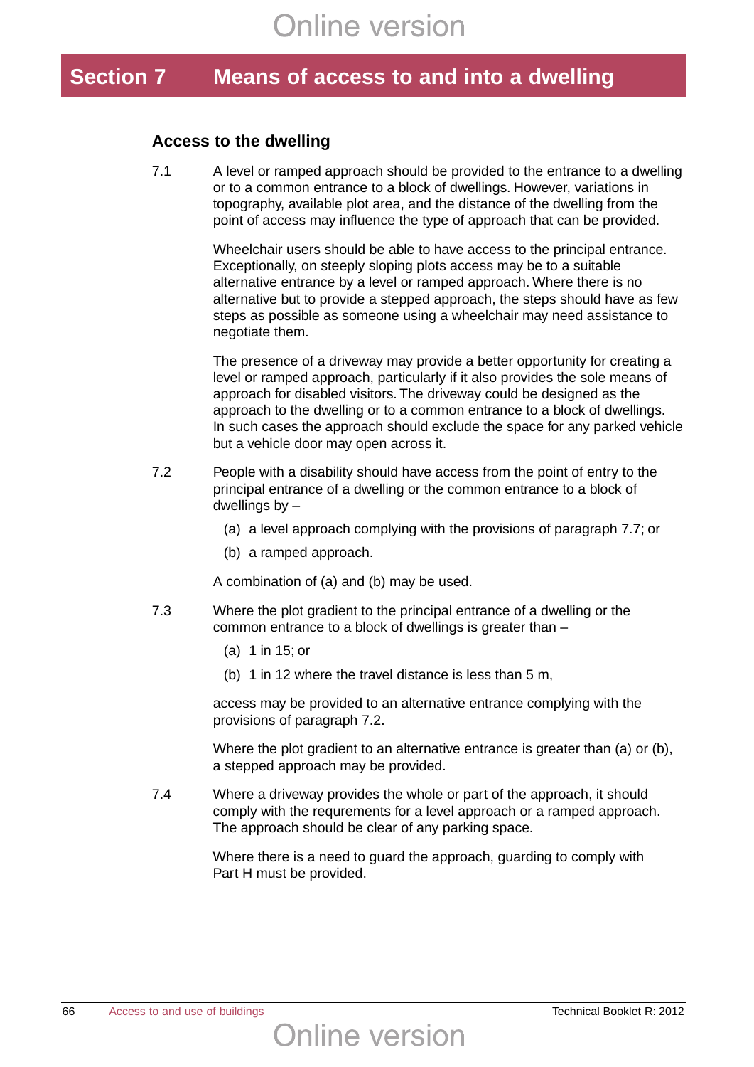# Section 7 Means of access to and into a dwelling

## Access to the dwelling

7.1 A level or ramped approach should be provided to the entrance to a dwelling or to a common entrance to a block of dwellings. However, variations in topography, available plot area, and the distance of the dwelling from the point of access may influence the type of approach that can be provided.

Wheelchair users should be able to have access to the principal entrance. Exceptionally, on steeply sloping plots access may be to a suitable alternative entrance by a level or ramped approach. Where there is no alternative but to provide a stepped approach, the steps should have as few steps as possible as someone using a wheelchair may need assistance to negotiate them.

The presence of a driveway may provide a better opportunity for creating a level or ramped approach, particularly if it also provides the sole means of approach for disabled visitors. The driveway could be designed as the approach to the dwelling or to a common entrance to a block of dwellings. In such cases the approach should exclude the space for any parked vehicle but a vehicle door may open across it.

7.2 People with a disability should have access from the point of entry to the principal entrance of a dwelling or the common entrance to a block of dwellings by –

(a) a level approach complying with the provisions of paragraph 7.7; or

(b) a ramped approach.

A combination of (a) and (b) may be used.

7.3 Where the plot gradient to the principal entrance of a dwelling or the common entrance to a block of dwellings is greater than –

(a) 1 in 15; or

(b) 1 in 12 where the travel distance is less than 5 m,

access may be provided to an alternative entrance complying with the provisions of paragraph 7.2.

Where the plot gradient to an alternative entrance is greater than (a) or (b), a stepped approach may be provided.

7.4 Where a driveway provides the whole or part of the approach, it should comply with the requrements for a level approach or a ramped approach. The approach should be clear of any parking space.

Where there is a need to guard the approach, guarding to comply with Part H must be provided.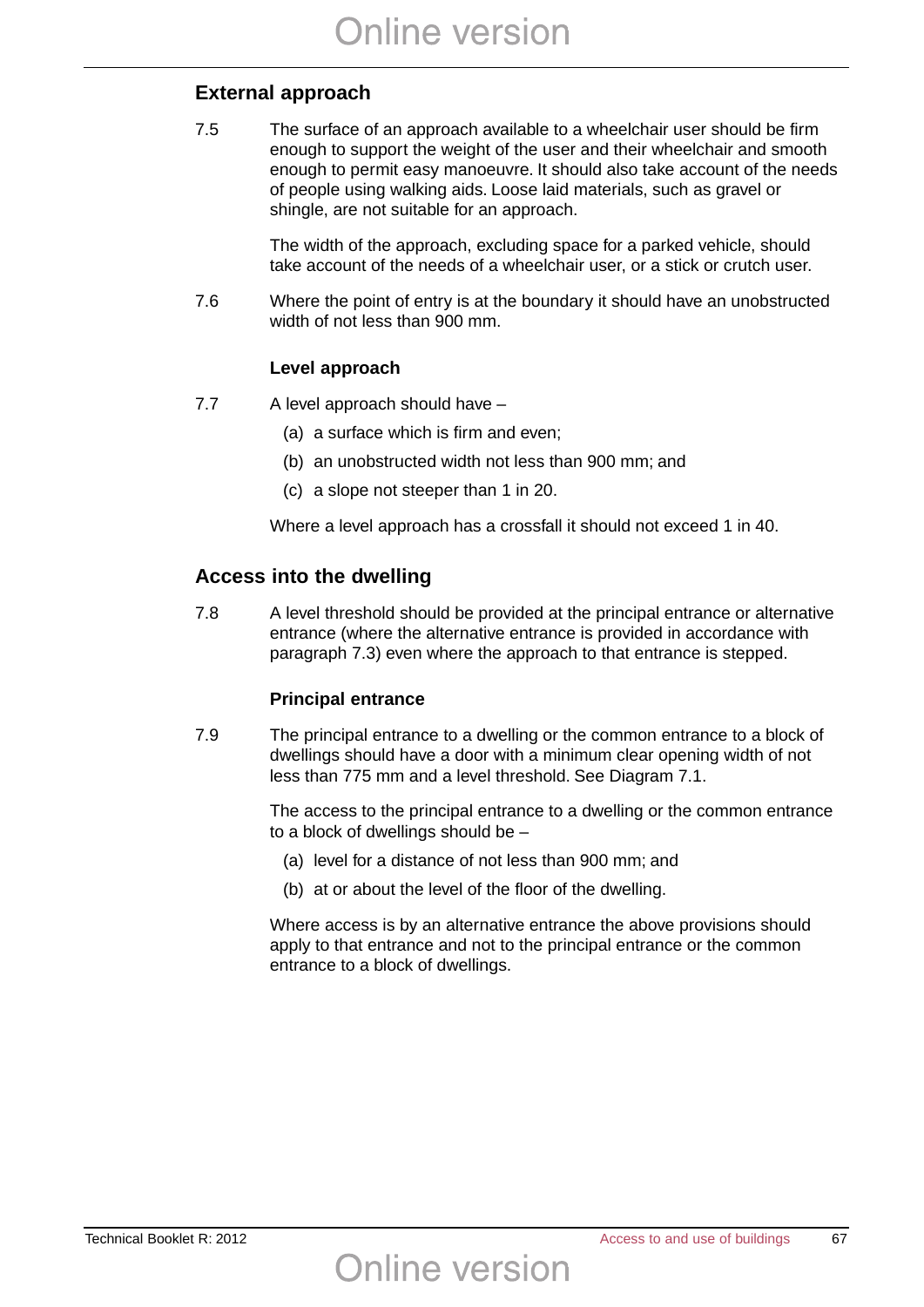## External approach

7.5 The surface of an approach available to a wheelchair user should be firm enough to support the weight of the user and their wheelchair and smooth enough to permit easy manoeuvre. It should also take account of the needs of people using walking aids. Loose laid materials, such as gravel or shingle, are not suitable for an approach.

The width of the approach, excluding space for a parked vehicle, should take account of the needs of a wheelchair user, or a stick or crutch user.

7.6 Where the point of entry is at the boundary it should have an unobstructed width of not less than 900 mm.

### Level approach

7.7 A level approach should have –

(a) a surface which is firm and even;

(b) an unobstructed width not less than 900 mm; and

(c) a slope not steeper than 1 in 20.

Where a level approach has a crossfall it should not exceed 1 in 40.

## Access into the dwelling

7.8 A level threshold should be provided at the principal entrance or alternative entrance (where the alternative entrance is provided in accordance with paragraph 7.3) even where the approach to that entrance is stepped.

### Principal entrance

7.9 The principal entrance to a dwelling or the common entrance to a block of dwellings should have a door with a minimum clear opening width of not less than 775 mm and a level threshold. See Diagram 7.1.

The access to the principal entrance to a dwelling or the common entrance to a block of dwellings should be –

(a) level for a distance of not less than 900 mm; and

(b) at or about the level of the floor of the dwelling.

Where access is by an alternative entrance the above provisions should apply to that entrance and not to the principal entrance or the common entrance to a block of dwellings.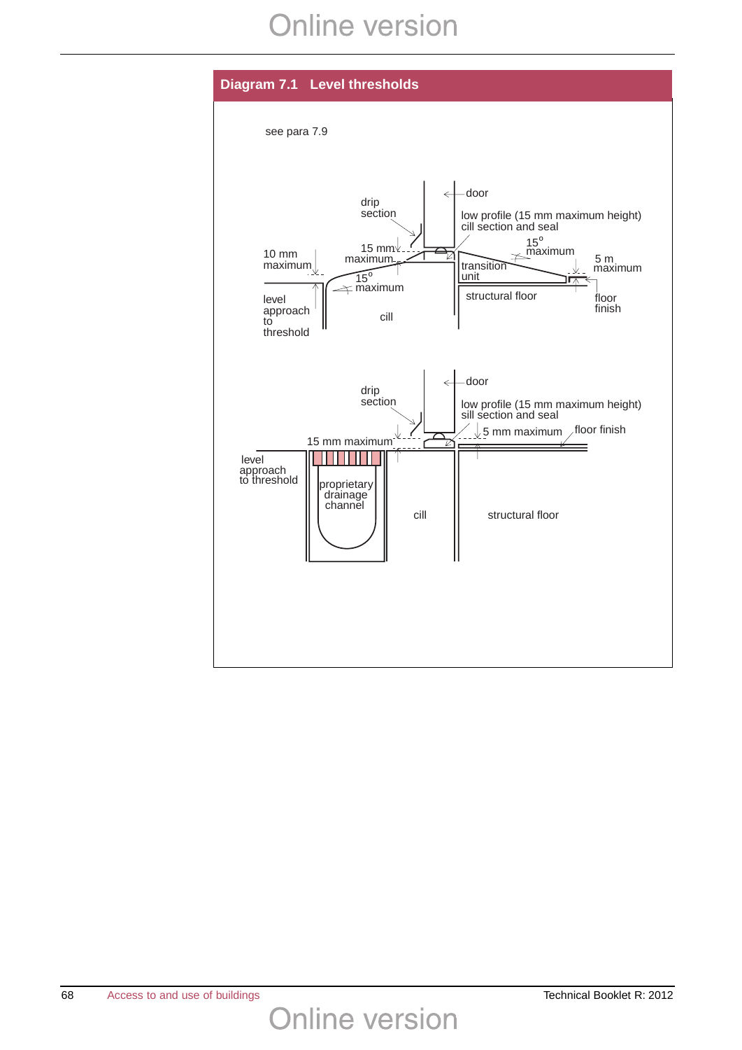## Diagram 7.1 Level thresholds

see para 7.9

drip section

door

low profile (15 mm maximum height) cill section and seal

15 mm maximum

10 mm maximum

15° maximum

transition unit

5 m maximum

15° maximum

level approach to threshold

cill

structural floor

floor finish

drip section

door

low profile (15 mm maximum height) sill section and seal

5 mm maximum

floor finish

15 mm maximum

level approach to threshold

proprietary drainage channel

cill

structural floor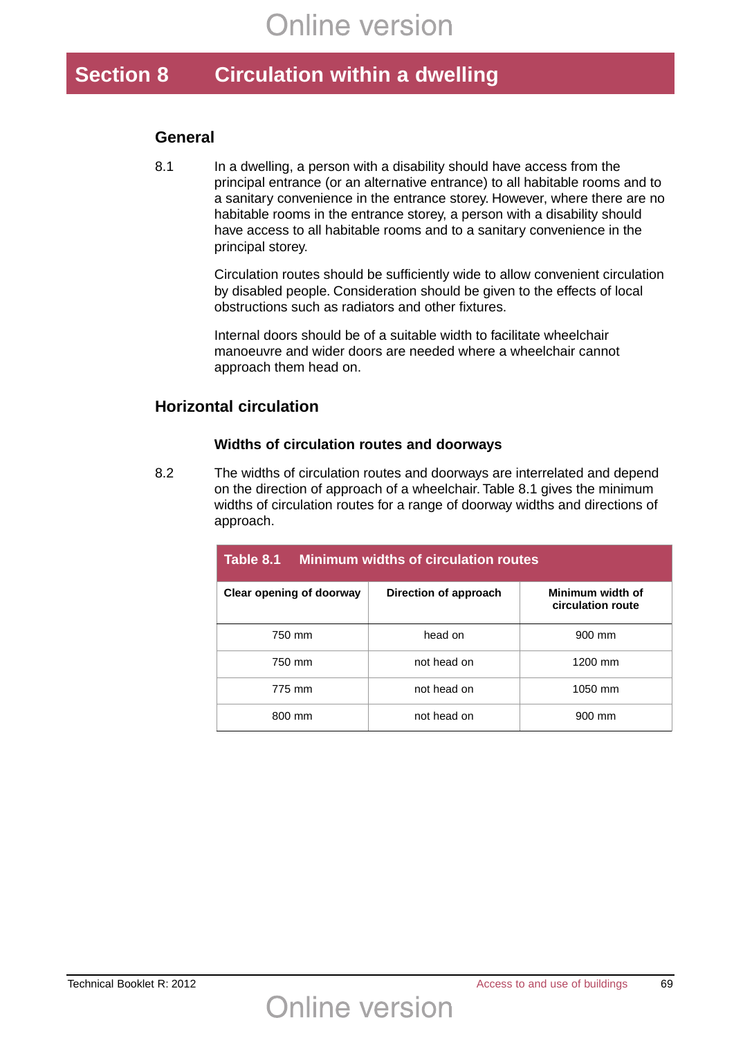# Section 8 Circulation within a dwelling

## General

8.1 In a dwelling, a person with a disability should have access from the principal entrance (or an alternative entrance) to all habitable rooms and to a sanitary convenience in the entrance storey. However, where there are no habitable rooms in the entrance storey, a person with a disability should have access to all habitable rooms and to a sanitary convenience in the principal storey.

Circulation routes should be sufficiently wide to allow convenient circulation by disabled people. Consideration should be given to the effects of local obstructions such as radiators and other fixtures.

Internal doors should be of a suitable width to facilitate wheelchair manoeuvre and wider doors are needed where a wheelchair cannot approach them head on.

## Horizontal circulation

### Widths of circulation routes and doorways

8.2 The widths of circulation routes and doorways are interrelated and depend on the direction of approach of a wheelchair. Table 8.1 gives the minimum widths of circulation routes for a range of doorway widths and directions of approach.

**Table 8.1 Minimum widths of circulation routes**

| Clear opening of doorway | Direction of approach | Minimum width of circulation route |
|---|---|---|
| 750 mm | head on | 900 mm |
| 750 mm | not head on | 1200 mm |
| 775 mm | not head on | 1050 mm |
| 800 mm | not head on | 900 mm |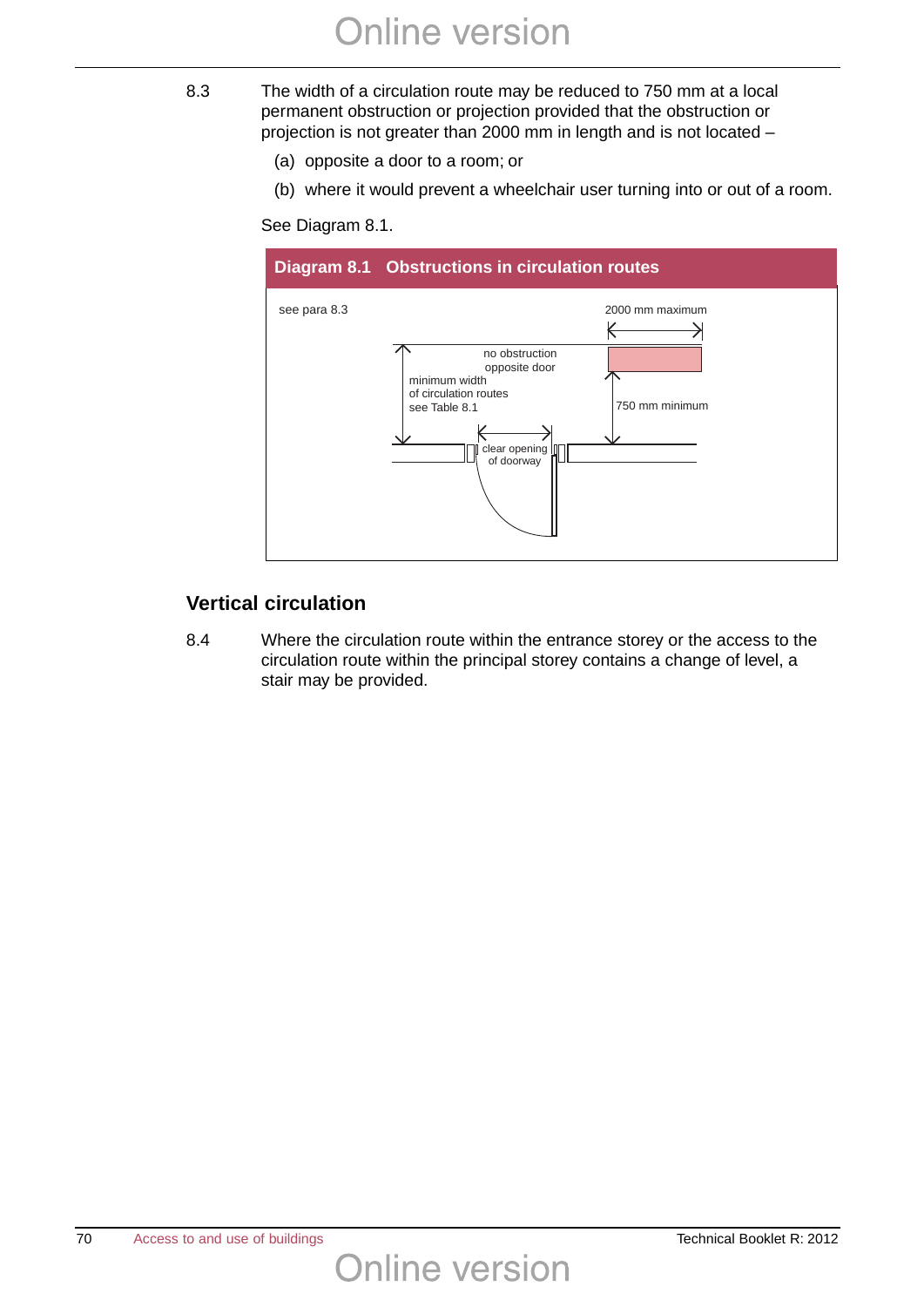8.3 The width of a circulation route may be reduced to 750 mm at a local permanent obstruction or projection provided that the obstruction or projection is not greater than 2000 mm in length and is not located –

(a) opposite a door to a room; or

(b) where it would prevent a wheelchair user turning into or out of a room.

See Diagram 8.1.

**Diagram 8.1 Obstructions in circulation routes**

see para 8.3

2000 mm maximum

no obstruction opposite door

minimum width of circulation routes see Table 8.1

750 mm minimum

clear opening of doorway

## Vertical circulation

8.4 Where the circulation route within the entrance storey or the access to the circulation route within the principal storey contains a change of level, a stair may be provided.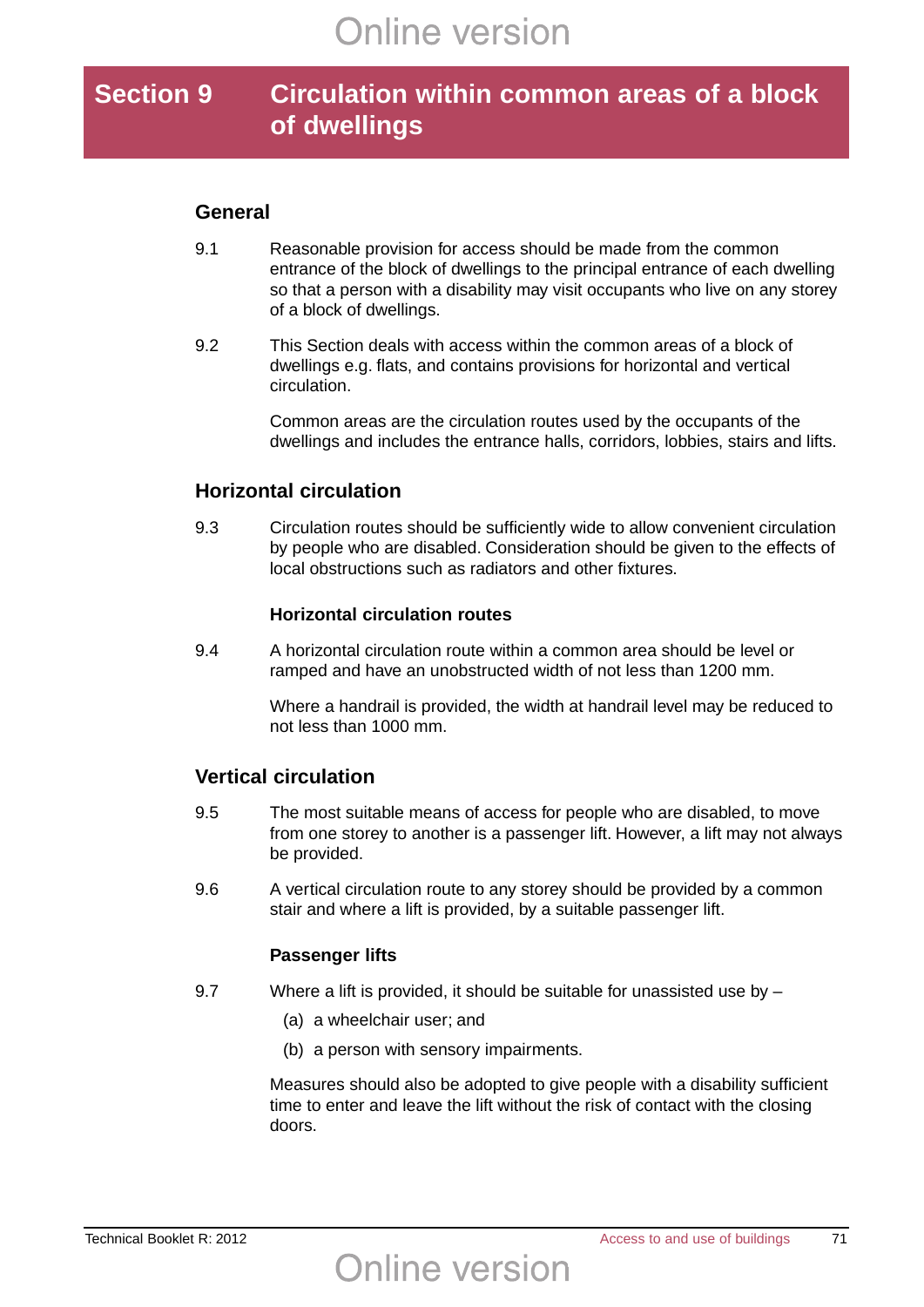# Section 9 Circulation within common areas of a block of dwellings

## General

9.1 Reasonable provision for access should be made from the common entrance of the block of dwellings to the principal entrance of each dwelling so that a person with a disability may visit occupants who live on any storey of a block of dwellings.

9.2 This Section deals with access within the common areas of a block of dwellings e.g. flats, and contains provisions for horizontal and vertical circulation.

Common areas are the circulation routes used by the occupants of the dwellings and includes the entrance halls, corridors, lobbies, stairs and lifts.

## Horizontal circulation

9.3 Circulation routes should be sufficiently wide to allow convenient circulation by people who are disabled. Consideration should be given to the effects of local obstructions such as radiators and other fixtures.

### Horizontal circulation routes

9.4 A horizontal circulation route within a common area should be level or ramped and have an unobstructed width of not less than 1200 mm.

Where a handrail is provided, the width at handrail level may be reduced to not less than 1000 mm.

## Vertical circulation

9.5 The most suitable means of access for people who are disabled, to move from one storey to another is a passenger lift. However, a lift may not always be provided.

9.6 A vertical circulation route to any storey should be provided by a common stair and where a lift is provided, by a suitable passenger lift.

### Passenger lifts

9.7 Where a lift is provided, it should be suitable for unassisted use by –

(a) a wheelchair user; and

(b) a person with sensory impairments.

Measures should also be adopted to give people with a disability sufficient time to enter and leave the lift without the risk of contact with the closing doors.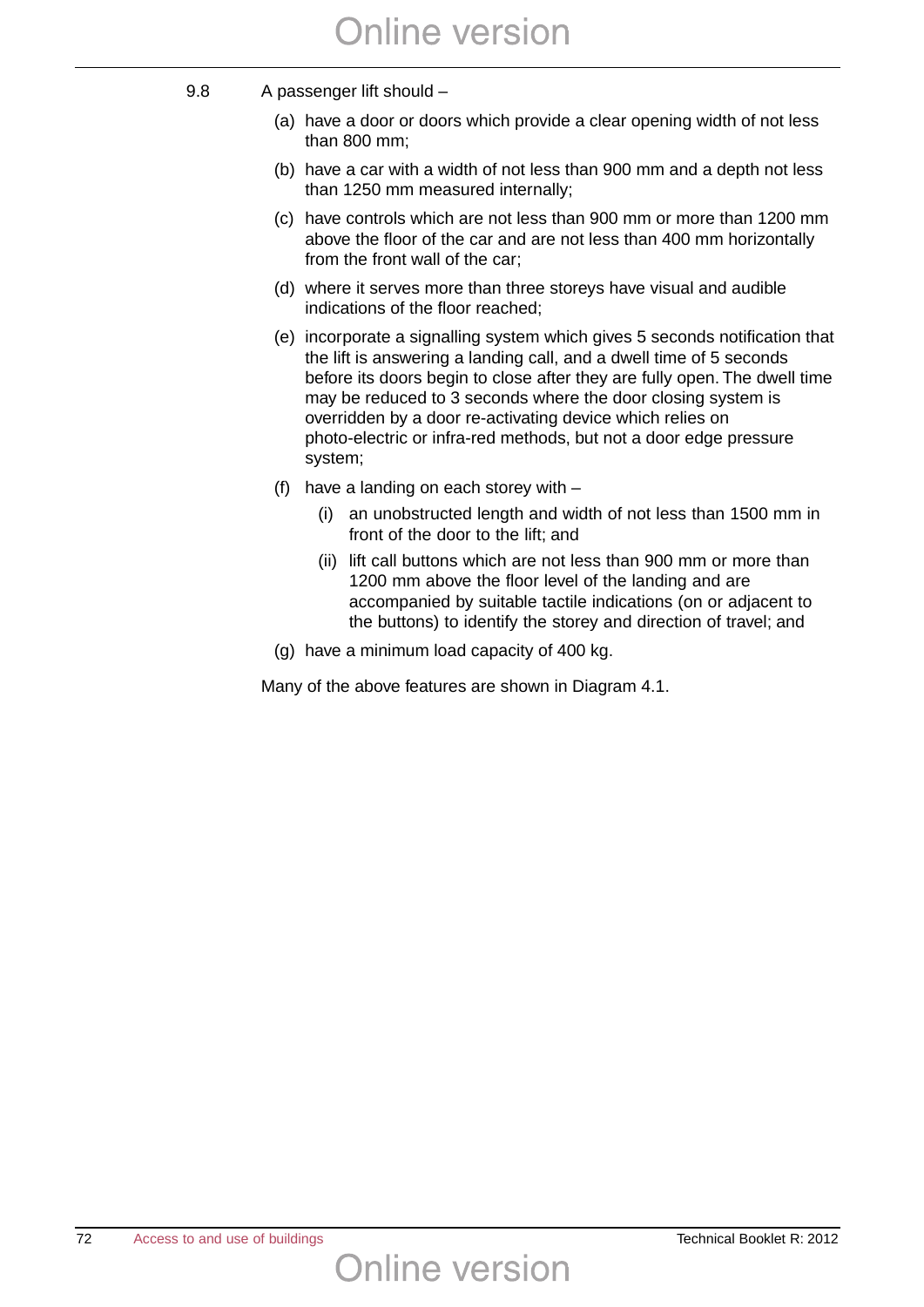9.8 A passenger lift should –

(a) have a door or doors which provide a clear opening width of not less than 800 mm;

(b) have a car with a width of not less than 900 mm and a depth not less than 1250 mm measured internally;

(c) have controls which are not less than 900 mm or more than 1200 mm above the floor of the car and are not less than 400 mm horizontally from the front wall of the car;

(d) where it serves more than three storeys have visual and audible indications of the floor reached;

(e) incorporate a signalling system which gives 5 seconds notification that the lift is answering a landing call, and a dwell time of 5 seconds before its doors begin to close after they are fully open. The dwell time may be reduced to 3 seconds where the door closing system is overridden by a door re-activating device which relies on photo-electric or infra-red methods, but not a door edge pressure system;

(f) have a landing on each storey with –

  (i) an unobstructed length and width of not less than 1500 mm in front of the door to the lift; and

  (ii) lift call buttons which are not less than 900 mm or more than 1200 mm above the floor level of the landing and are accompanied by suitable tactile indications (on or adjacent to the buttons) to identify the storey and direction of travel; and

(g) have a minimum load capacity of 400 kg.

Many of the above features are shown in Diagram 4.1.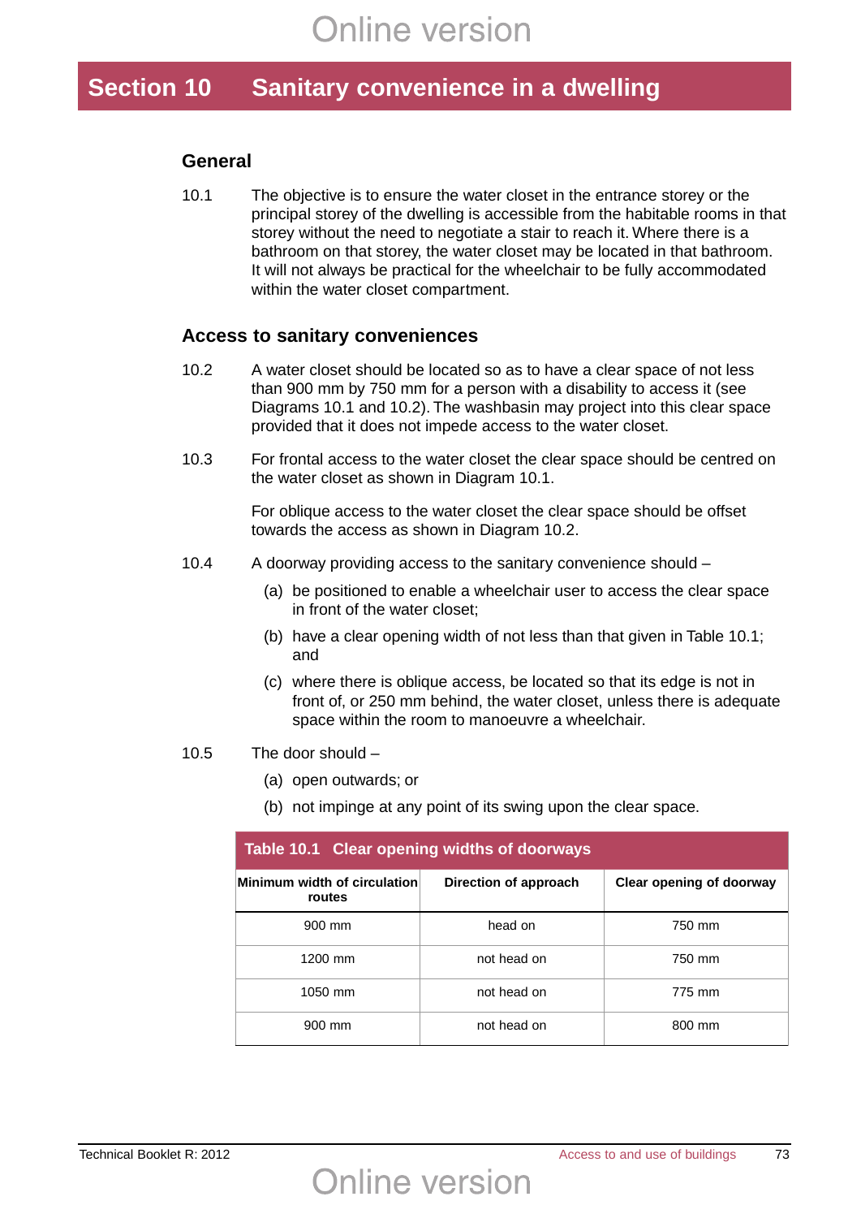# Section 10 Sanitary convenience in a dwelling

## General

10.1 The objective is to ensure the water closet in the entrance storey or the principal storey of the dwelling is accessible from the habitable rooms in that storey without the need to negotiate a stair to reach it. Where there is a bathroom on that storey, the water closet may be located in that bathroom. It will not always be practical for the wheelchair to be fully accommodated within the water closet compartment.

## Access to sanitary conveniences

10.2 A water closet should be located so as to have a clear space of not less than 900 mm by 750 mm for a person with a disability to access it (see Diagrams 10.1 and 10.2). The washbasin may project into this clear space provided that it does not impede access to the water closet.

10.3 For frontal access to the water closet the clear space should be centred on the water closet as shown in Diagram 10.1.

For oblique access to the water closet the clear space should be offset towards the access as shown in Diagram 10.2.

10.4 A doorway providing access to the sanitary convenience should –

(a) be positioned to enable a wheelchair user to access the clear space in front of the water closet;

(b) have a clear opening width of not less than that given in Table 10.1; and

(c) where there is oblique access, be located so that its edge is not in front of, or 250 mm behind, the water closet, unless there is adequate space within the room to manoeuvre a wheelchair.

10.5 The door should –

(a) open outwards; or

(b) not impinge at any point of its swing upon the clear space.

**Table 10.1 Clear opening widths of doorways**

| Minimum width of circulation routes | Direction of approach | Clear opening of doorway |
|---|---|---|
| 900 mm | head on | 750 mm |
| 1200 mm | not head on | 750 mm |
| 1050 mm | not head on | 775 mm |
| 900 mm | not head on | 800 mm |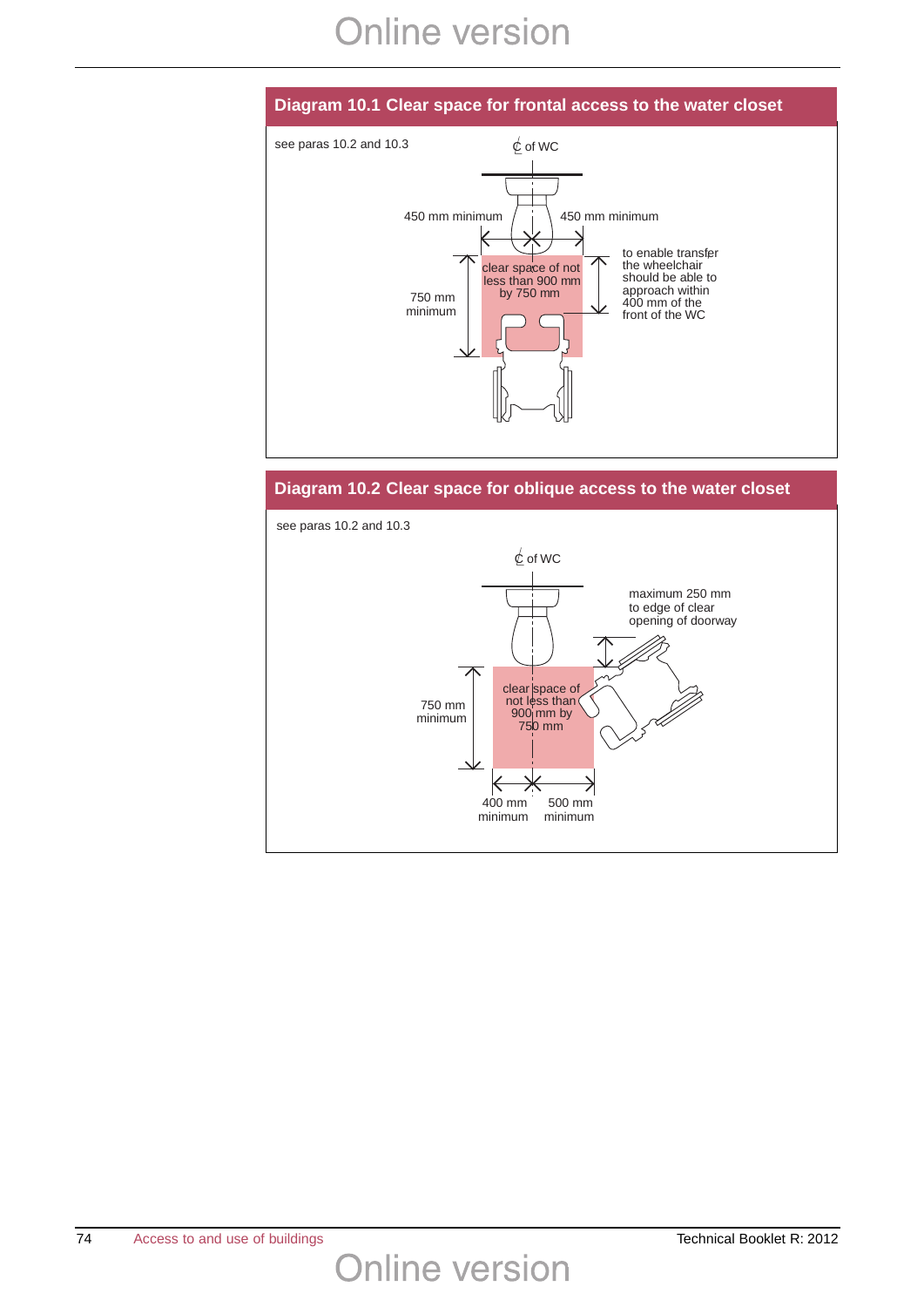## Diagram 10.1 Clear space for frontal access to the water closet

see paras 10.2 and 10.3

℄ of WC

450 mm minimum

450 mm minimum

clear space of not less than 900 mm by 750 mm

750 mm minimum

to enable transfer the wheelchair should be able to approach within 400 mm of the front of the WC

## Diagram 10.2 Clear space for oblique access to the water closet

see paras 10.2 and 10.3

℄ of WC

maximum 250 mm to edge of clear opening of doorway

clear space of not less than 900 mm by 750 mm

750 mm minimum

400 mm minimum

500 mm minimum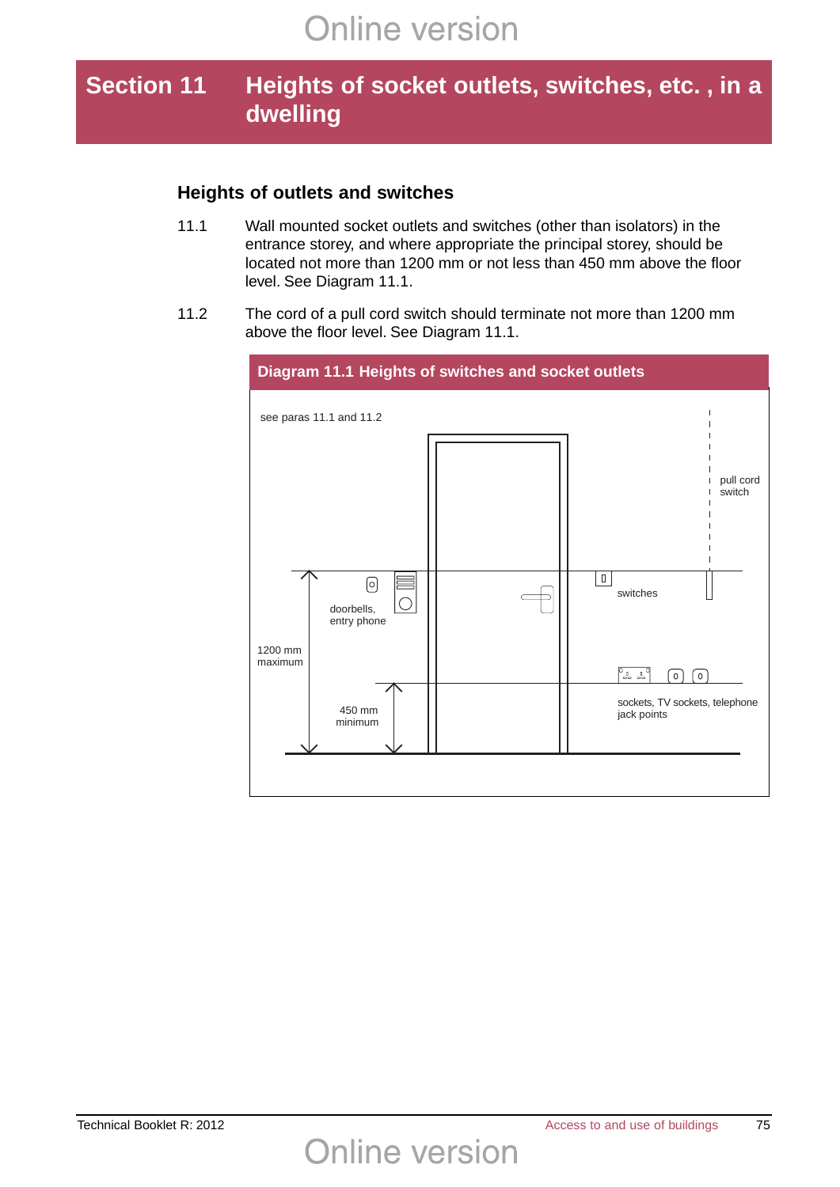# Section 11 Heights of socket outlets, switches, etc. , in a dwelling

## Heights of outlets and switches

11.1 Wall mounted socket outlets and switches (other than isolators) in the entrance storey, and where appropriate the principal storey, should be located not more than 1200 mm or not less than 450 mm above the floor level. See Diagram 11.1.

11.2 The cord of a pull cord switch should terminate not more than 1200 mm above the floor level. See Diagram 11.1.

**Diagram 11.1 Heights of switches and socket outlets**

see paras 11.1 and 11.2

pull cord switch

doorbells, entry phone

switches

1200 mm maximum

450 mm minimum

sockets, TV sockets, telephone jack points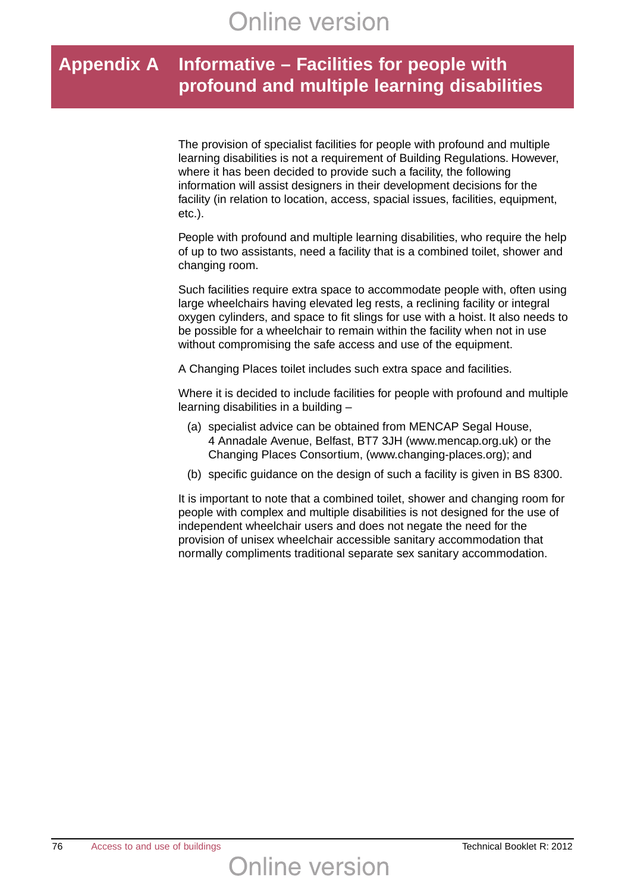# Appendix A Informative – Facilities for people with profound and multiple learning disabilities

The provision of specialist facilities for people with profound and multiple learning disabilities is not a requirement of Building Regulations. However, where it has been decided to provide such a facility, the following information will assist designers in their development decisions for the facility (in relation to location, access, spacial issues, facilities, equipment, etc.).

People with profound and multiple learning disabilities, who require the help of up to two assistants, need a facility that is a combined toilet, shower and changing room.

Such facilities require extra space to accommodate people with, often using large wheelchairs having elevated leg rests, a reclining facility or integral oxygen cylinders, and space to fit slings for use with a hoist. It also needs to be possible for a wheelchair to remain within the facility when not in use without compromising the safe access and use of the equipment.

A Changing Places toilet includes such extra space and facilities.

Where it is decided to include facilities for people with profound and multiple learning disabilities in a building –

(a) specialist advice can be obtained from MENCAP Segal House, 4 Annadale Avenue, Belfast, BT7 3JH (www.mencap.org.uk) or the Changing Places Consortium, (www.changing-places.org); and

(b) specific guidance on the design of such a facility is given in BS 8300.

It is important to note that a combined toilet, shower and changing room for people with complex and multiple disabilities is not designed for the use of independent wheelchair users and does not negate the need for the provision of unisex wheelchair accessible sanitary accommodation that normally compliments traditional separate sex sanitary accommodation.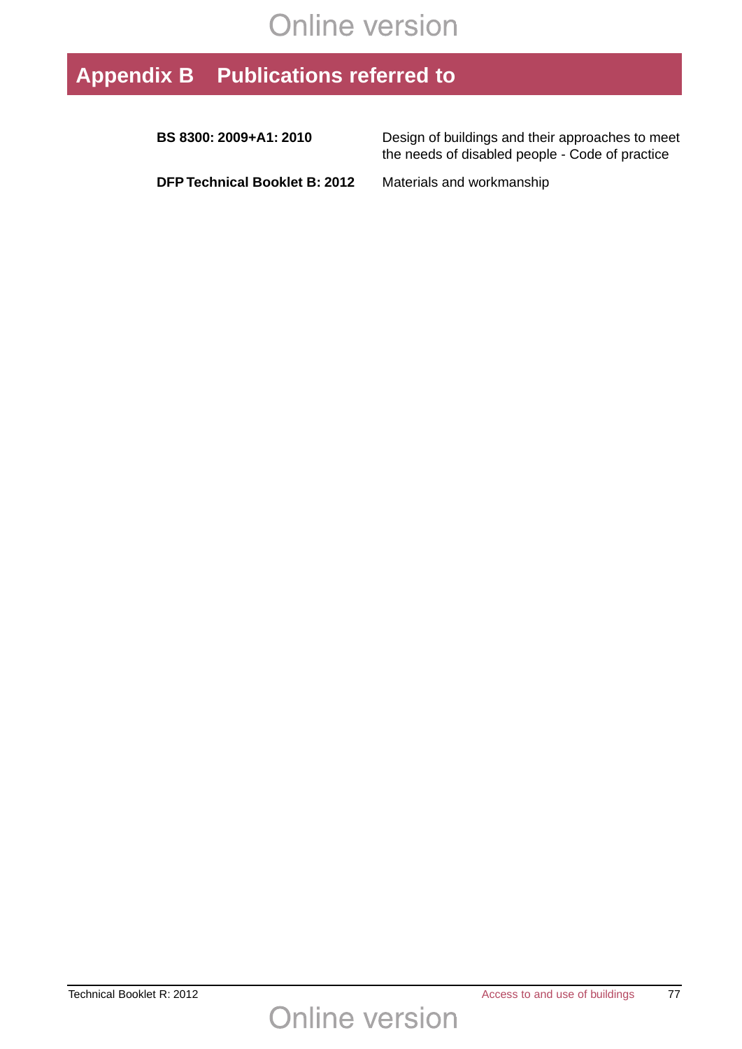# Appendix B Publications referred to

| | |
|---|---|
| **BS 8300: 2009+A1: 2010** | Design of buildings and their approaches to meet the needs of disabled people - Code of practice |
| **DFP Technical Booklet B: 2012** | Materials and workmanship |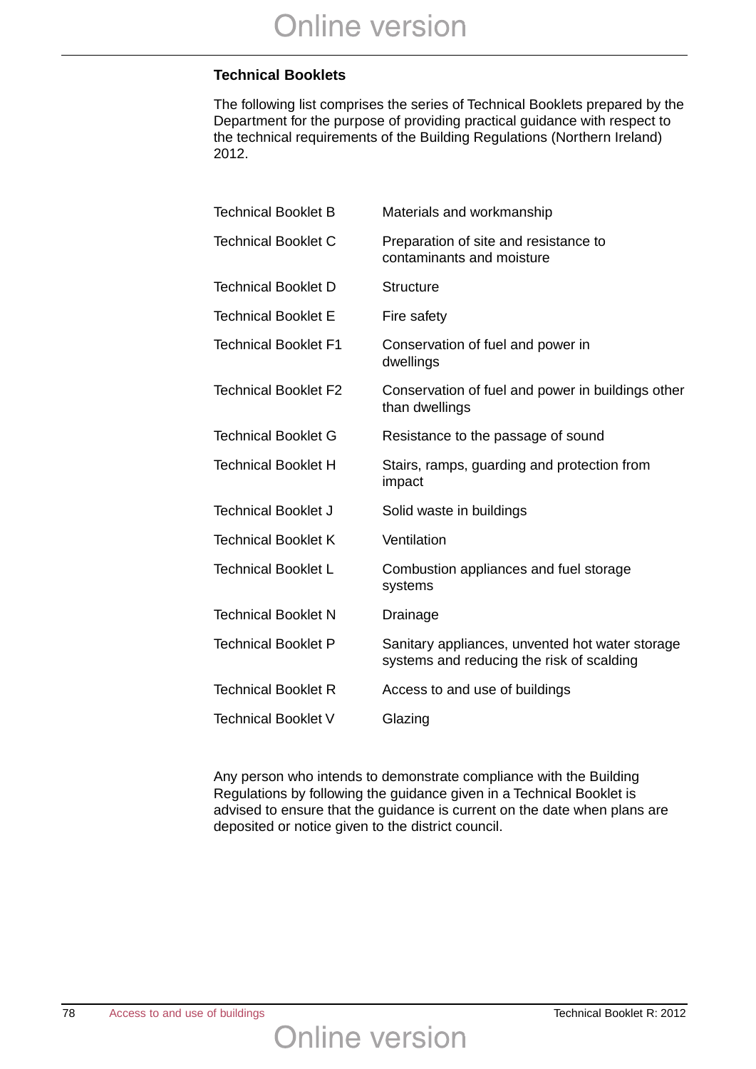### Technical Booklets

The following list comprises the series of Technical Booklets prepared by the Department for the purpose of providing practical guidance with respect to the technical requirements of the Building Regulations (Northern Ireland) 2012.

| | |
|---|---|
| Technical Booklet B | Materials and workmanship |
| Technical Booklet C | Preparation of site and resistance to contaminants and moisture |
| Technical Booklet D | Structure |
| Technical Booklet E | Fire safety |
| Technical Booklet F1 | Conservation of fuel and power in dwellings |
| Technical Booklet F2 | Conservation of fuel and power in buildings other than dwellings |
| Technical Booklet G | Resistance to the passage of sound |
| Technical Booklet H | Stairs, ramps, guarding and protection from impact |
| Technical Booklet J | Solid waste in buildings |
| Technical Booklet K | Ventilation |
| Technical Booklet L | Combustion appliances and fuel storage systems |
| Technical Booklet N | Drainage |
| Technical Booklet P | Sanitary appliances, unvented hot water storage systems and reducing the risk of scalding |
| Technical Booklet R | Access to and use of buildings |
| Technical Booklet V | Glazing |

Any person who intends to demonstrate compliance with the Building Regulations by following the guidance given in a Technical Booklet is advised to ensure that the guidance is current on the date when plans are deposited or notice given to the district council.